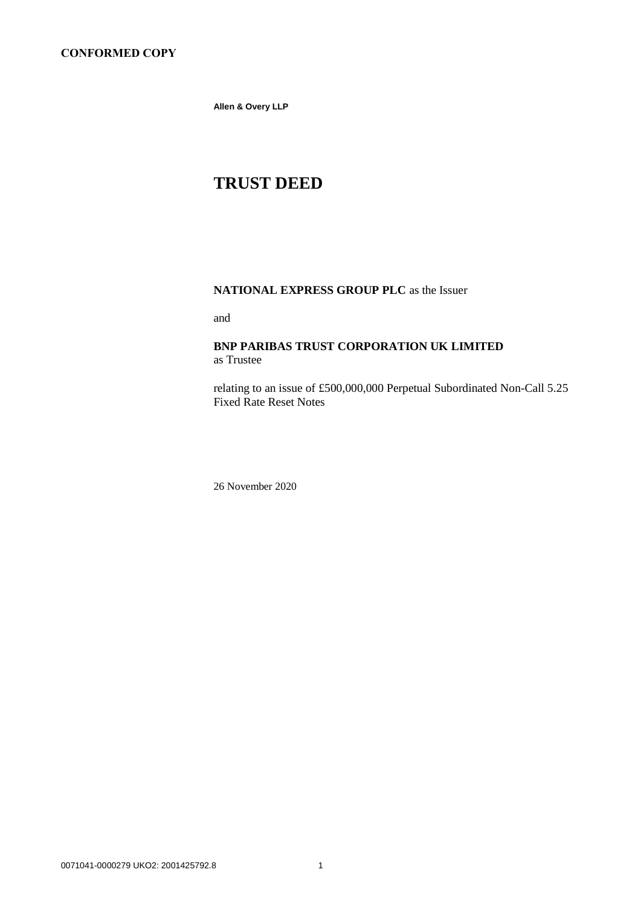**CONFORMED COPY**

**Allen & Overy LLP**

# TRUST DEED

**NATIONAL EXPRESS GROUP PLC** as the Issuer

and

**BNP PARIBAS TRUST CORPORATION UK LIMITED**
as Trustee

relating to an issue of £500,000,000 Perpetual Subordinated Non-Call 5.25 Fixed Rate Reset Notes

26 November 2020

0071041-0000279 UKO2: 2001425792.8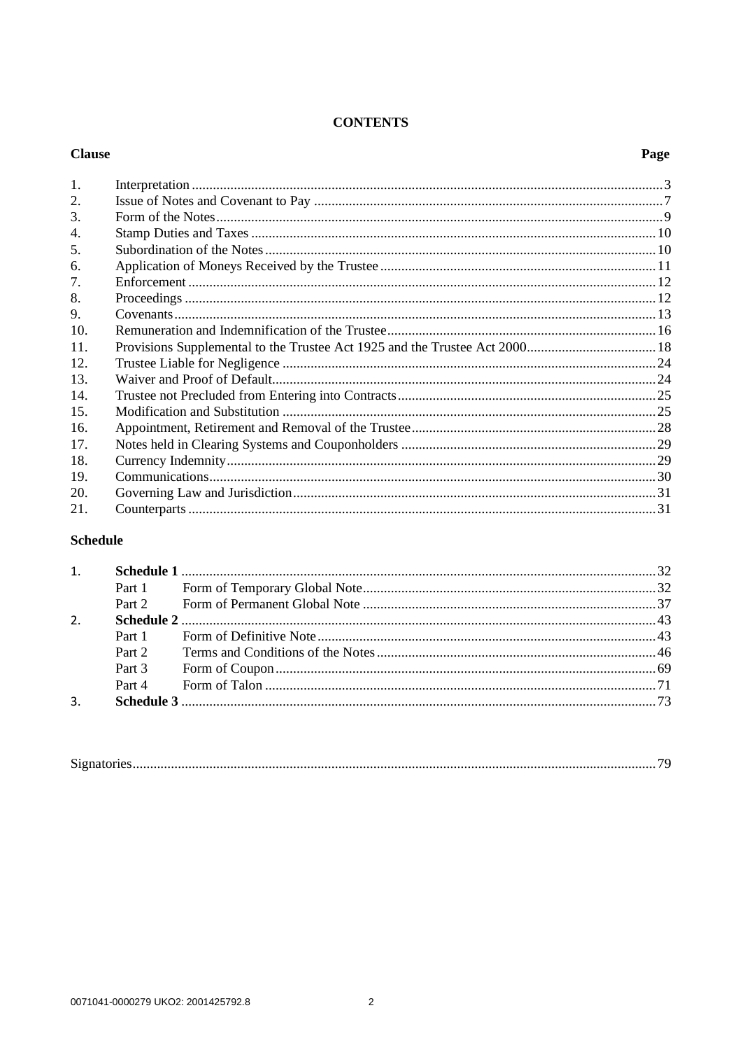**CONTENTS**

| Clause | | Page |
|---|---|---|
| 1. | Interpretation | 3 |
| 2. | Issue of Notes and Covenant to Pay | 7 |
| 3. | Form of the Notes | 9 |
| 4. | Stamp Duties and Taxes | 10 |
| 5. | Subordination of the Notes | 10 |
| 6. | Application of Moneys Received by the Trustee | 11 |
| 7. | Enforcement | 12 |
| 8. | Proceedings | 12 |
| 9. | Covenants | 13 |
| 10. | Remuneration and Indemnification of the Trustee | 16 |
| 11. | Provisions Supplemental to the Trustee Act 1925 and the Trustee Act 2000 | 18 |
| 12. | Trustee Liable for Negligence | 24 |
| 13. | Waiver and Proof of Default | 24 |
| 14. | Trustee not Precluded from Entering into Contracts | 25 |
| 15. | Modification and Substitution | 25 |
| 16. | Appointment, Retirement and Removal of the Trustee | 28 |
| 17. | Notes held in Clearing Systems and Couponholders | 29 |
| 18. | Currency Indemnity | 29 |
| 19. | Communications | 30 |
| 20. | Governing Law and Jurisdiction | 31 |
| 21. | Counterparts | 31 |

**Schedule**

| | | | |
|---|---|---|---|
| 1. | **Schedule 1** | | 32 |
| | Part 1 | Form of Temporary Global Note | 32 |
| | Part 2 | Form of Permanent Global Note | 37 |
| 2. | **Schedule 2** | | 43 |
| | Part 1 | Form of Definitive Note | 43 |
| | Part 2 | Terms and Conditions of the Notes | 46 |
| | Part 3 | Form of Coupon | 69 |
| | Part 4 | Form of Talon | 71 |
| 3. | **Schedule 3** | | 73 |

Signatories ........ 79

0071041-0000279 UKO2: 2001425792.8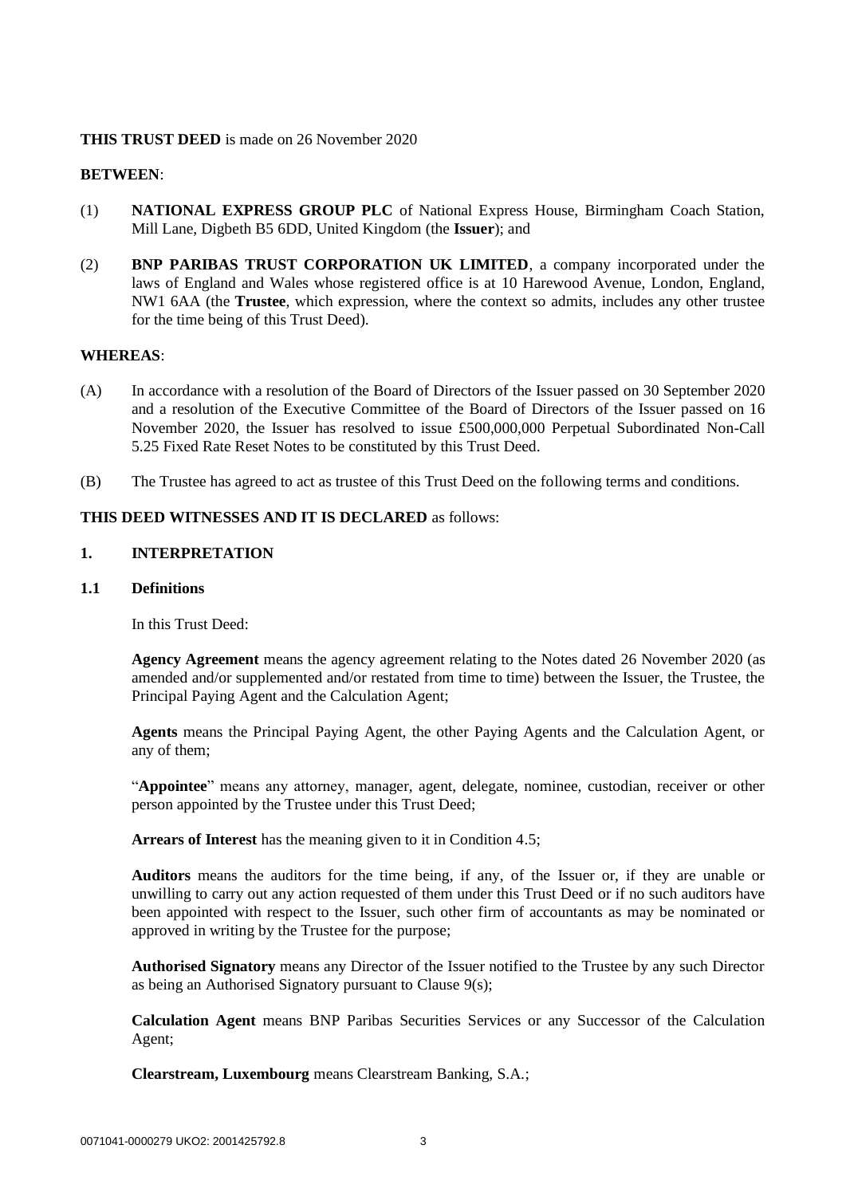**THIS TRUST DEED** is made on 26 November 2020

**BETWEEN**:

(1) **NATIONAL EXPRESS GROUP PLC** of National Express House, Birmingham Coach Station, Mill Lane, Digbeth B5 6DD, United Kingdom (the **Issuer**); and

(2) **BNP PARIBAS TRUST CORPORATION UK LIMITED**, a company incorporated under the laws of England and Wales whose registered office is at 10 Harewood Avenue, London, England, NW1 6AA (the **Trustee**, which expression, where the context so admits, includes any other trustee for the time being of this Trust Deed).

**WHEREAS**:

(A) In accordance with a resolution of the Board of Directors of the Issuer passed on 30 September 2020 and a resolution of the Executive Committee of the Board of Directors of the Issuer passed on 16 November 2020, the Issuer has resolved to issue £500,000,000 Perpetual Subordinated Non-Call 5.25 Fixed Rate Reset Notes to be constituted by this Trust Deed.

(B) The Trustee has agreed to act as trustee of this Trust Deed on the following terms and conditions.

**THIS DEED WITNESSES AND IT IS DECLARED** as follows:

## 1. INTERPRETATION

### 1.1 Definitions

In this Trust Deed:

**Agency Agreement** means the agency agreement relating to the Notes dated 26 November 2020 (as amended and/or supplemented and/or restated from time to time) between the Issuer, the Trustee, the Principal Paying Agent and the Calculation Agent;

**Agents** means the Principal Paying Agent, the other Paying Agents and the Calculation Agent, or any of them;

"**Appointee**" means any attorney, manager, agent, delegate, nominee, custodian, receiver or other person appointed by the Trustee under this Trust Deed;

**Arrears of Interest** has the meaning given to it in Condition 4.5;

**Auditors** means the auditors for the time being, if any, of the Issuer or, if they are unable or unwilling to carry out any action requested of them under this Trust Deed or if no such auditors have been appointed with respect to the Issuer, such other firm of accountants as may be nominated or approved in writing by the Trustee for the purpose;

**Authorised Signatory** means any Director of the Issuer notified to the Trustee by any such Director as being an Authorised Signatory pursuant to Clause 9(s);

**Calculation Agent** means BNP Paribas Securities Services or any Successor of the Calculation Agent;

**Clearstream, Luxembourg** means Clearstream Banking, S.A.;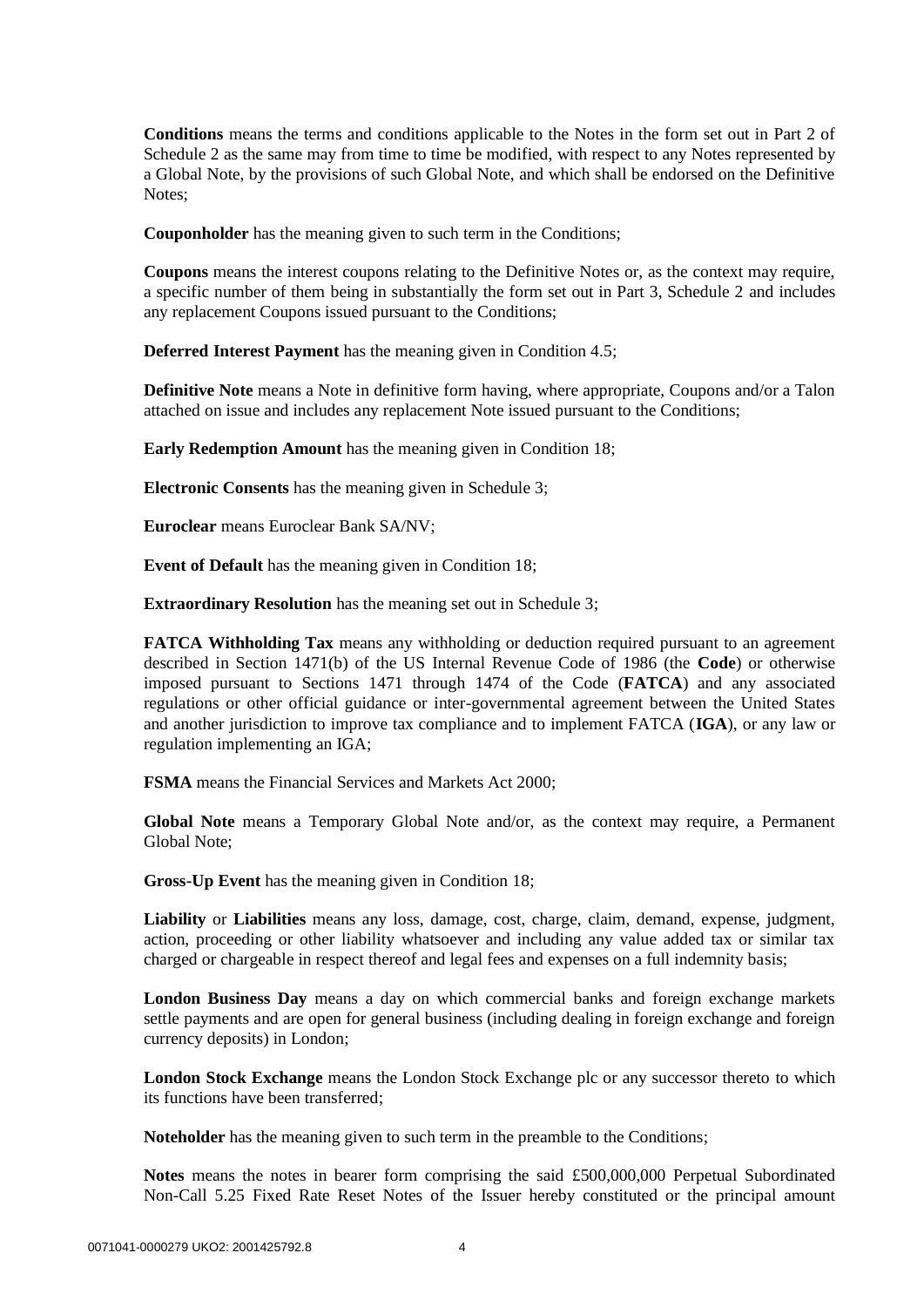**Conditions** means the terms and conditions applicable to the Notes in the form set out in Part 2 of Schedule 2 as the same may from time to time be modified, with respect to any Notes represented by a Global Note, by the provisions of such Global Note, and which shall be endorsed on the Definitive Notes;

**Couponholder** has the meaning given to such term in the Conditions;

**Coupons** means the interest coupons relating to the Definitive Notes or, as the context may require, a specific number of them being in substantially the form set out in Part 3, Schedule 2 and includes any replacement Coupons issued pursuant to the Conditions;

**Deferred Interest Payment** has the meaning given in Condition 4.5;

**Definitive Note** means a Note in definitive form having, where appropriate, Coupons and/or a Talon attached on issue and includes any replacement Note issued pursuant to the Conditions;

**Early Redemption Amount** has the meaning given in Condition 18;

**Electronic Consents** has the meaning given in Schedule 3;

**Euroclear** means Euroclear Bank SA/NV;

**Event of Default** has the meaning given in Condition 18;

**Extraordinary Resolution** has the meaning set out in Schedule 3;

**FATCA Withholding Tax** means any withholding or deduction required pursuant to an agreement described in Section 1471(b) of the US Internal Revenue Code of 1986 (the **Code**) or otherwise imposed pursuant to Sections 1471 through 1474 of the Code (**FATCA**) and any associated regulations or other official guidance or inter-governmental agreement between the United States and another jurisdiction to improve tax compliance and to implement FATCA (**IGA**), or any law or regulation implementing an IGA;

**FSMA** means the Financial Services and Markets Act 2000;

**Global Note** means a Temporary Global Note and/or, as the context may require, a Permanent Global Note;

**Gross-Up Event** has the meaning given in Condition 18;

**Liability** or **Liabilities** means any loss, damage, cost, charge, claim, demand, expense, judgment, action, proceeding or other liability whatsoever and including any value added tax or similar tax charged or chargeable in respect thereof and legal fees and expenses on a full indemnity basis;

**London Business Day** means a day on which commercial banks and foreign exchange markets settle payments and are open for general business (including dealing in foreign exchange and foreign currency deposits) in London;

**London Stock Exchange** means the London Stock Exchange plc or any successor thereto to which its functions have been transferred;

**Noteholder** has the meaning given to such term in the preamble to the Conditions;

**Notes** means the notes in bearer form comprising the said £500,000,000 Perpetual Subordinated Non-Call 5.25 Fixed Rate Reset Notes of the Issuer hereby constituted or the principal amount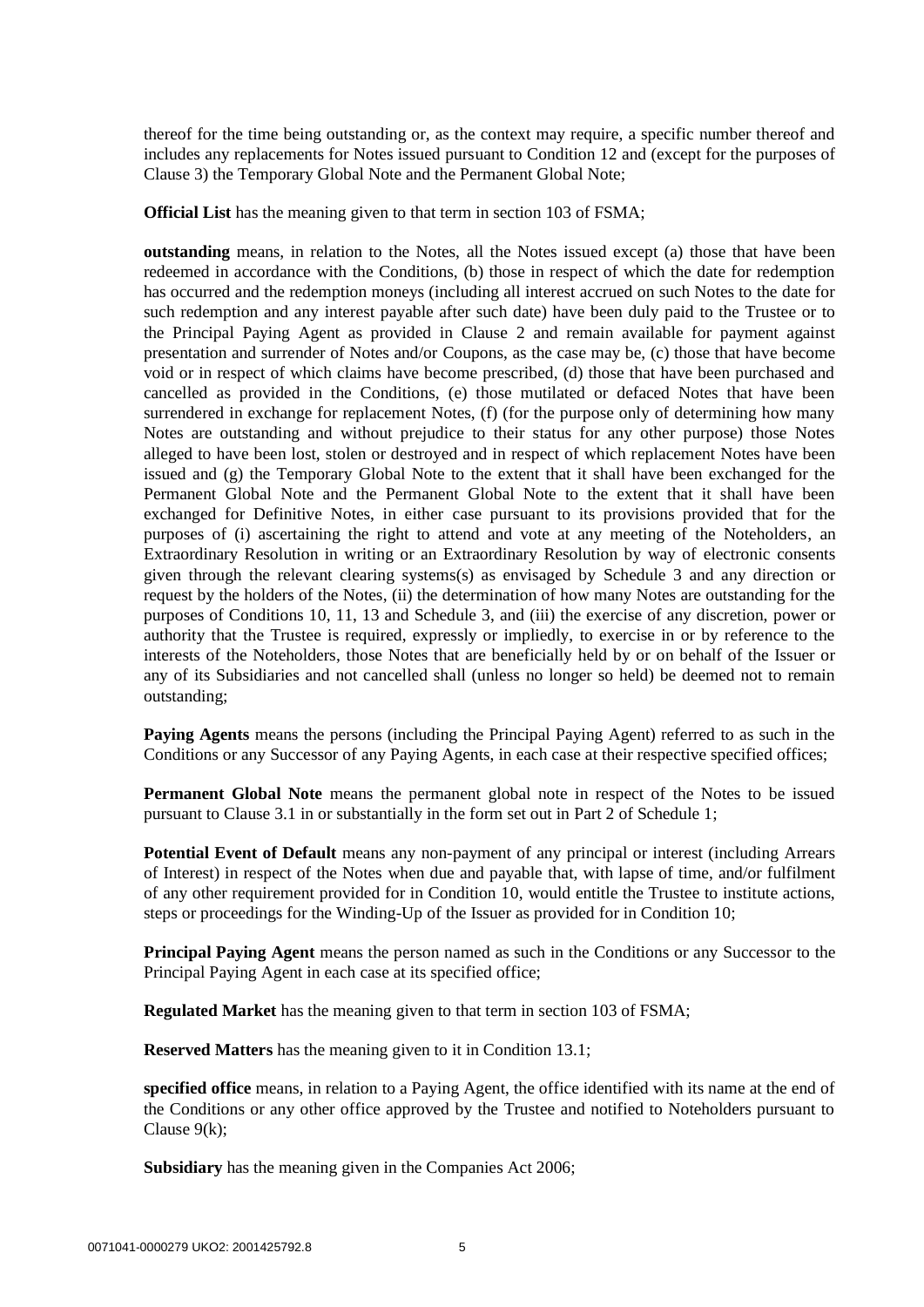thereof for the time being outstanding or, as the context may require, a specific number thereof and includes any replacements for Notes issued pursuant to Condition 12 and (except for the purposes of Clause 3) the Temporary Global Note and the Permanent Global Note;

**Official List** has the meaning given to that term in section 103 of FSMA;

**outstanding** means, in relation to the Notes, all the Notes issued except (a) those that have been redeemed in accordance with the Conditions, (b) those in respect of which the date for redemption has occurred and the redemption moneys (including all interest accrued on such Notes to the date for such redemption and any interest payable after such date) have been duly paid to the Trustee or to the Principal Paying Agent as provided in Clause 2 and remain available for payment against presentation and surrender of Notes and/or Coupons, as the case may be, (c) those that have become void or in respect of which claims have become prescribed, (d) those that have been purchased and cancelled as provided in the Conditions, (e) those mutilated or defaced Notes that have been surrendered in exchange for replacement Notes, (f) (for the purpose only of determining how many Notes are outstanding and without prejudice to their status for any other purpose) those Notes alleged to have been lost, stolen or destroyed and in respect of which replacement Notes have been issued and (g) the Temporary Global Note to the extent that it shall have been exchanged for the Permanent Global Note and the Permanent Global Note to the extent that it shall have been exchanged for Definitive Notes, in either case pursuant to its provisions provided that for the purposes of (i) ascertaining the right to attend and vote at any meeting of the Noteholders, an Extraordinary Resolution in writing or an Extraordinary Resolution by way of electronic consents given through the relevant clearing systems(s) as envisaged by Schedule 3 and any direction or request by the holders of the Notes, (ii) the determination of how many Notes are outstanding for the purposes of Conditions 10, 11, 13 and Schedule 3, and (iii) the exercise of any discretion, power or authority that the Trustee is required, expressly or impliedly, to exercise in or by reference to the interests of the Noteholders, those Notes that are beneficially held by or on behalf of the Issuer or any of its Subsidiaries and not cancelled shall (unless no longer so held) be deemed not to remain outstanding;

**Paying Agents** means the persons (including the Principal Paying Agent) referred to as such in the Conditions or any Successor of any Paying Agents, in each case at their respective specified offices;

**Permanent Global Note** means the permanent global note in respect of the Notes to be issued pursuant to Clause 3.1 in or substantially in the form set out in Part 2 of Schedule 1;

**Potential Event of Default** means any non-payment of any principal or interest (including Arrears of Interest) in respect of the Notes when due and payable that, with lapse of time, and/or fulfilment of any other requirement provided for in Condition 10, would entitle the Trustee to institute actions, steps or proceedings for the Winding-Up of the Issuer as provided for in Condition 10;

**Principal Paying Agent** means the person named as such in the Conditions or any Successor to the Principal Paying Agent in each case at its specified office;

**Regulated Market** has the meaning given to that term in section 103 of FSMA;

**Reserved Matters** has the meaning given to it in Condition 13.1;

**specified office** means, in relation to a Paying Agent, the office identified with its name at the end of the Conditions or any other office approved by the Trustee and notified to Noteholders pursuant to Clause 9(k);

**Subsidiary** has the meaning given in the Companies Act 2006;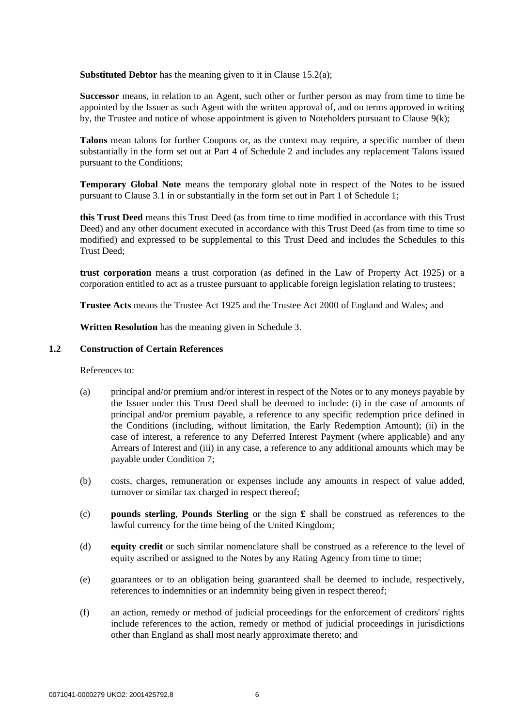**Substituted Debtor** has the meaning given to it in Clause 15.2(a);

**Successor** means, in relation to an Agent, such other or further person as may from time to time be appointed by the Issuer as such Agent with the written approval of, and on terms approved in writing by, the Trustee and notice of whose appointment is given to Noteholders pursuant to Clause 9(k);

**Talons** mean talons for further Coupons or, as the context may require, a specific number of them substantially in the form set out at Part 4 of Schedule 2 and includes any replacement Talons issued pursuant to the Conditions;

**Temporary Global Note** means the temporary global note in respect of the Notes to be issued pursuant to Clause 3.1 in or substantially in the form set out in Part 1 of Schedule 1;

**this Trust Deed** means this Trust Deed (as from time to time modified in accordance with this Trust Deed) and any other document executed in accordance with this Trust Deed (as from time to time so modified) and expressed to be supplemental to this Trust Deed and includes the Schedules to this Trust Deed;

**trust corporation** means a trust corporation (as defined in the Law of Property Act 1925) or a corporation entitled to act as a trustee pursuant to applicable foreign legislation relating to trustees;

**Trustee Acts** means the Trustee Act 1925 and the Trustee Act 2000 of England and Wales; and

**Written Resolution** has the meaning given in Schedule 3.

### 1.2 Construction of Certain References

References to:

(a) principal and/or premium and/or interest in respect of the Notes or to any moneys payable by the Issuer under this Trust Deed shall be deemed to include: (i) in the case of amounts of principal and/or premium payable, a reference to any specific redemption price defined in the Conditions (including, without limitation, the Early Redemption Amount); (ii) in the case of interest, a reference to any Deferred Interest Payment (where applicable) and any Arrears of Interest and (iii) in any case, a reference to any additional amounts which may be payable under Condition 7;

(b) costs, charges, remuneration or expenses include any amounts in respect of value added, turnover or similar tax charged in respect thereof;

(c) **pounds sterling**, **Pounds Sterling** or the sign **£** shall be construed as references to the lawful currency for the time being of the United Kingdom;

(d) **equity credit** or such similar nomenclature shall be construed as a reference to the level of equity ascribed or assigned to the Notes by any Rating Agency from time to time;

(e) guarantees or to an obligation being guaranteed shall be deemed to include, respectively, references to indemnities or an indemnity being given in respect thereof;

(f) an action, remedy or method of judicial proceedings for the enforcement of creditors' rights include references to the action, remedy or method of judicial proceedings in jurisdictions other than England as shall most nearly approximate thereto; and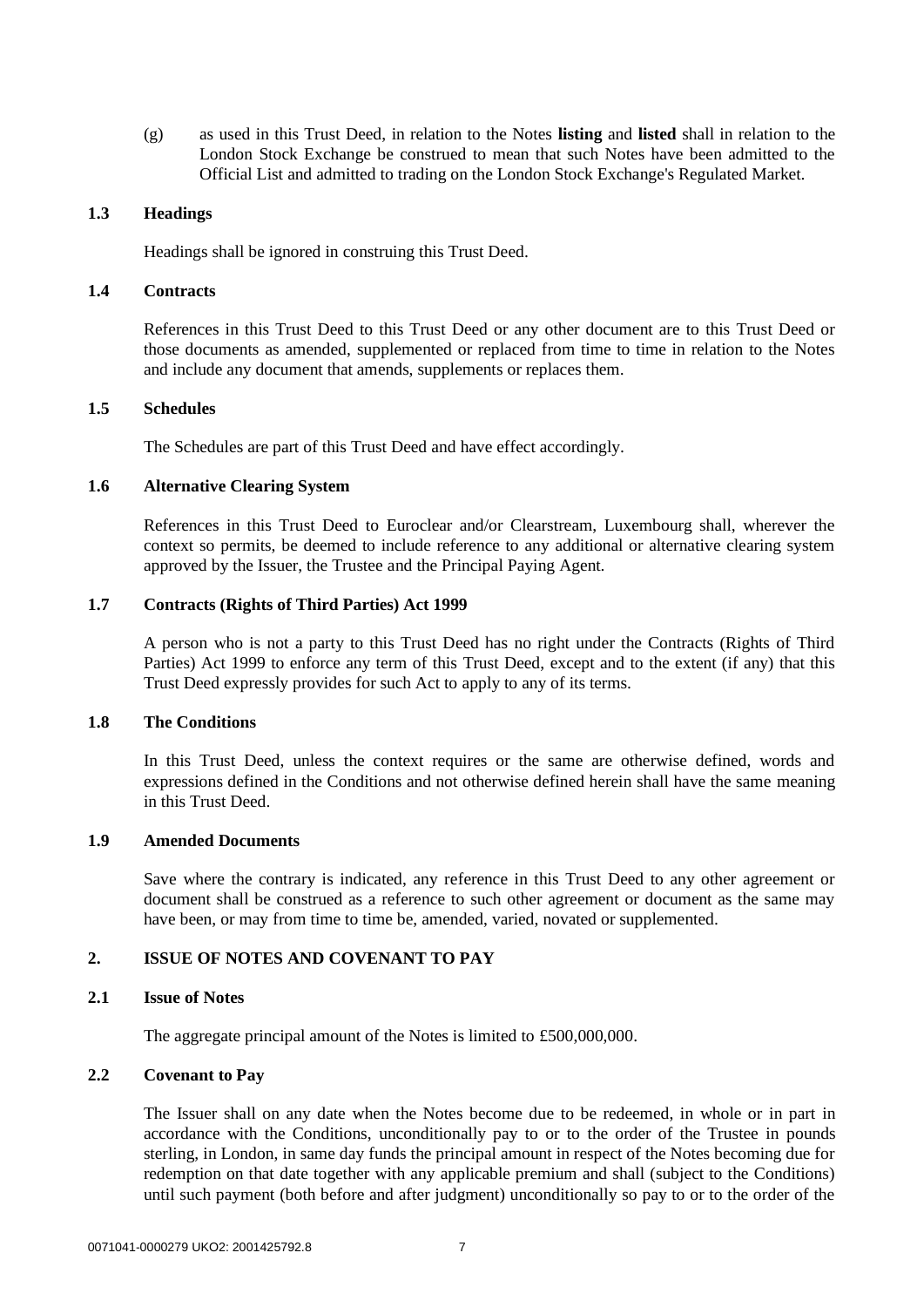(g) as used in this Trust Deed, in relation to the Notes **listing** and **listed** shall in relation to the London Stock Exchange be construed to mean that such Notes have been admitted to the Official List and admitted to trading on the London Stock Exchange's Regulated Market.

### 1.3 Headings

Headings shall be ignored in construing this Trust Deed.

### 1.4 Contracts

References in this Trust Deed to this Trust Deed or any other document are to this Trust Deed or those documents as amended, supplemented or replaced from time to time in relation to the Notes and include any document that amends, supplements or replaces them.

### 1.5 Schedules

The Schedules are part of this Trust Deed and have effect accordingly.

### 1.6 Alternative Clearing System

References in this Trust Deed to Euroclear and/or Clearstream, Luxembourg shall, wherever the context so permits, be deemed to include reference to any additional or alternative clearing system approved by the Issuer, the Trustee and the Principal Paying Agent.

### 1.7 Contracts (Rights of Third Parties) Act 1999

A person who is not a party to this Trust Deed has no right under the Contracts (Rights of Third Parties) Act 1999 to enforce any term of this Trust Deed, except and to the extent (if any) that this Trust Deed expressly provides for such Act to apply to any of its terms.

### 1.8 The Conditions

In this Trust Deed, unless the context requires or the same are otherwise defined, words and expressions defined in the Conditions and not otherwise defined herein shall have the same meaning in this Trust Deed.

### 1.9 Amended Documents

Save where the contrary is indicated, any reference in this Trust Deed to any other agreement or document shall be construed as a reference to such other agreement or document as the same may have been, or may from time to time be, amended, varied, novated or supplemented.

## 2. ISSUE OF NOTES AND COVENANT TO PAY

### 2.1 Issue of Notes

The aggregate principal amount of the Notes is limited to £500,000,000.

### 2.2 Covenant to Pay

The Issuer shall on any date when the Notes become due to be redeemed, in whole or in part in accordance with the Conditions, unconditionally pay to or to the order of the Trustee in pounds sterling, in London, in same day funds the principal amount in respect of the Notes becoming due for redemption on that date together with any applicable premium and shall (subject to the Conditions) until such payment (both before and after judgment) unconditionally so pay to or to the order of the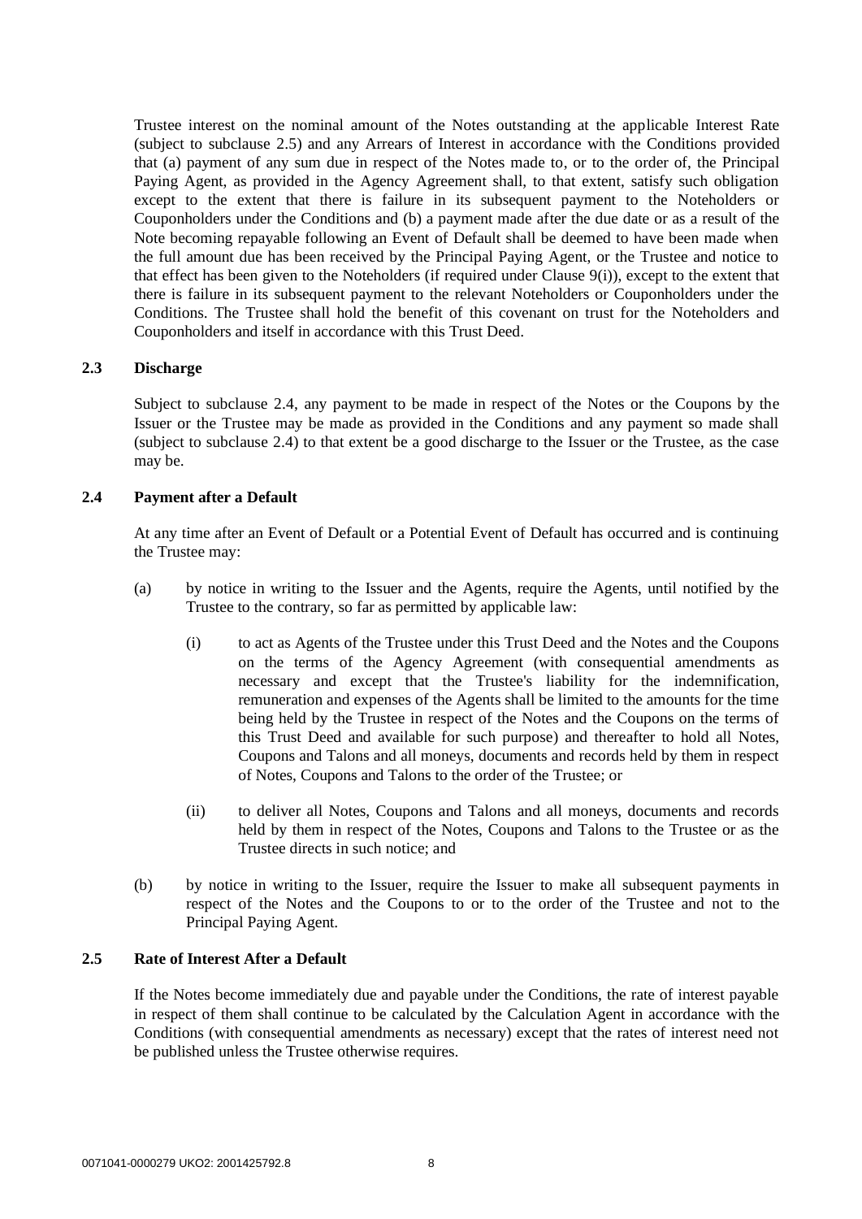Trustee interest on the nominal amount of the Notes outstanding at the applicable Interest Rate (subject to subclause 2.5) and any Arrears of Interest in accordance with the Conditions provided that (a) payment of any sum due in respect of the Notes made to, or to the order of, the Principal Paying Agent, as provided in the Agency Agreement shall, to that extent, satisfy such obligation except to the extent that there is failure in its subsequent payment to the Noteholders or Couponholders under the Conditions and (b) a payment made after the due date or as a result of the Note becoming repayable following an Event of Default shall be deemed to have been made when the full amount due has been received by the Principal Paying Agent, or the Trustee and notice to that effect has been given to the Noteholders (if required under Clause 9(i)), except to the extent that there is failure in its subsequent payment to the relevant Noteholders or Couponholders under the Conditions. The Trustee shall hold the benefit of this covenant on trust for the Noteholders and Couponholders and itself in accordance with this Trust Deed.

### 2.3 Discharge

Subject to subclause 2.4, any payment to be made in respect of the Notes or the Coupons by the Issuer or the Trustee may be made as provided in the Conditions and any payment so made shall (subject to subclause 2.4) to that extent be a good discharge to the Issuer or the Trustee, as the case may be.

### 2.4 Payment after a Default

At any time after an Event of Default or a Potential Event of Default has occurred and is continuing the Trustee may:

(a) by notice in writing to the Issuer and the Agents, require the Agents, until notified by the Trustee to the contrary, so far as permitted by applicable law:

   (i) to act as Agents of the Trustee under this Trust Deed and the Notes and the Coupons on the terms of the Agency Agreement (with consequential amendments as necessary and except that the Trustee's liability for the indemnification, remuneration and expenses of the Agents shall be limited to the amounts for the time being held by the Trustee in respect of the Notes and the Coupons on the terms of this Trust Deed and available for such purpose) and thereafter to hold all Notes, Coupons and Talons and all moneys, documents and records held by them in respect of Notes, Coupons and Talons to the order of the Trustee; or

   (ii) to deliver all Notes, Coupons and Talons and all moneys, documents and records held by them in respect of the Notes, Coupons and Talons to the Trustee or as the Trustee directs in such notice; and

(b) by notice in writing to the Issuer, require the Issuer to make all subsequent payments in respect of the Notes and the Coupons to or to the order of the Trustee and not to the Principal Paying Agent.

### 2.5 Rate of Interest After a Default

If the Notes become immediately due and payable under the Conditions, the rate of interest payable in respect of them shall continue to be calculated by the Calculation Agent in accordance with the Conditions (with consequential amendments as necessary) except that the rates of interest need not be published unless the Trustee otherwise requires.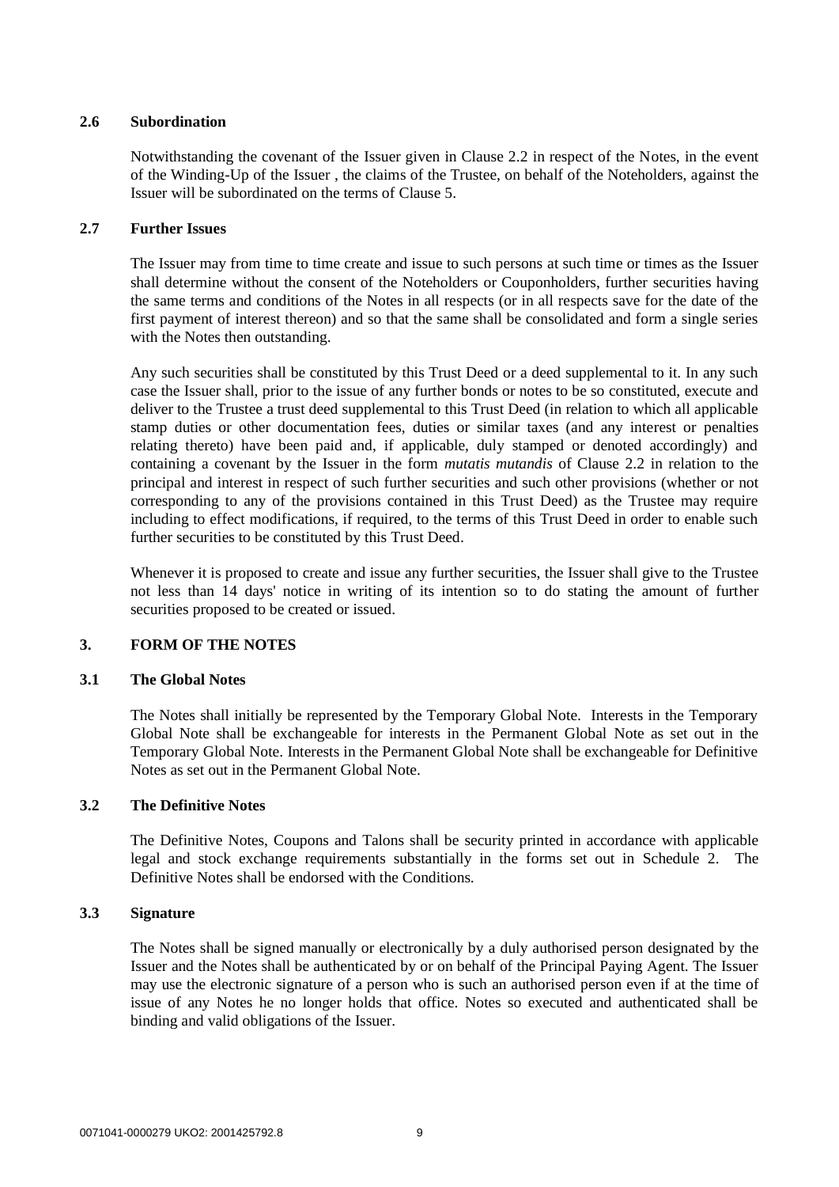### 2.6 Subordination

Notwithstanding the covenant of the Issuer given in Clause 2.2 in respect of the Notes, in the event of the Winding-Up of the Issuer , the claims of the Trustee, on behalf of the Noteholders, against the Issuer will be subordinated on the terms of Clause 5.

### 2.7 Further Issues

The Issuer may from time to time create and issue to such persons at such time or times as the Issuer shall determine without the consent of the Noteholders or Couponholders, further securities having the same terms and conditions of the Notes in all respects (or in all respects save for the date of the first payment of interest thereon) and so that the same shall be consolidated and form a single series with the Notes then outstanding.

Any such securities shall be constituted by this Trust Deed or a deed supplemental to it. In any such case the Issuer shall, prior to the issue of any further bonds or notes to be so constituted, execute and deliver to the Trustee a trust deed supplemental to this Trust Deed (in relation to which all applicable stamp duties or other documentation fees, duties or similar taxes (and any interest or penalties relating thereto) have been paid and, if applicable, duly stamped or denoted accordingly) and containing a covenant by the Issuer in the form *mutatis mutandis* of Clause 2.2 in relation to the principal and interest in respect of such further securities and such other provisions (whether or not corresponding to any of the provisions contained in this Trust Deed) as the Trustee may require including to effect modifications, if required, to the terms of this Trust Deed in order to enable such further securities to be constituted by this Trust Deed.

Whenever it is proposed to create and issue any further securities, the Issuer shall give to the Trustee not less than 14 days' notice in writing of its intention so to do stating the amount of further securities proposed to be created or issued.

## 3. FORM OF THE NOTES

### 3.1 The Global Notes

The Notes shall initially be represented by the Temporary Global Note. Interests in the Temporary Global Note shall be exchangeable for interests in the Permanent Global Note as set out in the Temporary Global Note. Interests in the Permanent Global Note shall be exchangeable for Definitive Notes as set out in the Permanent Global Note.

### 3.2 The Definitive Notes

The Definitive Notes, Coupons and Talons shall be security printed in accordance with applicable legal and stock exchange requirements substantially in the forms set out in Schedule 2. The Definitive Notes shall be endorsed with the Conditions.

### 3.3 Signature

The Notes shall be signed manually or electronically by a duly authorised person designated by the Issuer and the Notes shall be authenticated by or on behalf of the Principal Paying Agent. The Issuer may use the electronic signature of a person who is such an authorised person even if at the time of issue of any Notes he no longer holds that office. Notes so executed and authenticated shall be binding and valid obligations of the Issuer.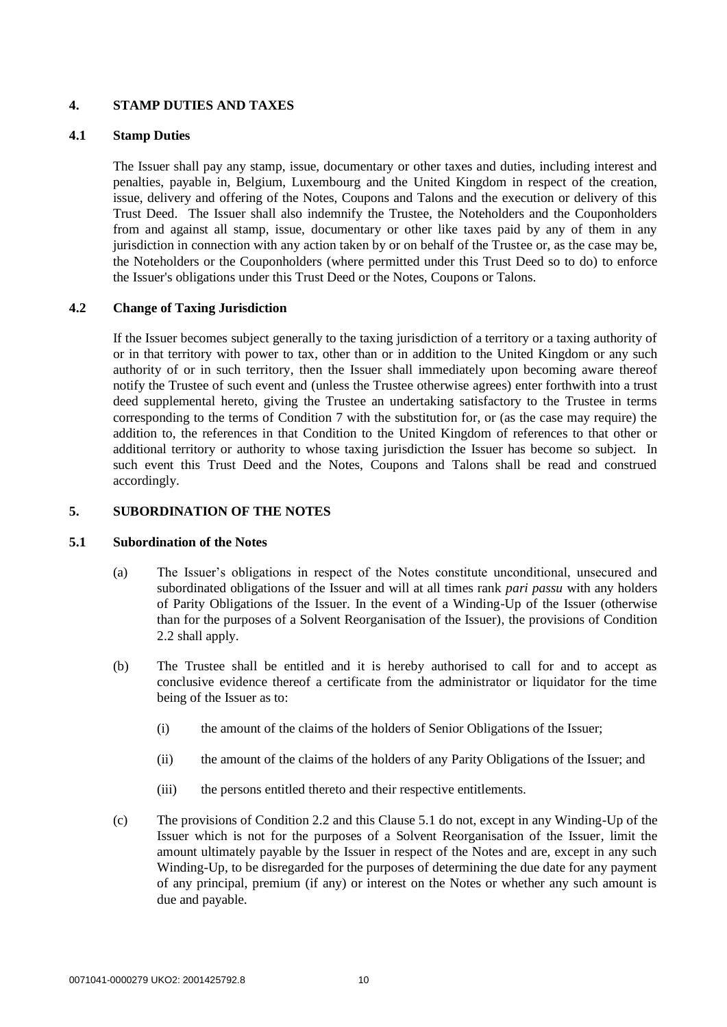## 4. STAMP DUTIES AND TAXES

### 4.1 Stamp Duties

The Issuer shall pay any stamp, issue, documentary or other taxes and duties, including interest and penalties, payable in, Belgium, Luxembourg and the United Kingdom in respect of the creation, issue, delivery and offering of the Notes, Coupons and Talons and the execution or delivery of this Trust Deed. The Issuer shall also indemnify the Trustee, the Noteholders and the Couponholders from and against all stamp, issue, documentary or other like taxes paid by any of them in any jurisdiction in connection with any action taken by or on behalf of the Trustee or, as the case may be, the Noteholders or the Couponholders (where permitted under this Trust Deed so to do) to enforce the Issuer's obligations under this Trust Deed or the Notes, Coupons or Talons.

### 4.2 Change of Taxing Jurisdiction

If the Issuer becomes subject generally to the taxing jurisdiction of a territory or a taxing authority of or in that territory with power to tax, other than or in addition to the United Kingdom or any such authority of or in such territory, then the Issuer shall immediately upon becoming aware thereof notify the Trustee of such event and (unless the Trustee otherwise agrees) enter forthwith into a trust deed supplemental hereto, giving the Trustee an undertaking satisfactory to the Trustee in terms corresponding to the terms of Condition 7 with the substitution for, or (as the case may require) the addition to, the references in that Condition to the United Kingdom of references to that other or additional territory or authority to whose taxing jurisdiction the Issuer has become so subject. In such event this Trust Deed and the Notes, Coupons and Talons shall be read and construed accordingly.

## 5. SUBORDINATION OF THE NOTES

### 5.1 Subordination of the Notes

(a) The Issuer's obligations in respect of the Notes constitute unconditional, unsecured and subordinated obligations of the Issuer and will at all times rank *pari passu* with any holders of Parity Obligations of the Issuer. In the event of a Winding-Up of the Issuer (otherwise than for the purposes of a Solvent Reorganisation of the Issuer), the provisions of Condition 2.2 shall apply.

(b) The Trustee shall be entitled and it is hereby authorised to call for and to accept as conclusive evidence thereof a certificate from the administrator or liquidator for the time being of the Issuer as to:

(i) the amount of the claims of the holders of Senior Obligations of the Issuer;

(ii) the amount of the claims of the holders of any Parity Obligations of the Issuer; and

(iii) the persons entitled thereto and their respective entitlements.

(c) The provisions of Condition 2.2 and this Clause 5.1 do not, except in any Winding-Up of the Issuer which is not for the purposes of a Solvent Reorganisation of the Issuer, limit the amount ultimately payable by the Issuer in respect of the Notes and are, except in any such Winding-Up, to be disregarded for the purposes of determining the due date for any payment of any principal, premium (if any) or interest on the Notes or whether any such amount is due and payable.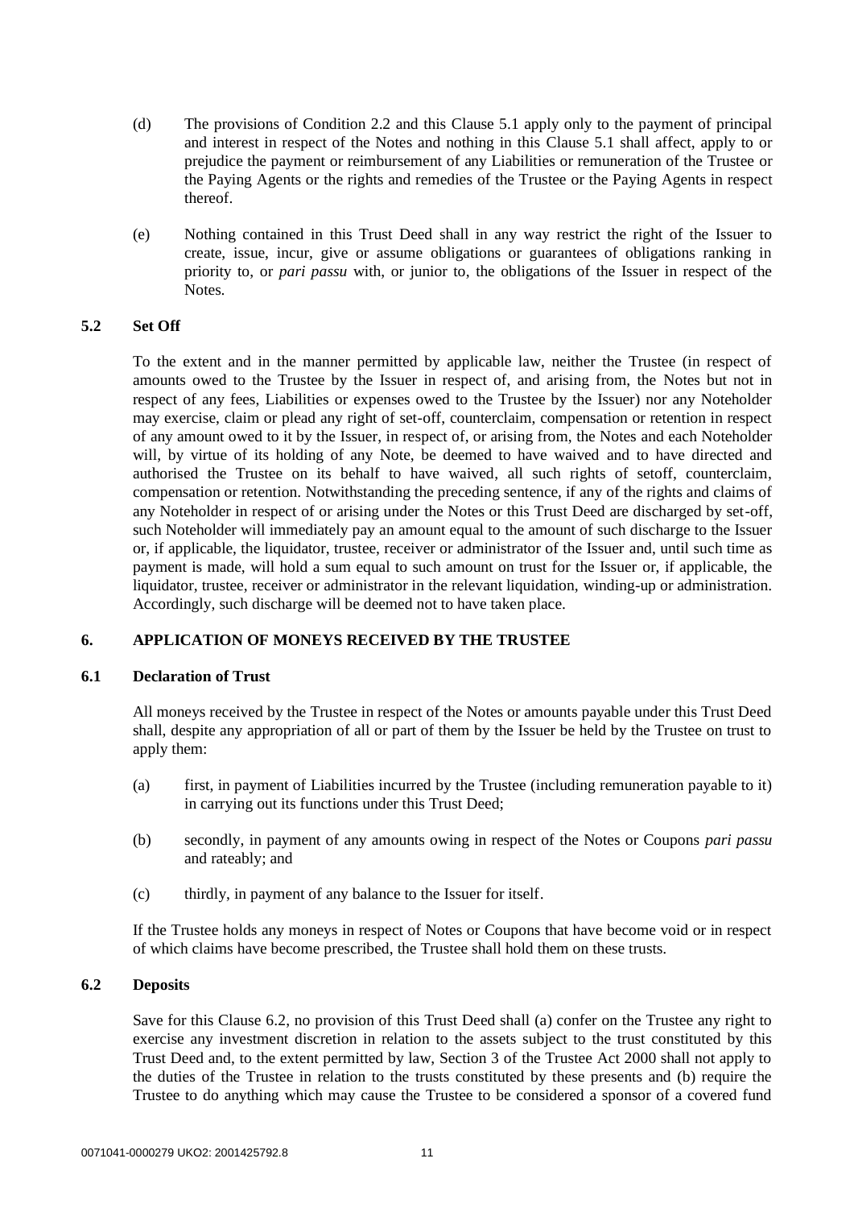(d) The provisions of Condition 2.2 and this Clause 5.1 apply only to the payment of principal and interest in respect of the Notes and nothing in this Clause 5.1 shall affect, apply to or prejudice the payment or reimbursement of any Liabilities or remuneration of the Trustee or the Paying Agents or the rights and remedies of the Trustee or the Paying Agents in respect thereof.

(e) Nothing contained in this Trust Deed shall in any way restrict the right of the Issuer to create, issue, incur, give or assume obligations or guarantees of obligations ranking in priority to, or *pari passu* with, or junior to, the obligations of the Issuer in respect of the Notes.

### 5.2 Set Off

To the extent and in the manner permitted by applicable law, neither the Trustee (in respect of amounts owed to the Trustee by the Issuer in respect of, and arising from, the Notes but not in respect of any fees, Liabilities or expenses owed to the Trustee by the Issuer) nor any Noteholder may exercise, claim or plead any right of set-off, counterclaim, compensation or retention in respect of any amount owed to it by the Issuer, in respect of, or arising from, the Notes and each Noteholder will, by virtue of its holding of any Note, be deemed to have waived and to have directed and authorised the Trustee on its behalf to have waived, all such rights of setoff, counterclaim, compensation or retention. Notwithstanding the preceding sentence, if any of the rights and claims of any Noteholder in respect of or arising under the Notes or this Trust Deed are discharged by set-off, such Noteholder will immediately pay an amount equal to the amount of such discharge to the Issuer or, if applicable, the liquidator, trustee, receiver or administrator of the Issuer and, until such time as payment is made, will hold a sum equal to such amount on trust for the Issuer or, if applicable, the liquidator, trustee, receiver or administrator in the relevant liquidation, winding-up or administration. Accordingly, such discharge will be deemed not to have taken place.

## 6. APPLICATION OF MONEYS RECEIVED BY THE TRUSTEE

### 6.1 Declaration of Trust

All moneys received by the Trustee in respect of the Notes or amounts payable under this Trust Deed shall, despite any appropriation of all or part of them by the Issuer be held by the Trustee on trust to apply them:

(a) first, in payment of Liabilities incurred by the Trustee (including remuneration payable to it) in carrying out its functions under this Trust Deed;

(b) secondly, in payment of any amounts owing in respect of the Notes or Coupons *pari passu* and rateably; and

(c) thirdly, in payment of any balance to the Issuer for itself.

If the Trustee holds any moneys in respect of Notes or Coupons that have become void or in respect of which claims have become prescribed, the Trustee shall hold them on these trusts.

### 6.2 Deposits

Save for this Clause 6.2, no provision of this Trust Deed shall (a) confer on the Trustee any right to exercise any investment discretion in relation to the assets subject to the trust constituted by this Trust Deed and, to the extent permitted by law, Section 3 of the Trustee Act 2000 shall not apply to the duties of the Trustee in relation to the trusts constituted by these presents and (b) require the Trustee to do anything which may cause the Trustee to be considered a sponsor of a covered fund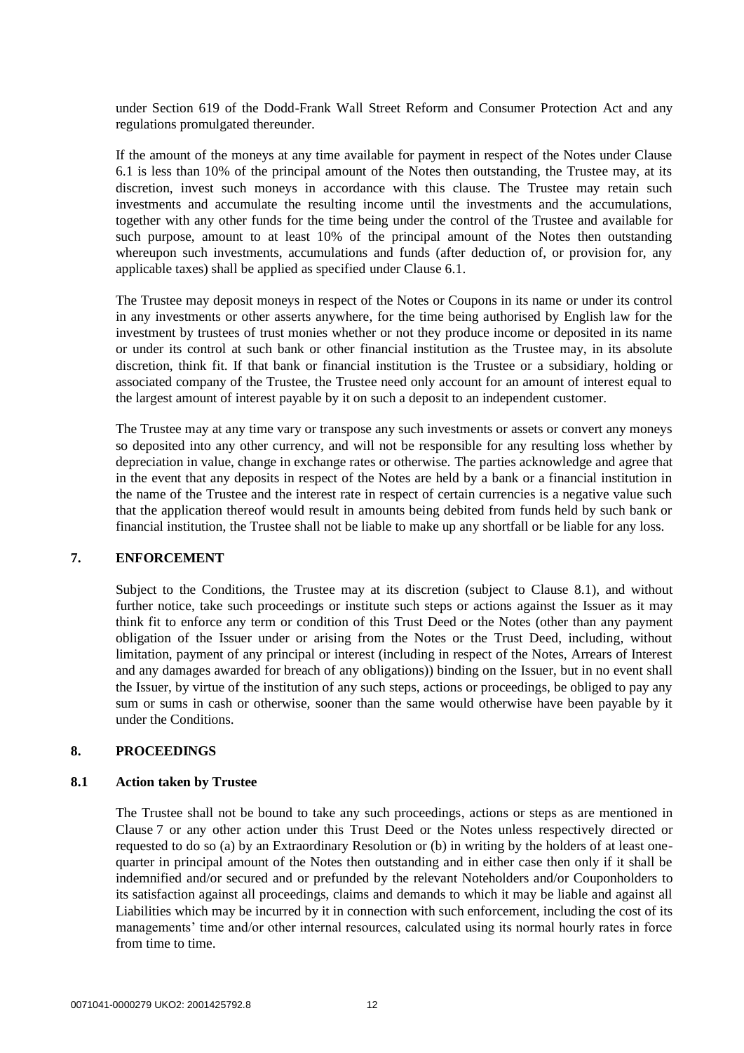under Section 619 of the Dodd-Frank Wall Street Reform and Consumer Protection Act and any regulations promulgated thereunder.

If the amount of the moneys at any time available for payment in respect of the Notes under Clause 6.1 is less than 10% of the principal amount of the Notes then outstanding, the Trustee may, at its discretion, invest such moneys in accordance with this clause. The Trustee may retain such investments and accumulate the resulting income until the investments and the accumulations, together with any other funds for the time being under the control of the Trustee and available for such purpose, amount to at least 10% of the principal amount of the Notes then outstanding whereupon such investments, accumulations and funds (after deduction of, or provision for, any applicable taxes) shall be applied as specified under Clause 6.1.

The Trustee may deposit moneys in respect of the Notes or Coupons in its name or under its control in any investments or other asserts anywhere, for the time being authorised by English law for the investment by trustees of trust monies whether or not they produce income or deposited in its name or under its control at such bank or other financial institution as the Trustee may, in its absolute discretion, think fit. If that bank or financial institution is the Trustee or a subsidiary, holding or associated company of the Trustee, the Trustee need only account for an amount of interest equal to the largest amount of interest payable by it on such a deposit to an independent customer.

The Trustee may at any time vary or transpose any such investments or assets or convert any moneys so deposited into any other currency, and will not be responsible for any resulting loss whether by depreciation in value, change in exchange rates or otherwise. The parties acknowledge and agree that in the event that any deposits in respect of the Notes are held by a bank or a financial institution in the name of the Trustee and the interest rate in respect of certain currencies is a negative value such that the application thereof would result in amounts being debited from funds held by such bank or financial institution, the Trustee shall not be liable to make up any shortfall or be liable for any loss.

## 7. ENFORCEMENT

Subject to the Conditions, the Trustee may at its discretion (subject to Clause 8.1), and without further notice, take such proceedings or institute such steps or actions against the Issuer as it may think fit to enforce any term or condition of this Trust Deed or the Notes (other than any payment obligation of the Issuer under or arising from the Notes or the Trust Deed, including, without limitation, payment of any principal or interest (including in respect of the Notes, Arrears of Interest and any damages awarded for breach of any obligations)) binding on the Issuer, but in no event shall the Issuer, by virtue of the institution of any such steps, actions or proceedings, be obliged to pay any sum or sums in cash or otherwise, sooner than the same would otherwise have been payable by it under the Conditions.

## 8. PROCEEDINGS

### 8.1 Action taken by Trustee

The Trustee shall not be bound to take any such proceedings, actions or steps as are mentioned in Clause 7 or any other action under this Trust Deed or the Notes unless respectively directed or requested to do so (a) by an Extraordinary Resolution or (b) in writing by the holders of at least one-quarter in principal amount of the Notes then outstanding and in either case then only if it shall be indemnified and/or secured and or prefunded by the relevant Noteholders and/or Couponholders to its satisfaction against all proceedings, claims and demands to which it may be liable and against all Liabilities which may be incurred by it in connection with such enforcement, including the cost of its managements' time and/or other internal resources, calculated using its normal hourly rates in force from time to time.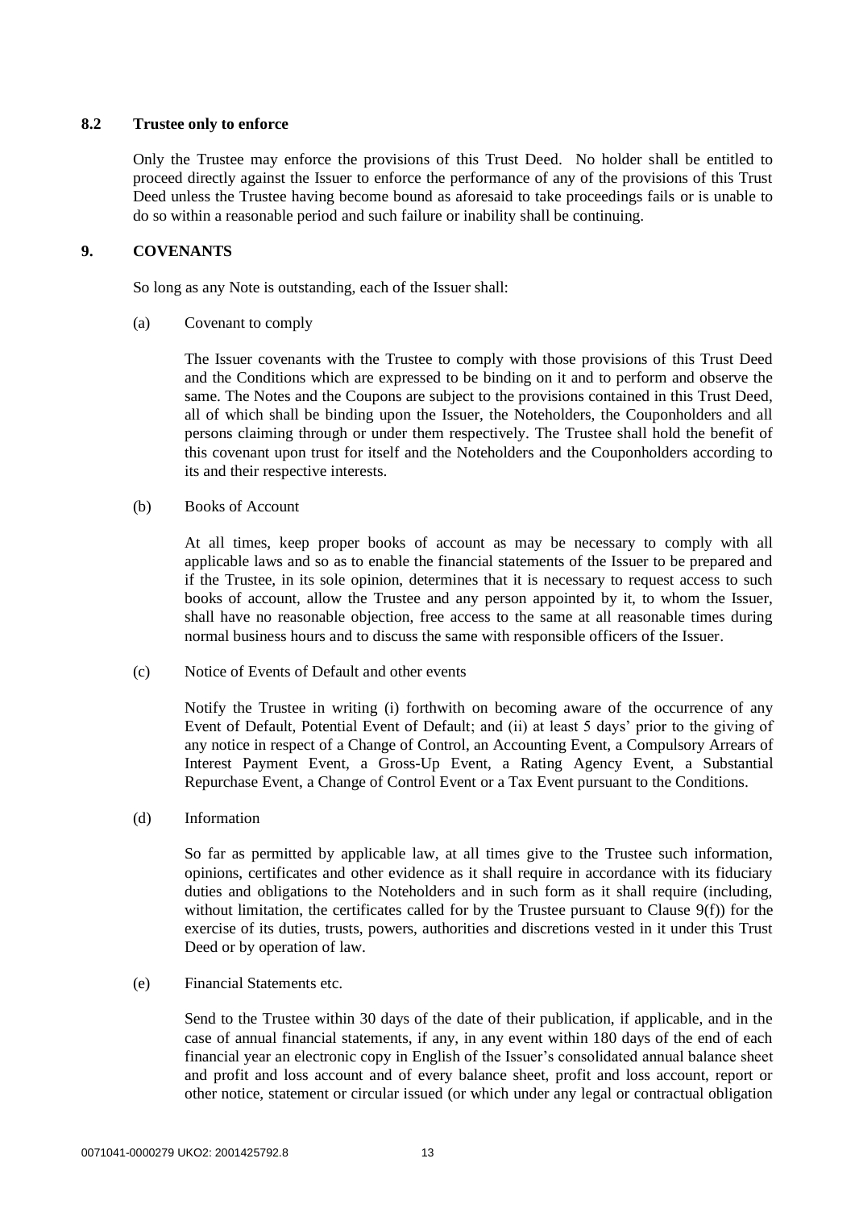### 8.2 Trustee only to enforce

Only the Trustee may enforce the provisions of this Trust Deed. No holder shall be entitled to proceed directly against the Issuer to enforce the performance of any of the provisions of this Trust Deed unless the Trustee having become bound as aforesaid to take proceedings fails or is unable to do so within a reasonable period and such failure or inability shall be continuing.

## 9. COVENANTS

So long as any Note is outstanding, each of the Issuer shall:

(a) Covenant to comply

The Issuer covenants with the Trustee to comply with those provisions of this Trust Deed and the Conditions which are expressed to be binding on it and to perform and observe the same. The Notes and the Coupons are subject to the provisions contained in this Trust Deed, all of which shall be binding upon the Issuer, the Noteholders, the Couponholders and all persons claiming through or under them respectively. The Trustee shall hold the benefit of this covenant upon trust for itself and the Noteholders and the Couponholders according to its and their respective interests.

(b) Books of Account

At all times, keep proper books of account as may be necessary to comply with all applicable laws and so as to enable the financial statements of the Issuer to be prepared and if the Trustee, in its sole opinion, determines that it is necessary to request access to such books of account, allow the Trustee and any person appointed by it, to whom the Issuer, shall have no reasonable objection, free access to the same at all reasonable times during normal business hours and to discuss the same with responsible officers of the Issuer.

(c) Notice of Events of Default and other events

Notify the Trustee in writing (i) forthwith on becoming aware of the occurrence of any Event of Default, Potential Event of Default; and (ii) at least 5 days' prior to the giving of any notice in respect of a Change of Control, an Accounting Event, a Compulsory Arrears of Interest Payment Event, a Gross-Up Event, a Rating Agency Event, a Substantial Repurchase Event, a Change of Control Event or a Tax Event pursuant to the Conditions.

(d) Information

So far as permitted by applicable law, at all times give to the Trustee such information, opinions, certificates and other evidence as it shall require in accordance with its fiduciary duties and obligations to the Noteholders and in such form as it shall require (including, without limitation, the certificates called for by the Trustee pursuant to Clause 9(f)) for the exercise of its duties, trusts, powers, authorities and discretions vested in it under this Trust Deed or by operation of law.

(e) Financial Statements etc.

Send to the Trustee within 30 days of the date of their publication, if applicable, and in the case of annual financial statements, if any, in any event within 180 days of the end of each financial year an electronic copy in English of the Issuer's consolidated annual balance sheet and profit and loss account and of every balance sheet, profit and loss account, report or other notice, statement or circular issued (or which under any legal or contractual obligation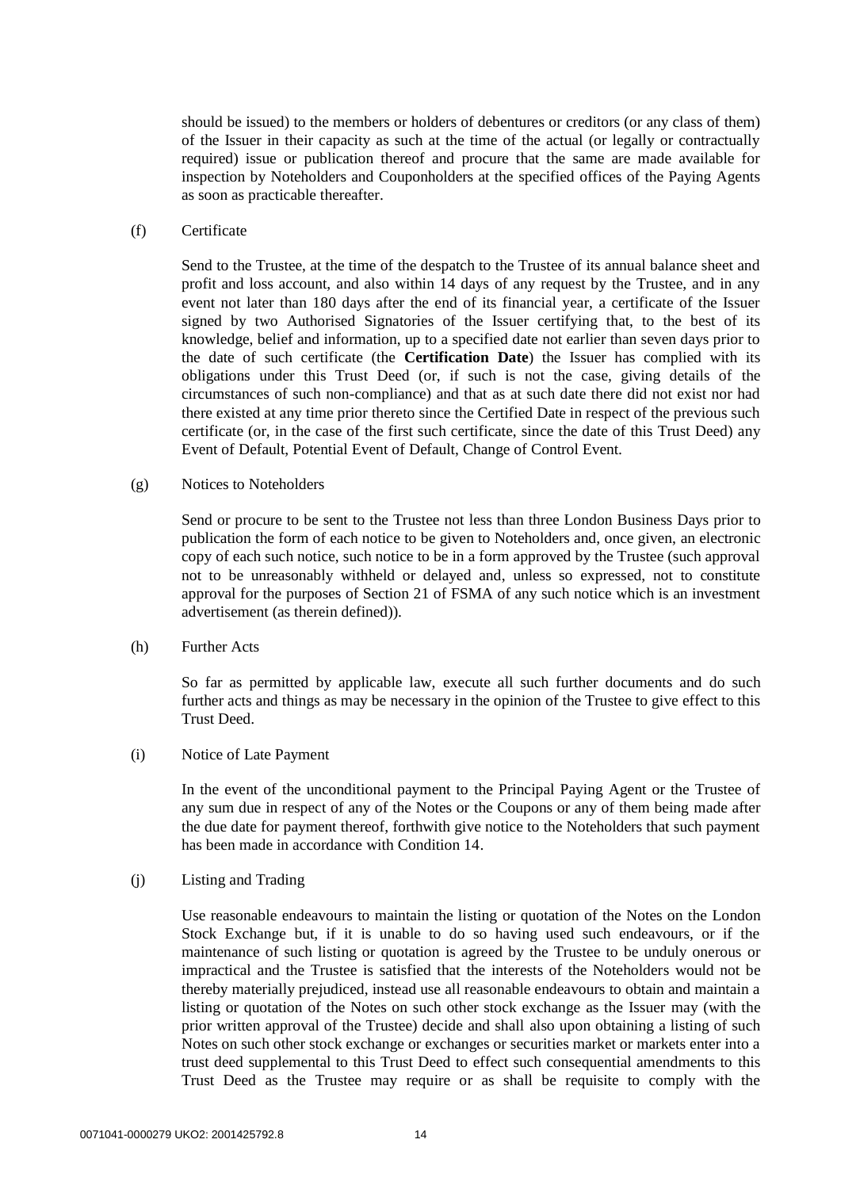should be issued) to the members or holders of debentures or creditors (or any class of them) of the Issuer in their capacity as such at the time of the actual (or legally or contractually required) issue or publication thereof and procure that the same are made available for inspection by Noteholders and Couponholders at the specified offices of the Paying Agents as soon as practicable thereafter.

(f) Certificate

Send to the Trustee, at the time of the despatch to the Trustee of its annual balance sheet and profit and loss account, and also within 14 days of any request by the Trustee, and in any event not later than 180 days after the end of its financial year, a certificate of the Issuer signed by two Authorised Signatories of the Issuer certifying that, to the best of its knowledge, belief and information, up to a specified date not earlier than seven days prior to the date of such certificate (the **Certification Date**) the Issuer has complied with its obligations under this Trust Deed (or, if such is not the case, giving details of the circumstances of such non-compliance) and that as at such date there did not exist nor had there existed at any time prior thereto since the Certified Date in respect of the previous such certificate (or, in the case of the first such certificate, since the date of this Trust Deed) any Event of Default, Potential Event of Default, Change of Control Event.

(g) Notices to Noteholders

Send or procure to be sent to the Trustee not less than three London Business Days prior to publication the form of each notice to be given to Noteholders and, once given, an electronic copy of each such notice, such notice to be in a form approved by the Trustee (such approval not to be unreasonably withheld or delayed and, unless so expressed, not to constitute approval for the purposes of Section 21 of FSMA of any such notice which is an investment advertisement (as therein defined)).

(h) Further Acts

So far as permitted by applicable law, execute all such further documents and do such further acts and things as may be necessary in the opinion of the Trustee to give effect to this Trust Deed.

(i) Notice of Late Payment

In the event of the unconditional payment to the Principal Paying Agent or the Trustee of any sum due in respect of any of the Notes or the Coupons or any of them being made after the due date for payment thereof, forthwith give notice to the Noteholders that such payment has been made in accordance with Condition 14.

(j) Listing and Trading

Use reasonable endeavours to maintain the listing or quotation of the Notes on the London Stock Exchange but, if it is unable to do so having used such endeavours, or if the maintenance of such listing or quotation is agreed by the Trustee to be unduly onerous or impractical and the Trustee is satisfied that the interests of the Noteholders would not be thereby materially prejudiced, instead use all reasonable endeavours to obtain and maintain a listing or quotation of the Notes on such other stock exchange as the Issuer may (with the prior written approval of the Trustee) decide and shall also upon obtaining a listing of such Notes on such other stock exchange or exchanges or securities market or markets enter into a trust deed supplemental to this Trust Deed to effect such consequential amendments to this Trust Deed as the Trustee may require or as shall be requisite to comply with the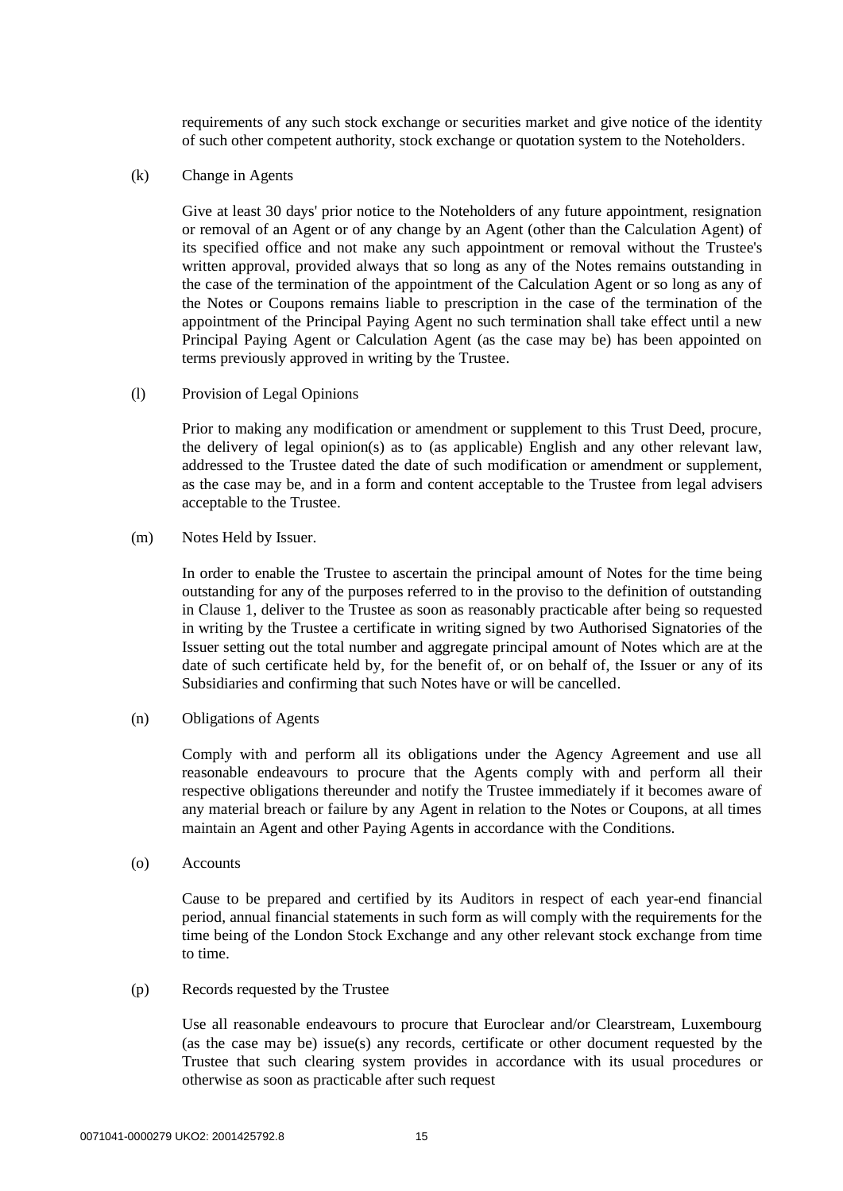requirements of any such stock exchange or securities market and give notice of the identity of such other competent authority, stock exchange or quotation system to the Noteholders.

(k) Change in Agents

Give at least 30 days' prior notice to the Noteholders of any future appointment, resignation or removal of an Agent or of any change by an Agent (other than the Calculation Agent) of its specified office and not make any such appointment or removal without the Trustee's written approval, provided always that so long as any of the Notes remains outstanding in the case of the termination of the appointment of the Calculation Agent or so long as any of the Notes or Coupons remains liable to prescription in the case of the termination of the appointment of the Principal Paying Agent no such termination shall take effect until a new Principal Paying Agent or Calculation Agent (as the case may be) has been appointed on terms previously approved in writing by the Trustee.

(l) Provision of Legal Opinions

Prior to making any modification or amendment or supplement to this Trust Deed, procure, the delivery of legal opinion(s) as to (as applicable) English and any other relevant law, addressed to the Trustee dated the date of such modification or amendment or supplement, as the case may be, and in a form and content acceptable to the Trustee from legal advisers acceptable to the Trustee.

(m) Notes Held by Issuer.

In order to enable the Trustee to ascertain the principal amount of Notes for the time being outstanding for any of the purposes referred to in the proviso to the definition of outstanding in Clause 1, deliver to the Trustee as soon as reasonably practicable after being so requested in writing by the Trustee a certificate in writing signed by two Authorised Signatories of the Issuer setting out the total number and aggregate principal amount of Notes which are at the date of such certificate held by, for the benefit of, or on behalf of, the Issuer or any of its Subsidiaries and confirming that such Notes have or will be cancelled.

(n) Obligations of Agents

Comply with and perform all its obligations under the Agency Agreement and use all reasonable endeavours to procure that the Agents comply with and perform all their respective obligations thereunder and notify the Trustee immediately if it becomes aware of any material breach or failure by any Agent in relation to the Notes or Coupons, at all times maintain an Agent and other Paying Agents in accordance with the Conditions.

(o) Accounts

Cause to be prepared and certified by its Auditors in respect of each year-end financial period, annual financial statements in such form as will comply with the requirements for the time being of the London Stock Exchange and any other relevant stock exchange from time to time.

(p) Records requested by the Trustee

Use all reasonable endeavours to procure that Euroclear and/or Clearstream, Luxembourg (as the case may be) issue(s) any records, certificate or other document requested by the Trustee that such clearing system provides in accordance with its usual procedures or otherwise as soon as practicable after such request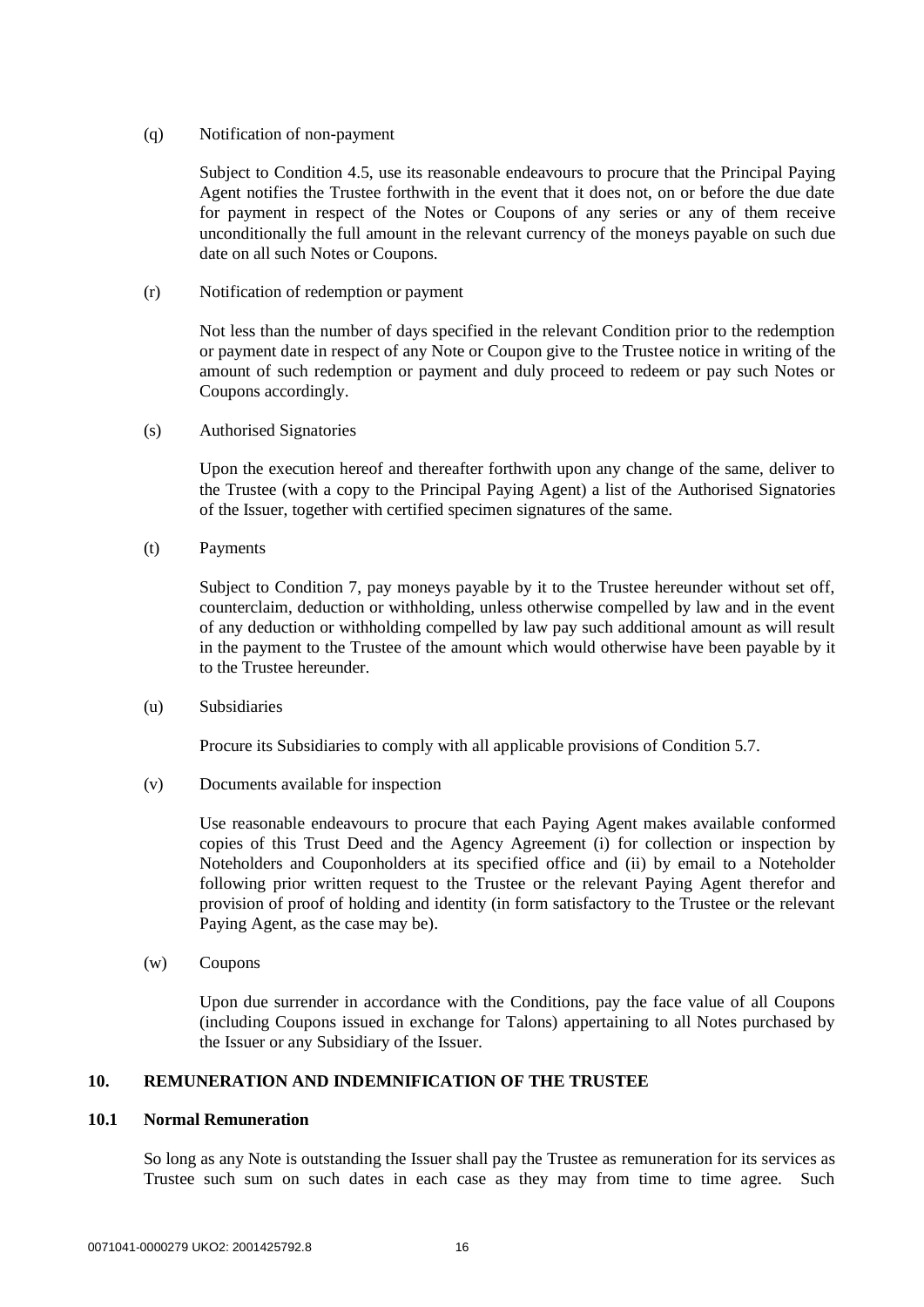(q) Notification of non-payment

Subject to Condition 4.5, use its reasonable endeavours to procure that the Principal Paying Agent notifies the Trustee forthwith in the event that it does not, on or before the due date for payment in respect of the Notes or Coupons of any series or any of them receive unconditionally the full amount in the relevant currency of the moneys payable on such due date on all such Notes or Coupons.

(r) Notification of redemption or payment

Not less than the number of days specified in the relevant Condition prior to the redemption or payment date in respect of any Note or Coupon give to the Trustee notice in writing of the amount of such redemption or payment and duly proceed to redeem or pay such Notes or Coupons accordingly.

(s) Authorised Signatories

Upon the execution hereof and thereafter forthwith upon any change of the same, deliver to the Trustee (with a copy to the Principal Paying Agent) a list of the Authorised Signatories of the Issuer, together with certified specimen signatures of the same.

(t) Payments

Subject to Condition 7, pay moneys payable by it to the Trustee hereunder without set off, counterclaim, deduction or withholding, unless otherwise compelled by law and in the event of any deduction or withholding compelled by law pay such additional amount as will result in the payment to the Trustee of the amount which would otherwise have been payable by it to the Trustee hereunder.

(u) Subsidiaries

Procure its Subsidiaries to comply with all applicable provisions of Condition 5.7.

(v) Documents available for inspection

Use reasonable endeavours to procure that each Paying Agent makes available conformed copies of this Trust Deed and the Agency Agreement (i) for collection or inspection by Noteholders and Couponholders at its specified office and (ii) by email to a Noteholder following prior written request to the Trustee or the relevant Paying Agent therefor and provision of proof of holding and identity (in form satisfactory to the Trustee or the relevant Paying Agent, as the case may be).

(w) Coupons

Upon due surrender in accordance with the Conditions, pay the face value of all Coupons (including Coupons issued in exchange for Talons) appertaining to all Notes purchased by the Issuer or any Subsidiary of the Issuer.

## 10. REMUNERATION AND INDEMNIFICATION OF THE TRUSTEE

### 10.1 Normal Remuneration

So long as any Note is outstanding the Issuer shall pay the Trustee as remuneration for its services as Trustee such sum on such dates in each case as they may from time to time agree. Such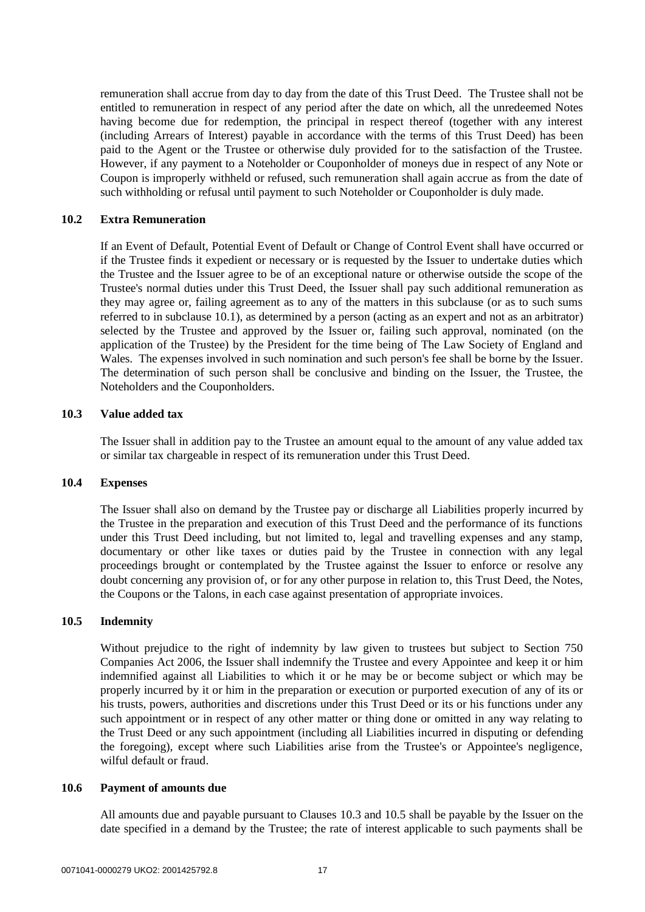remuneration shall accrue from day to day from the date of this Trust Deed. The Trustee shall not be entitled to remuneration in respect of any period after the date on which, all the unredeemed Notes having become due for redemption, the principal in respect thereof (together with any interest (including Arrears of Interest) payable in accordance with the terms of this Trust Deed) has been paid to the Agent or the Trustee or otherwise duly provided for to the satisfaction of the Trustee. However, if any payment to a Noteholder or Couponholder of moneys due in respect of any Note or Coupon is improperly withheld or refused, such remuneration shall again accrue as from the date of such withholding or refusal until payment to such Noteholder or Couponholder is duly made.

### 10.2 Extra Remuneration

If an Event of Default, Potential Event of Default or Change of Control Event shall have occurred or if the Trustee finds it expedient or necessary or is requested by the Issuer to undertake duties which the Trustee and the Issuer agree to be of an exceptional nature or otherwise outside the scope of the Trustee's normal duties under this Trust Deed, the Issuer shall pay such additional remuneration as they may agree or, failing agreement as to any of the matters in this subclause (or as to such sums referred to in subclause 10.1), as determined by a person (acting as an expert and not as an arbitrator) selected by the Trustee and approved by the Issuer or, failing such approval, nominated (on the application of the Trustee) by the President for the time being of The Law Society of England and Wales. The expenses involved in such nomination and such person's fee shall be borne by the Issuer. The determination of such person shall be conclusive and binding on the Issuer, the Trustee, the Noteholders and the Couponholders.

### 10.3 Value added tax

The Issuer shall in addition pay to the Trustee an amount equal to the amount of any value added tax or similar tax chargeable in respect of its remuneration under this Trust Deed.

### 10.4 Expenses

The Issuer shall also on demand by the Trustee pay or discharge all Liabilities properly incurred by the Trustee in the preparation and execution of this Trust Deed and the performance of its functions under this Trust Deed including, but not limited to, legal and travelling expenses and any stamp, documentary or other like taxes or duties paid by the Trustee in connection with any legal proceedings brought or contemplated by the Trustee against the Issuer to enforce or resolve any doubt concerning any provision of, or for any other purpose in relation to, this Trust Deed, the Notes, the Coupons or the Talons, in each case against presentation of appropriate invoices.

### 10.5 Indemnity

Without prejudice to the right of indemnity by law given to trustees but subject to Section 750 Companies Act 2006, the Issuer shall indemnify the Trustee and every Appointee and keep it or him indemnified against all Liabilities to which it or he may be or become subject or which may be properly incurred by it or him in the preparation or execution or purported execution of any of its or his trusts, powers, authorities and discretions under this Trust Deed or its or his functions under any such appointment or in respect of any other matter or thing done or omitted in any way relating to the Trust Deed or any such appointment (including all Liabilities incurred in disputing or defending the foregoing), except where such Liabilities arise from the Trustee's or Appointee's negligence, wilful default or fraud.

### 10.6 Payment of amounts due

All amounts due and payable pursuant to Clauses 10.3 and 10.5 shall be payable by the Issuer on the date specified in a demand by the Trustee; the rate of interest applicable to such payments shall be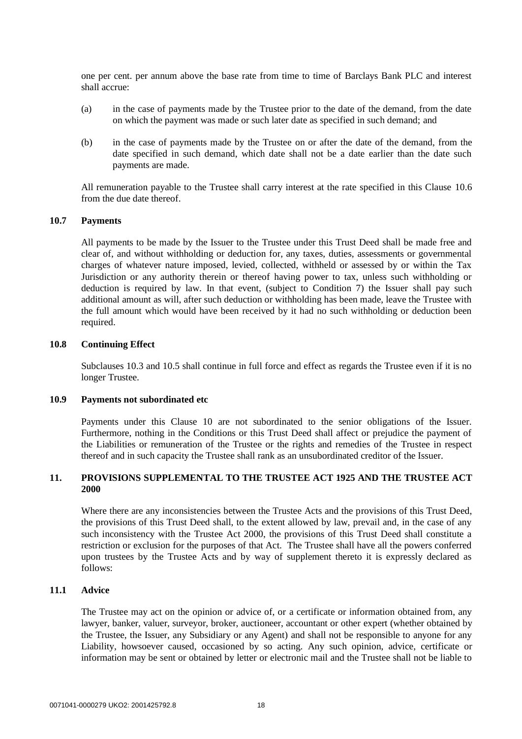one per cent. per annum above the base rate from time to time of Barclays Bank PLC and interest shall accrue:

(a) in the case of payments made by the Trustee prior to the date of the demand, from the date on which the payment was made or such later date as specified in such demand; and

(b) in the case of payments made by the Trustee on or after the date of the demand, from the date specified in such demand, which date shall not be a date earlier than the date such payments are made.

All remuneration payable to the Trustee shall carry interest at the rate specified in this Clause 10.6 from the due date thereof.

### 10.7 Payments

All payments to be made by the Issuer to the Trustee under this Trust Deed shall be made free and clear of, and without withholding or deduction for, any taxes, duties, assessments or governmental charges of whatever nature imposed, levied, collected, withheld or assessed by or within the Tax Jurisdiction or any authority therein or thereof having power to tax, unless such withholding or deduction is required by law. In that event, (subject to Condition 7) the Issuer shall pay such additional amount as will, after such deduction or withholding has been made, leave the Trustee with the full amount which would have been received by it had no such withholding or deduction been required.

### 10.8 Continuing Effect

Subclauses 10.3 and 10.5 shall continue in full force and effect as regards the Trustee even if it is no longer Trustee.

### 10.9 Payments not subordinated etc

Payments under this Clause 10 are not subordinated to the senior obligations of the Issuer. Furthermore, nothing in the Conditions or this Trust Deed shall affect or prejudice the payment of the Liabilities or remuneration of the Trustee or the rights and remedies of the Trustee in respect thereof and in such capacity the Trustee shall rank as an unsubordinated creditor of the Issuer.

## 11. PROVISIONS SUPPLEMENTAL TO THE TRUSTEE ACT 1925 AND THE TRUSTEE ACT 2000

Where there are any inconsistencies between the Trustee Acts and the provisions of this Trust Deed, the provisions of this Trust Deed shall, to the extent allowed by law, prevail and, in the case of any such inconsistency with the Trustee Act 2000, the provisions of this Trust Deed shall constitute a restriction or exclusion for the purposes of that Act. The Trustee shall have all the powers conferred upon trustees by the Trustee Acts and by way of supplement thereto it is expressly declared as follows:

### 11.1 Advice

The Trustee may act on the opinion or advice of, or a certificate or information obtained from, any lawyer, banker, valuer, surveyor, broker, auctioneer, accountant or other expert (whether obtained by the Trustee, the Issuer, any Subsidiary or any Agent) and shall not be responsible to anyone for any Liability, howsoever caused, occasioned by so acting. Any such opinion, advice, certificate or information may be sent or obtained by letter or electronic mail and the Trustee shall not be liable to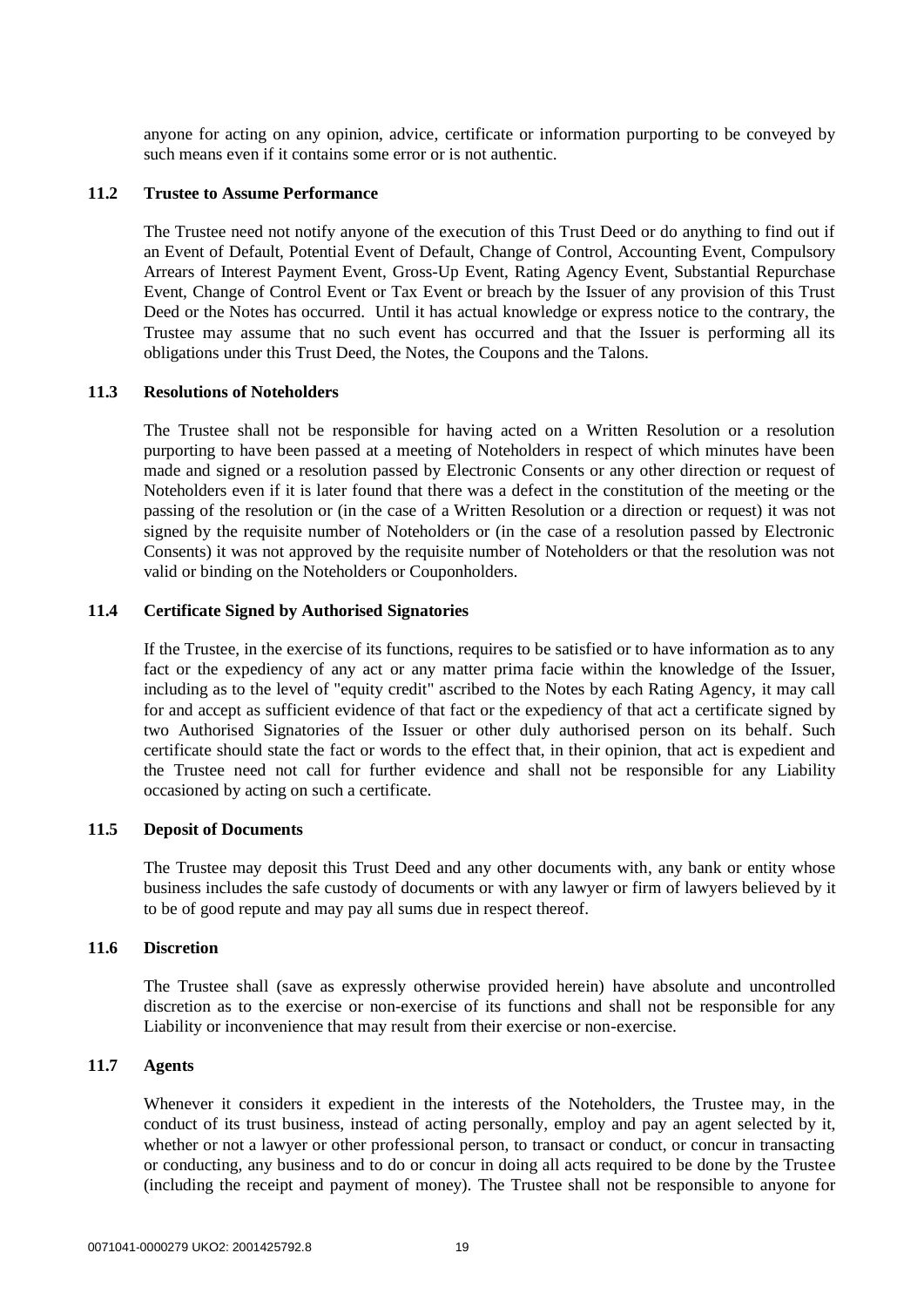anyone for acting on any opinion, advice, certificate or information purporting to be conveyed by such means even if it contains some error or is not authentic.

### 11.2 Trustee to Assume Performance

The Trustee need not notify anyone of the execution of this Trust Deed or do anything to find out if an Event of Default, Potential Event of Default, Change of Control, Accounting Event, Compulsory Arrears of Interest Payment Event, Gross-Up Event, Rating Agency Event, Substantial Repurchase Event, Change of Control Event or Tax Event or breach by the Issuer of any provision of this Trust Deed or the Notes has occurred. Until it has actual knowledge or express notice to the contrary, the Trustee may assume that no such event has occurred and that the Issuer is performing all its obligations under this Trust Deed, the Notes, the Coupons and the Talons.

### 11.3 Resolutions of Noteholders

The Trustee shall not be responsible for having acted on a Written Resolution or a resolution purporting to have been passed at a meeting of Noteholders in respect of which minutes have been made and signed or a resolution passed by Electronic Consents or any other direction or request of Noteholders even if it is later found that there was a defect in the constitution of the meeting or the passing of the resolution or (in the case of a Written Resolution or a direction or request) it was not signed by the requisite number of Noteholders or (in the case of a resolution passed by Electronic Consents) it was not approved by the requisite number of Noteholders or that the resolution was not valid or binding on the Noteholders or Couponholders.

### 11.4 Certificate Signed by Authorised Signatories

If the Trustee, in the exercise of its functions, requires to be satisfied or to have information as to any fact or the expediency of any act or any matter prima facie within the knowledge of the Issuer, including as to the level of "equity credit" ascribed to the Notes by each Rating Agency, it may call for and accept as sufficient evidence of that fact or the expediency of that act a certificate signed by two Authorised Signatories of the Issuer or other duly authorised person on its behalf. Such certificate should state the fact or words to the effect that, in their opinion, that act is expedient and the Trustee need not call for further evidence and shall not be responsible for any Liability occasioned by acting on such a certificate.

### 11.5 Deposit of Documents

The Trustee may deposit this Trust Deed and any other documents with, any bank or entity whose business includes the safe custody of documents or with any lawyer or firm of lawyers believed by it to be of good repute and may pay all sums due in respect thereof.

### 11.6 Discretion

The Trustee shall (save as expressly otherwise provided herein) have absolute and uncontrolled discretion as to the exercise or non-exercise of its functions and shall not be responsible for any Liability or inconvenience that may result from their exercise or non-exercise.

### 11.7 Agents

Whenever it considers it expedient in the interests of the Noteholders, the Trustee may, in the conduct of its trust business, instead of acting personally, employ and pay an agent selected by it, whether or not a lawyer or other professional person, to transact or conduct, or concur in transacting or conducting, any business and to do or concur in doing all acts required to be done by the Trustee (including the receipt and payment of money). The Trustee shall not be responsible to anyone for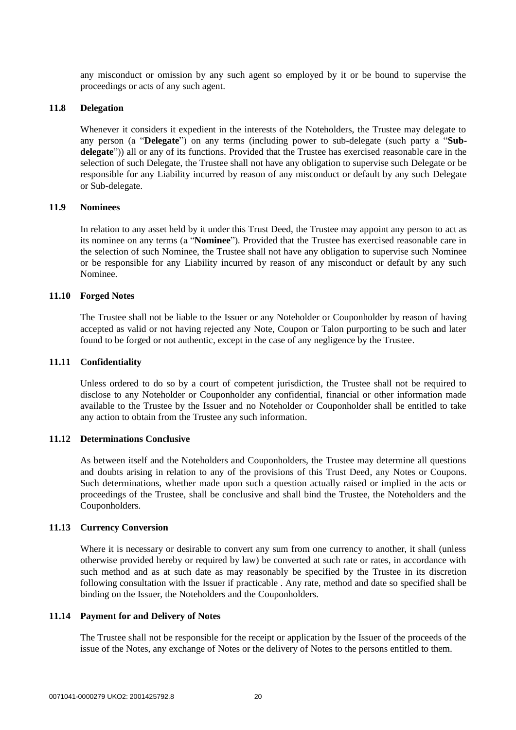any misconduct or omission by any such agent so employed by it or be bound to supervise the proceedings or acts of any such agent.

### 11.8 Delegation

Whenever it considers it expedient in the interests of the Noteholders, the Trustee may delegate to any person (a "**Delegate**") on any terms (including power to sub-delegate (such party a "**Sub-delegate**")) all or any of its functions. Provided that the Trustee has exercised reasonable care in the selection of such Delegate, the Trustee shall not have any obligation to supervise such Delegate or be responsible for any Liability incurred by reason of any misconduct or default by any such Delegate or Sub-delegate.

### 11.9 Nominees

In relation to any asset held by it under this Trust Deed, the Trustee may appoint any person to act as its nominee on any terms (a "**Nominee**"). Provided that the Trustee has exercised reasonable care in the selection of such Nominee, the Trustee shall not have any obligation to supervise such Nominee or be responsible for any Liability incurred by reason of any misconduct or default by any such Nominee.

### 11.10 Forged Notes

The Trustee shall not be liable to the Issuer or any Noteholder or Couponholder by reason of having accepted as valid or not having rejected any Note, Coupon or Talon purporting to be such and later found to be forged or not authentic, except in the case of any negligence by the Trustee.

### 11.11 Confidentiality

Unless ordered to do so by a court of competent jurisdiction, the Trustee shall not be required to disclose to any Noteholder or Couponholder any confidential, financial or other information made available to the Trustee by the Issuer and no Noteholder or Couponholder shall be entitled to take any action to obtain from the Trustee any such information.

### 11.12 Determinations Conclusive

As between itself and the Noteholders and Couponholders, the Trustee may determine all questions and doubts arising in relation to any of the provisions of this Trust Deed, any Notes or Coupons. Such determinations, whether made upon such a question actually raised or implied in the acts or proceedings of the Trustee, shall be conclusive and shall bind the Trustee, the Noteholders and the Couponholders.

### 11.13 Currency Conversion

Where it is necessary or desirable to convert any sum from one currency to another, it shall (unless otherwise provided hereby or required by law) be converted at such rate or rates, in accordance with such method and as at such date as may reasonably be specified by the Trustee in its discretion following consultation with the Issuer if practicable . Any rate, method and date so specified shall be binding on the Issuer, the Noteholders and the Couponholders.

### 11.14 Payment for and Delivery of Notes

The Trustee shall not be responsible for the receipt or application by the Issuer of the proceeds of the issue of the Notes, any exchange of Notes or the delivery of Notes to the persons entitled to them.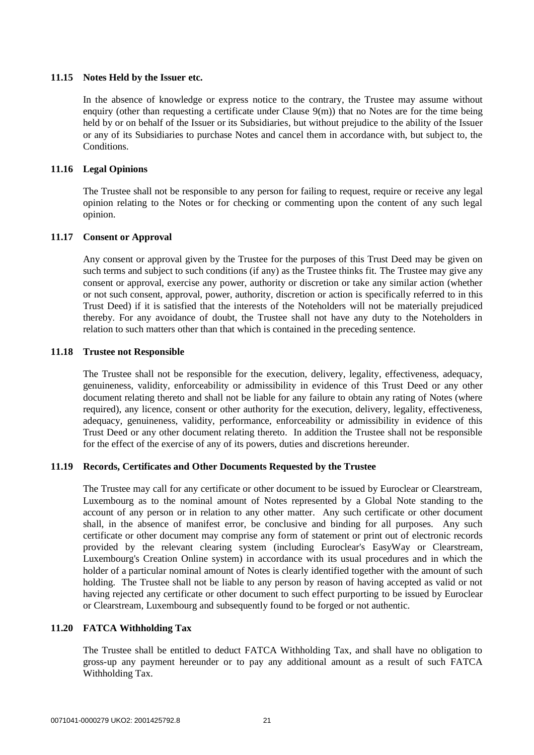### 11.15 Notes Held by the Issuer etc.

In the absence of knowledge or express notice to the contrary, the Trustee may assume without enquiry (other than requesting a certificate under Clause 9(m)) that no Notes are for the time being held by or on behalf of the Issuer or its Subsidiaries, but without prejudice to the ability of the Issuer or any of its Subsidiaries to purchase Notes and cancel them in accordance with, but subject to, the Conditions.

### 11.16 Legal Opinions

The Trustee shall not be responsible to any person for failing to request, require or receive any legal opinion relating to the Notes or for checking or commenting upon the content of any such legal opinion.

### 11.17 Consent or Approval

Any consent or approval given by the Trustee for the purposes of this Trust Deed may be given on such terms and subject to such conditions (if any) as the Trustee thinks fit. The Trustee may give any consent or approval, exercise any power, authority or discretion or take any similar action (whether or not such consent, approval, power, authority, discretion or action is specifically referred to in this Trust Deed) if it is satisfied that the interests of the Noteholders will not be materially prejudiced thereby. For any avoidance of doubt, the Trustee shall not have any duty to the Noteholders in relation to such matters other than that which is contained in the preceding sentence.

### 11.18 Trustee not Responsible

The Trustee shall not be responsible for the execution, delivery, legality, effectiveness, adequacy, genuineness, validity, enforceability or admissibility in evidence of this Trust Deed or any other document relating thereto and shall not be liable for any failure to obtain any rating of Notes (where required), any licence, consent or other authority for the execution, delivery, legality, effectiveness, adequacy, genuineness, validity, performance, enforceability or admissibility in evidence of this Trust Deed or any other document relating thereto. In addition the Trustee shall not be responsible for the effect of the exercise of any of its powers, duties and discretions hereunder.

### 11.19 Records, Certificates and Other Documents Requested by the Trustee

The Trustee may call for any certificate or other document to be issued by Euroclear or Clearstream, Luxembourg as to the nominal amount of Notes represented by a Global Note standing to the account of any person or in relation to any other matter. Any such certificate or other document shall, in the absence of manifest error, be conclusive and binding for all purposes. Any such certificate or other document may comprise any form of statement or print out of electronic records provided by the relevant clearing system (including Euroclear's EasyWay or Clearstream, Luxembourg's Creation Online system) in accordance with its usual procedures and in which the holder of a particular nominal amount of Notes is clearly identified together with the amount of such holding. The Trustee shall not be liable to any person by reason of having accepted as valid or not having rejected any certificate or other document to such effect purporting to be issued by Euroclear or Clearstream, Luxembourg and subsequently found to be forged or not authentic.

### 11.20 FATCA Withholding Tax

The Trustee shall be entitled to deduct FATCA Withholding Tax, and shall have no obligation to gross-up any payment hereunder or to pay any additional amount as a result of such FATCA Withholding Tax.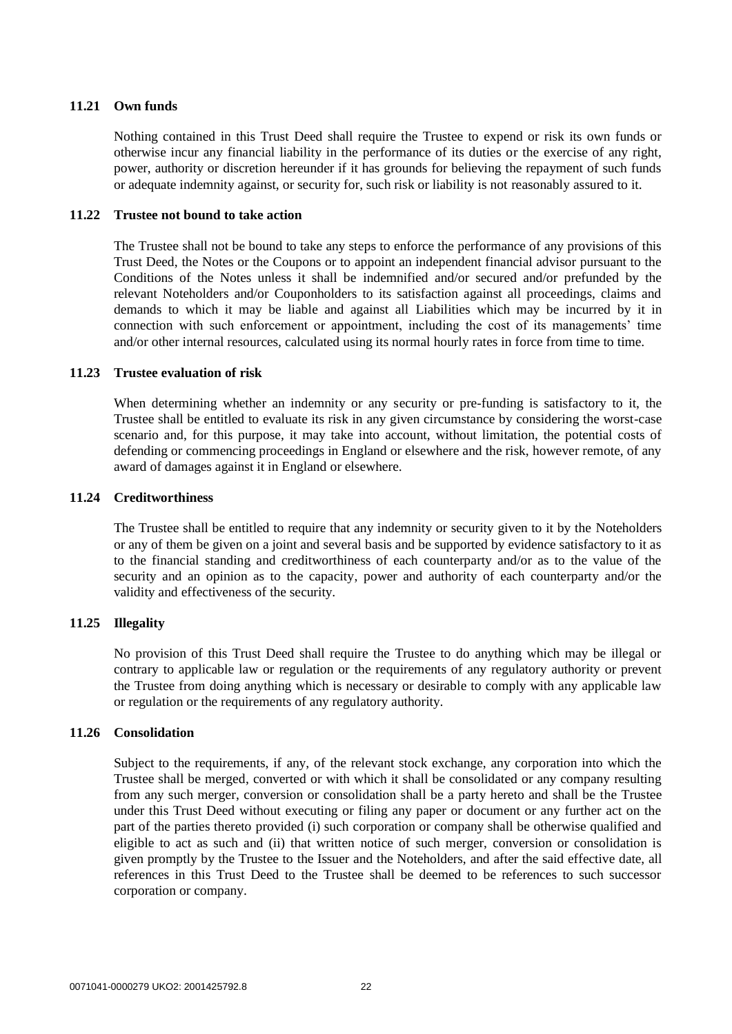### 11.21 Own funds

Nothing contained in this Trust Deed shall require the Trustee to expend or risk its own funds or otherwise incur any financial liability in the performance of its duties or the exercise of any right, power, authority or discretion hereunder if it has grounds for believing the repayment of such funds or adequate indemnity against, or security for, such risk or liability is not reasonably assured to it.

### 11.22 Trustee not bound to take action

The Trustee shall not be bound to take any steps to enforce the performance of any provisions of this Trust Deed, the Notes or the Coupons or to appoint an independent financial advisor pursuant to the Conditions of the Notes unless it shall be indemnified and/or secured and/or prefunded by the relevant Noteholders and/or Couponholders to its satisfaction against all proceedings, claims and demands to which it may be liable and against all Liabilities which may be incurred by it in connection with such enforcement or appointment, including the cost of its managements' time and/or other internal resources, calculated using its normal hourly rates in force from time to time.

### 11.23 Trustee evaluation of risk

When determining whether an indemnity or any security or pre-funding is satisfactory to it, the Trustee shall be entitled to evaluate its risk in any given circumstance by considering the worst-case scenario and, for this purpose, it may take into account, without limitation, the potential costs of defending or commencing proceedings in England or elsewhere and the risk, however remote, of any award of damages against it in England or elsewhere.

### 11.24 Creditworthiness

The Trustee shall be entitled to require that any indemnity or security given to it by the Noteholders or any of them be given on a joint and several basis and be supported by evidence satisfactory to it as to the financial standing and creditworthiness of each counterparty and/or as to the value of the security and an opinion as to the capacity, power and authority of each counterparty and/or the validity and effectiveness of the security.

### 11.25 Illegality

No provision of this Trust Deed shall require the Trustee to do anything which may be illegal or contrary to applicable law or regulation or the requirements of any regulatory authority or prevent the Trustee from doing anything which is necessary or desirable to comply with any applicable law or regulation or the requirements of any regulatory authority.

### 11.26 Consolidation

Subject to the requirements, if any, of the relevant stock exchange, any corporation into which the Trustee shall be merged, converted or with which it shall be consolidated or any company resulting from any such merger, conversion or consolidation shall be a party hereto and shall be the Trustee under this Trust Deed without executing or filing any paper or document or any further act on the part of the parties thereto provided (i) such corporation or company shall be otherwise qualified and eligible to act as such and (ii) that written notice of such merger, conversion or consolidation is given promptly by the Trustee to the Issuer and the Noteholders, and after the said effective date, all references in this Trust Deed to the Trustee shall be deemed to be references to such successor corporation or company.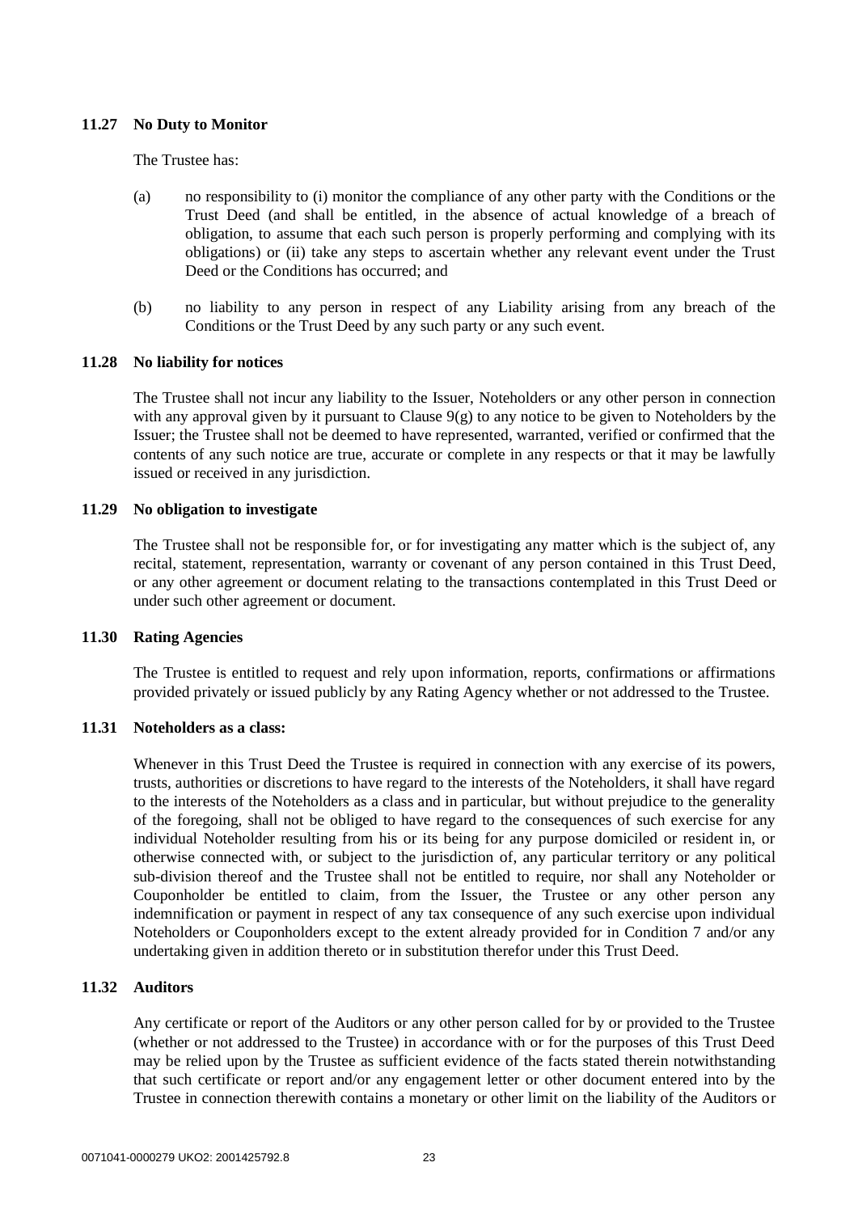### 11.27 No Duty to Monitor

The Trustee has:

(a) no responsibility to (i) monitor the compliance of any other party with the Conditions or the Trust Deed (and shall be entitled, in the absence of actual knowledge of a breach of obligation, to assume that each such person is properly performing and complying with its obligations) or (ii) take any steps to ascertain whether any relevant event under the Trust Deed or the Conditions has occurred; and

(b) no liability to any person in respect of any Liability arising from any breach of the Conditions or the Trust Deed by any such party or any such event.

### 11.28 No liability for notices

The Trustee shall not incur any liability to the Issuer, Noteholders or any other person in connection with any approval given by it pursuant to Clause 9(g) to any notice to be given to Noteholders by the Issuer; the Trustee shall not be deemed to have represented, warranted, verified or confirmed that the contents of any such notice are true, accurate or complete in any respects or that it may be lawfully issued or received in any jurisdiction.

### 11.29 No obligation to investigate

The Trustee shall not be responsible for, or for investigating any matter which is the subject of, any recital, statement, representation, warranty or covenant of any person contained in this Trust Deed, or any other agreement or document relating to the transactions contemplated in this Trust Deed or under such other agreement or document.

### 11.30 Rating Agencies

The Trustee is entitled to request and rely upon information, reports, confirmations or affirmations provided privately or issued publicly by any Rating Agency whether or not addressed to the Trustee.

### 11.31 Noteholders as a class:

Whenever in this Trust Deed the Trustee is required in connection with any exercise of its powers, trusts, authorities or discretions to have regard to the interests of the Noteholders, it shall have regard to the interests of the Noteholders as a class and in particular, but without prejudice to the generality of the foregoing, shall not be obliged to have regard to the consequences of such exercise for any individual Noteholder resulting from his or its being for any purpose domiciled or resident in, or otherwise connected with, or subject to the jurisdiction of, any particular territory or any political sub-division thereof and the Trustee shall not be entitled to require, nor shall any Noteholder or Couponholder be entitled to claim, from the Issuer, the Trustee or any other person any indemnification or payment in respect of any tax consequence of any such exercise upon individual Noteholders or Couponholders except to the extent already provided for in Condition 7 and/or any undertaking given in addition thereto or in substitution therefor under this Trust Deed.

### 11.32 Auditors

Any certificate or report of the Auditors or any other person called for by or provided to the Trustee (whether or not addressed to the Trustee) in accordance with or for the purposes of this Trust Deed may be relied upon by the Trustee as sufficient evidence of the facts stated therein notwithstanding that such certificate or report and/or any engagement letter or other document entered into by the Trustee in connection therewith contains a monetary or other limit on the liability of the Auditors or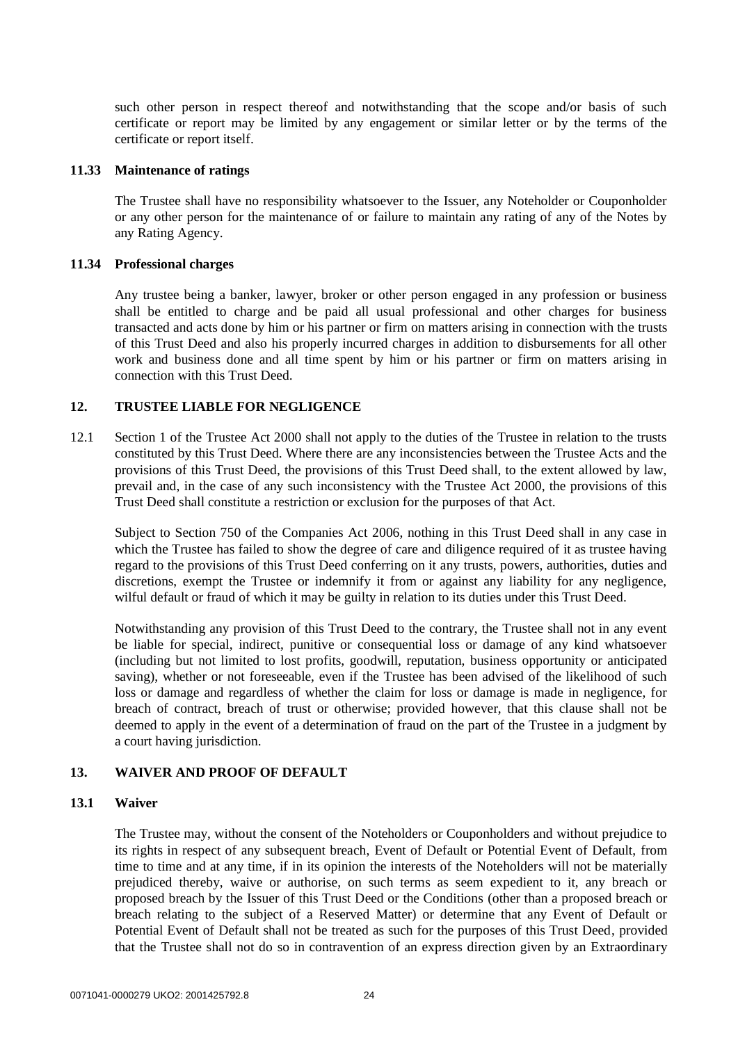such other person in respect thereof and notwithstanding that the scope and/or basis of such certificate or report may be limited by any engagement or similar letter or by the terms of the certificate or report itself.

### 11.33 Maintenance of ratings

The Trustee shall have no responsibility whatsoever to the Issuer, any Noteholder or Couponholder or any other person for the maintenance of or failure to maintain any rating of any of the Notes by any Rating Agency.

### 11.34 Professional charges

Any trustee being a banker, lawyer, broker or other person engaged in any profession or business shall be entitled to charge and be paid all usual professional and other charges for business transacted and acts done by him or his partner or firm on matters arising in connection with the trusts of this Trust Deed and also his properly incurred charges in addition to disbursements for all other work and business done and all time spent by him or his partner or firm on matters arising in connection with this Trust Deed.

## 12. TRUSTEE LIABLE FOR NEGLIGENCE

12.1 Section 1 of the Trustee Act 2000 shall not apply to the duties of the Trustee in relation to the trusts constituted by this Trust Deed. Where there are any inconsistencies between the Trustee Acts and the provisions of this Trust Deed, the provisions of this Trust Deed shall, to the extent allowed by law, prevail and, in the case of any such inconsistency with the Trustee Act 2000, the provisions of this Trust Deed shall constitute a restriction or exclusion for the purposes of that Act.

Subject to Section 750 of the Companies Act 2006, nothing in this Trust Deed shall in any case in which the Trustee has failed to show the degree of care and diligence required of it as trustee having regard to the provisions of this Trust Deed conferring on it any trusts, powers, authorities, duties and discretions, exempt the Trustee or indemnify it from or against any liability for any negligence, wilful default or fraud of which it may be guilty in relation to its duties under this Trust Deed.

Notwithstanding any provision of this Trust Deed to the contrary, the Trustee shall not in any event be liable for special, indirect, punitive or consequential loss or damage of any kind whatsoever (including but not limited to lost profits, goodwill, reputation, business opportunity or anticipated saving), whether or not foreseeable, even if the Trustee has been advised of the likelihood of such loss or damage and regardless of whether the claim for loss or damage is made in negligence, for breach of contract, breach of trust or otherwise; provided however, that this clause shall not be deemed to apply in the event of a determination of fraud on the part of the Trustee in a judgment by a court having jurisdiction.

## 13. WAIVER AND PROOF OF DEFAULT

### 13.1 Waiver

The Trustee may, without the consent of the Noteholders or Couponholders and without prejudice to its rights in respect of any subsequent breach, Event of Default or Potential Event of Default, from time to time and at any time, if in its opinion the interests of the Noteholders will not be materially prejudiced thereby, waive or authorise, on such terms as seem expedient to it, any breach or proposed breach by the Issuer of this Trust Deed or the Conditions (other than a proposed breach or breach relating to the subject of a Reserved Matter) or determine that any Event of Default or Potential Event of Default shall not be treated as such for the purposes of this Trust Deed, provided that the Trustee shall not do so in contravention of an express direction given by an Extraordinary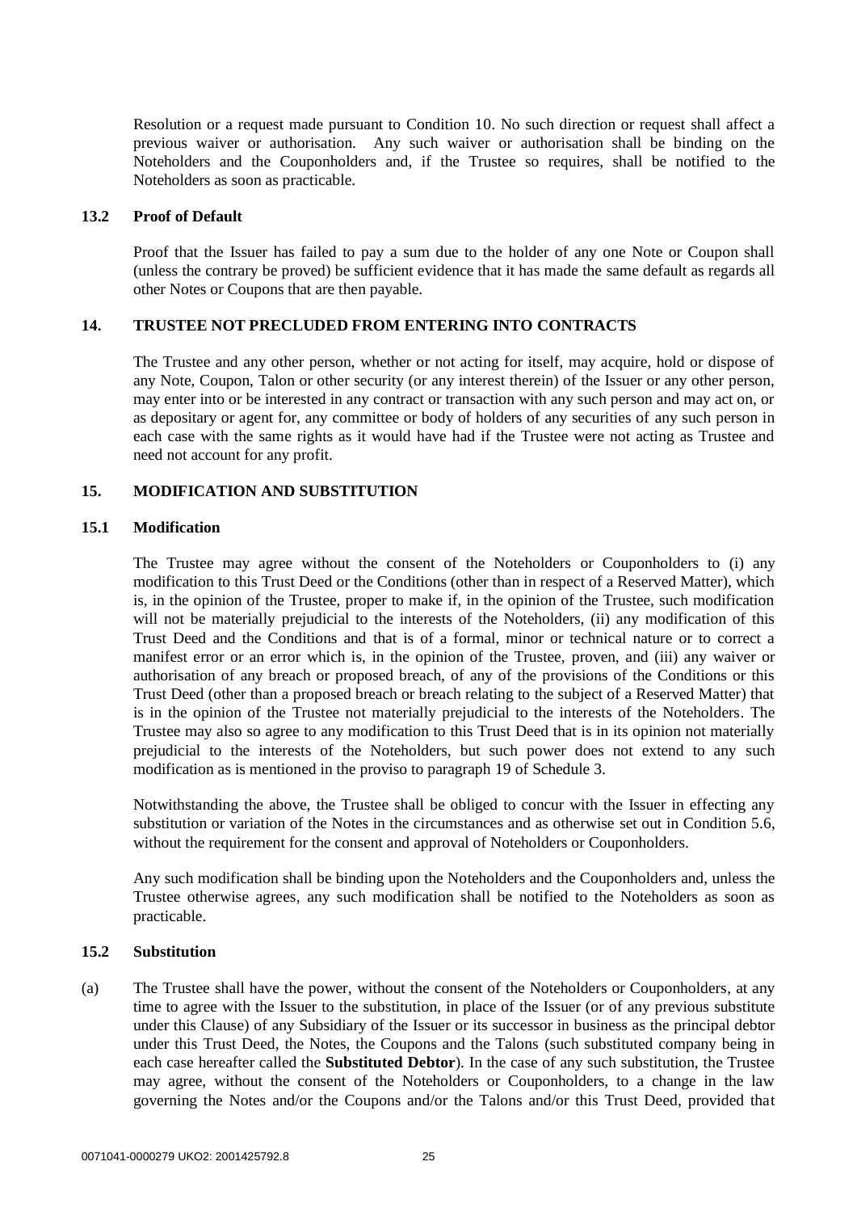Resolution or a request made pursuant to Condition 10. No such direction or request shall affect a previous waiver or authorisation. Any such waiver or authorisation shall be binding on the Noteholders and the Couponholders and, if the Trustee so requires, shall be notified to the Noteholders as soon as practicable.

### 13.2 Proof of Default

Proof that the Issuer has failed to pay a sum due to the holder of any one Note or Coupon shall (unless the contrary be proved) be sufficient evidence that it has made the same default as regards all other Notes or Coupons that are then payable.

## 14. TRUSTEE NOT PRECLUDED FROM ENTERING INTO CONTRACTS

The Trustee and any other person, whether or not acting for itself, may acquire, hold or dispose of any Note, Coupon, Talon or other security (or any interest therein) of the Issuer or any other person, may enter into or be interested in any contract or transaction with any such person and may act on, or as depositary or agent for, any committee or body of holders of any securities of any such person in each case with the same rights as it would have had if the Trustee were not acting as Trustee and need not account for any profit.

## 15. MODIFICATION AND SUBSTITUTION

### 15.1 Modification

The Trustee may agree without the consent of the Noteholders or Couponholders to (i) any modification to this Trust Deed or the Conditions (other than in respect of a Reserved Matter), which is, in the opinion of the Trustee, proper to make if, in the opinion of the Trustee, such modification will not be materially prejudicial to the interests of the Noteholders, (ii) any modification of this Trust Deed and the Conditions and that is of a formal, minor or technical nature or to correct a manifest error or an error which is, in the opinion of the Trustee, proven, and (iii) any waiver or authorisation of any breach or proposed breach, of any of the provisions of the Conditions or this Trust Deed (other than a proposed breach or breach relating to the subject of a Reserved Matter) that is in the opinion of the Trustee not materially prejudicial to the interests of the Noteholders. The Trustee may also so agree to any modification to this Trust Deed that is in its opinion not materially prejudicial to the interests of the Noteholders, but such power does not extend to any such modification as is mentioned in the proviso to paragraph 19 of Schedule 3.

Notwithstanding the above, the Trustee shall be obliged to concur with the Issuer in effecting any substitution or variation of the Notes in the circumstances and as otherwise set out in Condition 5.6, without the requirement for the consent and approval of Noteholders or Couponholders.

Any such modification shall be binding upon the Noteholders and the Couponholders and, unless the Trustee otherwise agrees, any such modification shall be notified to the Noteholders as soon as practicable.

### 15.2 Substitution

(a) The Trustee shall have the power, without the consent of the Noteholders or Couponholders, at any time to agree with the Issuer to the substitution, in place of the Issuer (or of any previous substitute under this Clause) of any Subsidiary of the Issuer or its successor in business as the principal debtor under this Trust Deed, the Notes, the Coupons and the Talons (such substituted company being in each case hereafter called the **Substituted Debtor**). In the case of any such substitution, the Trustee may agree, without the consent of the Noteholders or Couponholders, to a change in the law governing the Notes and/or the Coupons and/or the Talons and/or this Trust Deed, provided that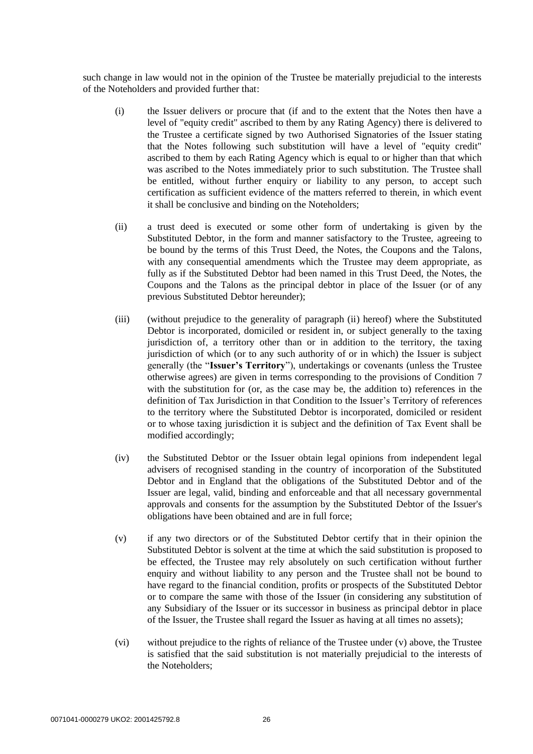such change in law would not in the opinion of the Trustee be materially prejudicial to the interests of the Noteholders and provided further that:

(i) the Issuer delivers or procure that (if and to the extent that the Notes then have a level of "equity credit" ascribed to them by any Rating Agency) there is delivered to the Trustee a certificate signed by two Authorised Signatories of the Issuer stating that the Notes following such substitution will have a level of "equity credit" ascribed to them by each Rating Agency which is equal to or higher than that which was ascribed to the Notes immediately prior to such substitution. The Trustee shall be entitled, without further enquiry or liability to any person, to accept such certification as sufficient evidence of the matters referred to therein, in which event it shall be conclusive and binding on the Noteholders;

(ii) a trust deed is executed or some other form of undertaking is given by the Substituted Debtor, in the form and manner satisfactory to the Trustee, agreeing to be bound by the terms of this Trust Deed, the Notes, the Coupons and the Talons, with any consequential amendments which the Trustee may deem appropriate, as fully as if the Substituted Debtor had been named in this Trust Deed, the Notes, the Coupons and the Talons as the principal debtor in place of the Issuer (or of any previous Substituted Debtor hereunder);

(iii) (without prejudice to the generality of paragraph (ii) hereof) where the Substituted Debtor is incorporated, domiciled or resident in, or subject generally to the taxing jurisdiction of, a territory other than or in addition to the territory, the taxing jurisdiction of which (or to any such authority of or in which) the Issuer is subject generally (the "**Issuer's Territory**"), undertakings or covenants (unless the Trustee otherwise agrees) are given in terms corresponding to the provisions of Condition 7 with the substitution for (or, as the case may be, the addition to) references in the definition of Tax Jurisdiction in that Condition to the Issuer's Territory of references to the territory where the Substituted Debtor is incorporated, domiciled or resident or to whose taxing jurisdiction it is subject and the definition of Tax Event shall be modified accordingly;

(iv) the Substituted Debtor or the Issuer obtain legal opinions from independent legal advisers of recognised standing in the country of incorporation of the Substituted Debtor and in England that the obligations of the Substituted Debtor and of the Issuer are legal, valid, binding and enforceable and that all necessary governmental approvals and consents for the assumption by the Substituted Debtor of the Issuer's obligations have been obtained and are in full force;

(v) if any two directors or of the Substituted Debtor certify that in their opinion the Substituted Debtor is solvent at the time at which the said substitution is proposed to be effected, the Trustee may rely absolutely on such certification without further enquiry and without liability to any person and the Trustee shall not be bound to have regard to the financial condition, profits or prospects of the Substituted Debtor or to compare the same with those of the Issuer (in considering any substitution of any Subsidiary of the Issuer or its successor in business as principal debtor in place of the Issuer, the Trustee shall regard the Issuer as having at all times no assets);

(vi) without prejudice to the rights of reliance of the Trustee under (v) above, the Trustee is satisfied that the said substitution is not materially prejudicial to the interests of the Noteholders;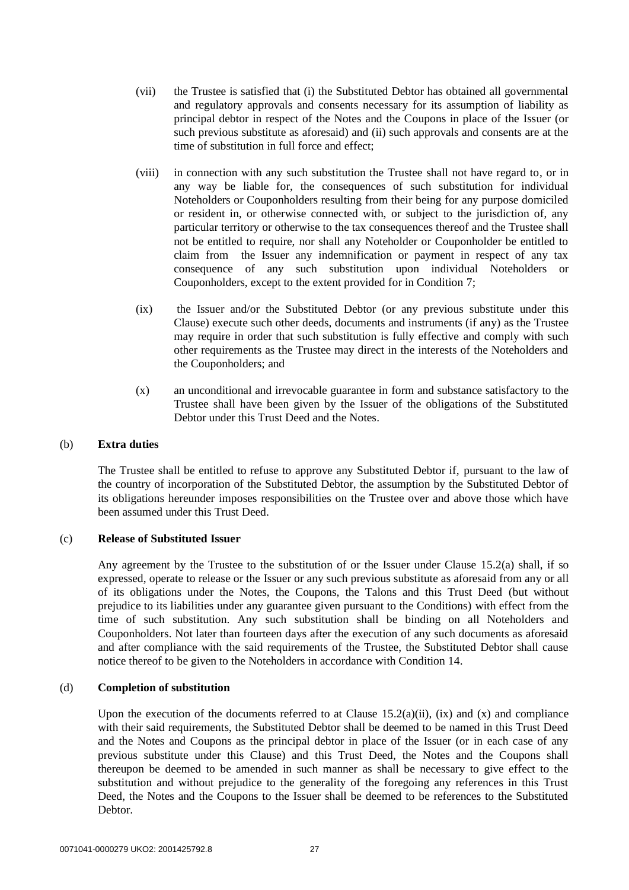(vii) the Trustee is satisfied that (i) the Substituted Debtor has obtained all governmental and regulatory approvals and consents necessary for its assumption of liability as principal debtor in respect of the Notes and the Coupons in place of the Issuer (or such previous substitute as aforesaid) and (ii) such approvals and consents are at the time of substitution in full force and effect;

(viii) in connection with any such substitution the Trustee shall not have regard to, or in any way be liable for, the consequences of such substitution for individual Noteholders or Couponholders resulting from their being for any purpose domiciled or resident in, or otherwise connected with, or subject to the jurisdiction of, any particular territory or otherwise to the tax consequences thereof and the Trustee shall not be entitled to require, nor shall any Noteholder or Couponholder be entitled to claim from the Issuer any indemnification or payment in respect of any tax consequence of any such substitution upon individual Noteholders or Couponholders, except to the extent provided for in Condition 7;

(ix) the Issuer and/or the Substituted Debtor (or any previous substitute under this Clause) execute such other deeds, documents and instruments (if any) as the Trustee may require in order that such substitution is fully effective and comply with such other requirements as the Trustee may direct in the interests of the Noteholders and the Couponholders; and

(x) an unconditional and irrevocable guarantee in form and substance satisfactory to the Trustee shall have been given by the Issuer of the obligations of the Substituted Debtor under this Trust Deed and the Notes.

(b) **Extra duties**

The Trustee shall be entitled to refuse to approve any Substituted Debtor if, pursuant to the law of the country of incorporation of the Substituted Debtor, the assumption by the Substituted Debtor of its obligations hereunder imposes responsibilities on the Trustee over and above those which have been assumed under this Trust Deed.

(c) **Release of Substituted Issuer**

Any agreement by the Trustee to the substitution of or the Issuer under Clause 15.2(a) shall, if so expressed, operate to release or the Issuer or any such previous substitute as aforesaid from any or all of its obligations under the Notes, the Coupons, the Talons and this Trust Deed (but without prejudice to its liabilities under any guarantee given pursuant to the Conditions) with effect from the time of such substitution. Any such substitution shall be binding on all Noteholders and Couponholders. Not later than fourteen days after the execution of any such documents as aforesaid and after compliance with the said requirements of the Trustee, the Substituted Debtor shall cause notice thereof to be given to the Noteholders in accordance with Condition 14.

(d) **Completion of substitution**

Upon the execution of the documents referred to at Clause 15.2(a)(ii), (ix) and (x) and compliance with their said requirements, the Substituted Debtor shall be deemed to be named in this Trust Deed and the Notes and Coupons as the principal debtor in place of the Issuer (or in each case of any previous substitute under this Clause) and this Trust Deed, the Notes and the Coupons shall thereupon be deemed to be amended in such manner as shall be necessary to give effect to the substitution and without prejudice to the generality of the foregoing any references in this Trust Deed, the Notes and the Coupons to the Issuer shall be deemed to be references to the Substituted Debtor.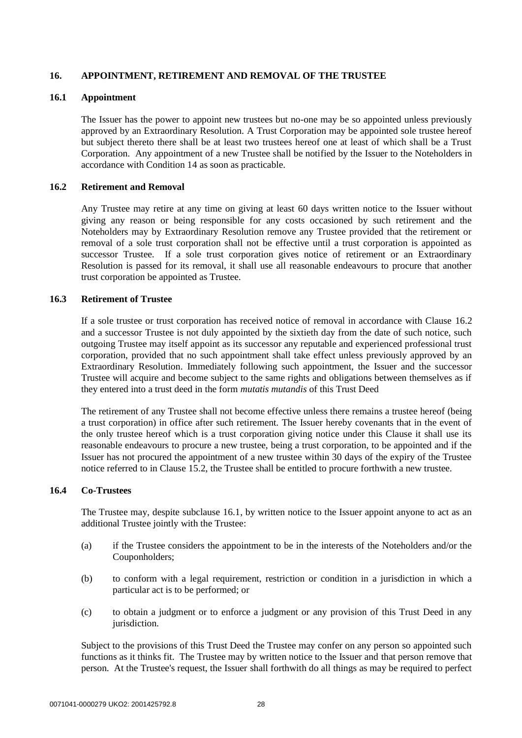## 16. APPOINTMENT, RETIREMENT AND REMOVAL OF THE TRUSTEE

### 16.1 Appointment

The Issuer has the power to appoint new trustees but no-one may be so appointed unless previously approved by an Extraordinary Resolution. A Trust Corporation may be appointed sole trustee hereof but subject thereto there shall be at least two trustees hereof one at least of which shall be a Trust Corporation. Any appointment of a new Trustee shall be notified by the Issuer to the Noteholders in accordance with Condition 14 as soon as practicable.

### 16.2 Retirement and Removal

Any Trustee may retire at any time on giving at least 60 days written notice to the Issuer without giving any reason or being responsible for any costs occasioned by such retirement and the Noteholders may by Extraordinary Resolution remove any Trustee provided that the retirement or removal of a sole trust corporation shall not be effective until a trust corporation is appointed as successor Trustee. If a sole trust corporation gives notice of retirement or an Extraordinary Resolution is passed for its removal, it shall use all reasonable endeavours to procure that another trust corporation be appointed as Trustee.

### 16.3 Retirement of Trustee

If a sole trustee or trust corporation has received notice of removal in accordance with Clause 16.2 and a successor Trustee is not duly appointed by the sixtieth day from the date of such notice, such outgoing Trustee may itself appoint as its successor any reputable and experienced professional trust corporation, provided that no such appointment shall take effect unless previously approved by an Extraordinary Resolution. Immediately following such appointment, the Issuer and the successor Trustee will acquire and become subject to the same rights and obligations between themselves as if they entered into a trust deed in the form *mutatis mutandis* of this Trust Deed

The retirement of any Trustee shall not become effective unless there remains a trustee hereof (being a trust corporation) in office after such retirement. The Issuer hereby covenants that in the event of the only trustee hereof which is a trust corporation giving notice under this Clause it shall use its reasonable endeavours to procure a new trustee, being a trust corporation, to be appointed and if the Issuer has not procured the appointment of a new trustee within 30 days of the expiry of the Trustee notice referred to in Clause 15.2, the Trustee shall be entitled to procure forthwith a new trustee.

### 16.4 Co-Trustees

The Trustee may, despite subclause 16.1, by written notice to the Issuer appoint anyone to act as an additional Trustee jointly with the Trustee:

(a) if the Trustee considers the appointment to be in the interests of the Noteholders and/or the Couponholders;

(b) to conform with a legal requirement, restriction or condition in a jurisdiction in which a particular act is to be performed; or

(c) to obtain a judgment or to enforce a judgment or any provision of this Trust Deed in any jurisdiction.

Subject to the provisions of this Trust Deed the Trustee may confer on any person so appointed such functions as it thinks fit. The Trustee may by written notice to the Issuer and that person remove that person. At the Trustee's request, the Issuer shall forthwith do all things as may be required to perfect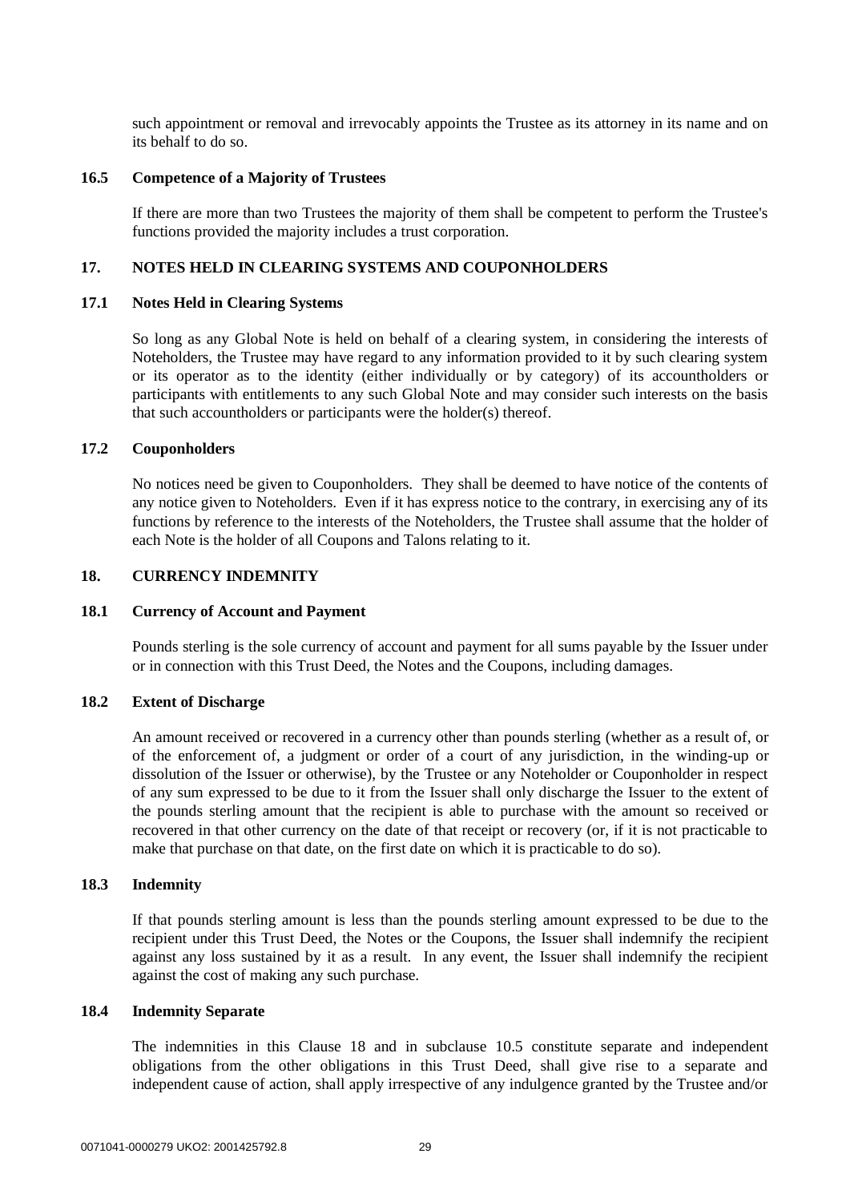such appointment or removal and irrevocably appoints the Trustee as its attorney in its name and on its behalf to do so.

### 16.5 Competence of a Majority of Trustees

If there are more than two Trustees the majority of them shall be competent to perform the Trustee's functions provided the majority includes a trust corporation.

## 17. NOTES HELD IN CLEARING SYSTEMS AND COUPONHOLDERS

### 17.1 Notes Held in Clearing Systems

So long as any Global Note is held on behalf of a clearing system, in considering the interests of Noteholders, the Trustee may have regard to any information provided to it by such clearing system or its operator as to the identity (either individually or by category) of its accountholders or participants with entitlements to any such Global Note and may consider such interests on the basis that such accountholders or participants were the holder(s) thereof.

### 17.2 Couponholders

No notices need be given to Couponholders. They shall be deemed to have notice of the contents of any notice given to Noteholders. Even if it has express notice to the contrary, in exercising any of its functions by reference to the interests of the Noteholders, the Trustee shall assume that the holder of each Note is the holder of all Coupons and Talons relating to it.

## 18. CURRENCY INDEMNITY

### 18.1 Currency of Account and Payment

Pounds sterling is the sole currency of account and payment for all sums payable by the Issuer under or in connection with this Trust Deed, the Notes and the Coupons, including damages.

### 18.2 Extent of Discharge

An amount received or recovered in a currency other than pounds sterling (whether as a result of, or of the enforcement of, a judgment or order of a court of any jurisdiction, in the winding-up or dissolution of the Issuer or otherwise), by the Trustee or any Noteholder or Couponholder in respect of any sum expressed to be due to it from the Issuer shall only discharge the Issuer to the extent of the pounds sterling amount that the recipient is able to purchase with the amount so received or recovered in that other currency on the date of that receipt or recovery (or, if it is not practicable to make that purchase on that date, on the first date on which it is practicable to do so).

### 18.3 Indemnity

If that pounds sterling amount is less than the pounds sterling amount expressed to be due to the recipient under this Trust Deed, the Notes or the Coupons, the Issuer shall indemnify the recipient against any loss sustained by it as a result. In any event, the Issuer shall indemnify the recipient against the cost of making any such purchase.

### 18.4 Indemnity Separate

The indemnities in this Clause 18 and in subclause 10.5 constitute separate and independent obligations from the other obligations in this Trust Deed, shall give rise to a separate and independent cause of action, shall apply irrespective of any indulgence granted by the Trustee and/or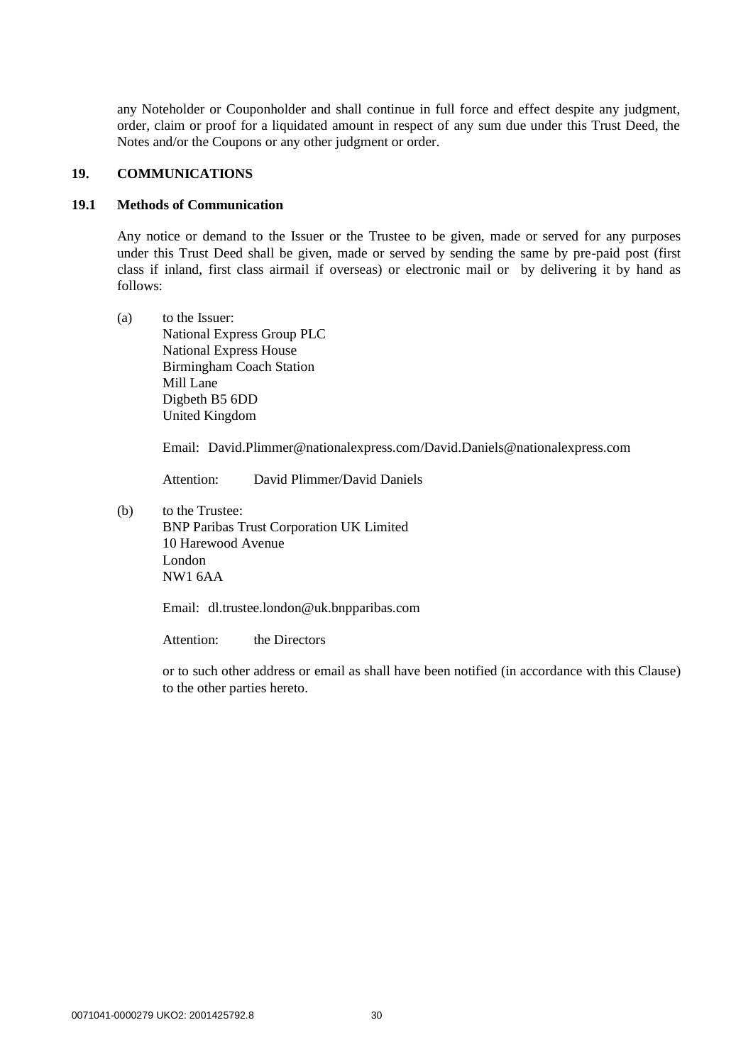any Noteholder or Couponholder and shall continue in full force and effect despite any judgment, order, claim or proof for a liquidated amount in respect of any sum due under this Trust Deed, the Notes and/or the Coupons or any other judgment or order.

## 19. COMMUNICATIONS

### 19.1 Methods of Communication

Any notice or demand to the Issuer or the Trustee to be given, made or served for any purposes under this Trust Deed shall be given, made or served by sending the same by pre-paid post (first class if inland, first class airmail if overseas) or electronic mail or by delivering it by hand as follows:

(a) to the Issuer:
National Express Group PLC
National Express House
Birmingham Coach Station
Mill Lane
Digbeth B5 6DD
United Kingdom

Email: David.Plimmer@nationalexpress.com/David.Daniels@nationalexpress.com

Attention: David Plimmer/David Daniels

(b) to the Trustee:
BNP Paribas Trust Corporation UK Limited
10 Harewood Avenue
London
NW1 6AA

Email: dl.trustee.london@uk.bnpparibas.com

Attention: the Directors

or to such other address or email as shall have been notified (in accordance with this Clause) to the other parties hereto.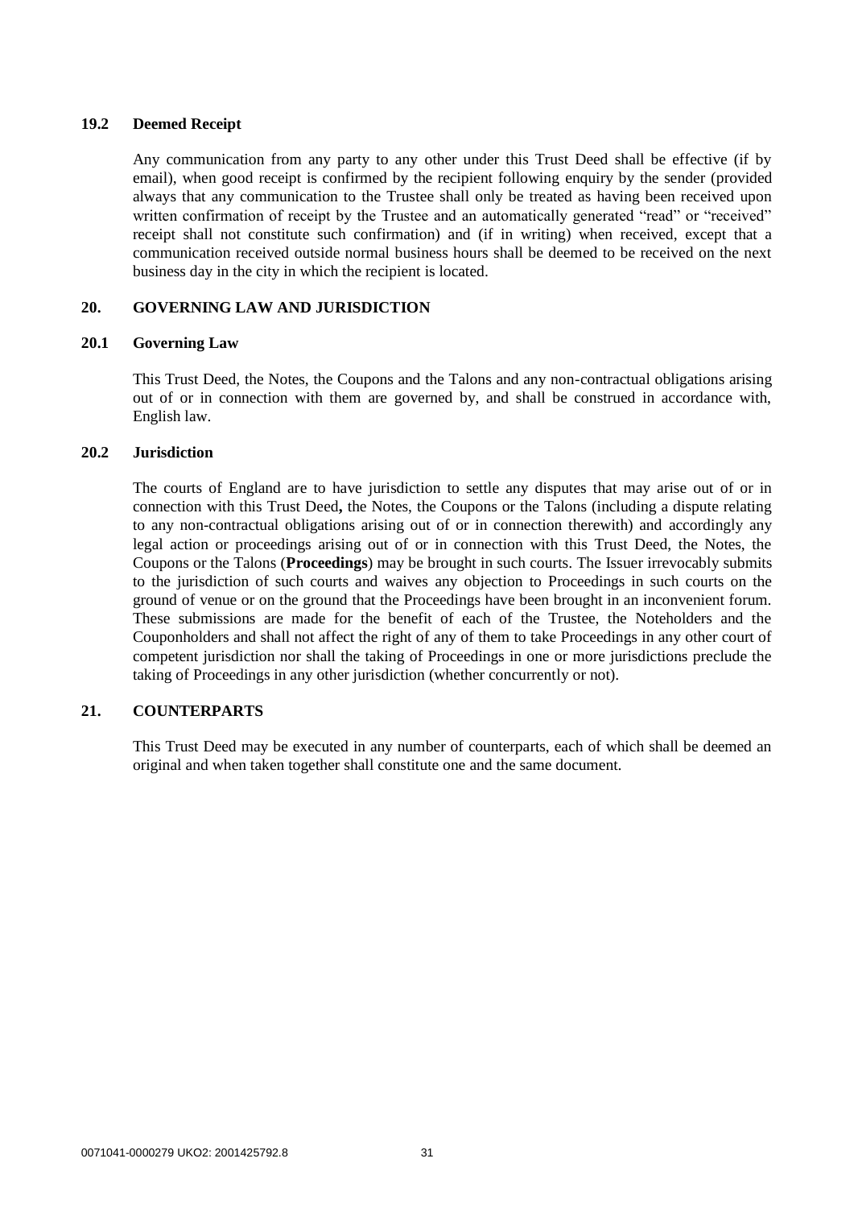### 19.2 Deemed Receipt

Any communication from any party to any other under this Trust Deed shall be effective (if by email), when good receipt is confirmed by the recipient following enquiry by the sender (provided always that any communication to the Trustee shall only be treated as having been received upon written confirmation of receipt by the Trustee and an automatically generated "read" or "received" receipt shall not constitute such confirmation) and (if in writing) when received, except that a communication received outside normal business hours shall be deemed to be received on the next business day in the city in which the recipient is located.

## 20. GOVERNING LAW AND JURISDICTION

### 20.1 Governing Law

This Trust Deed, the Notes, the Coupons and the Talons and any non-contractual obligations arising out of or in connection with them are governed by, and shall be construed in accordance with, English law.

### 20.2 Jurisdiction

The courts of England are to have jurisdiction to settle any disputes that may arise out of or in connection with this Trust Deed**,** the Notes, the Coupons or the Talons (including a dispute relating to any non-contractual obligations arising out of or in connection therewith) and accordingly any legal action or proceedings arising out of or in connection with this Trust Deed, the Notes, the Coupons or the Talons (**Proceedings**) may be brought in such courts. The Issuer irrevocably submits to the jurisdiction of such courts and waives any objection to Proceedings in such courts on the ground of venue or on the ground that the Proceedings have been brought in an inconvenient forum. These submissions are made for the benefit of each of the Trustee, the Noteholders and the Couponholders and shall not affect the right of any of them to take Proceedings in any other court of competent jurisdiction nor shall the taking of Proceedings in one or more jurisdictions preclude the taking of Proceedings in any other jurisdiction (whether concurrently or not).

## 21. COUNTERPARTS

This Trust Deed may be executed in any number of counterparts, each of which shall be deemed an original and when taken together shall constitute one and the same document.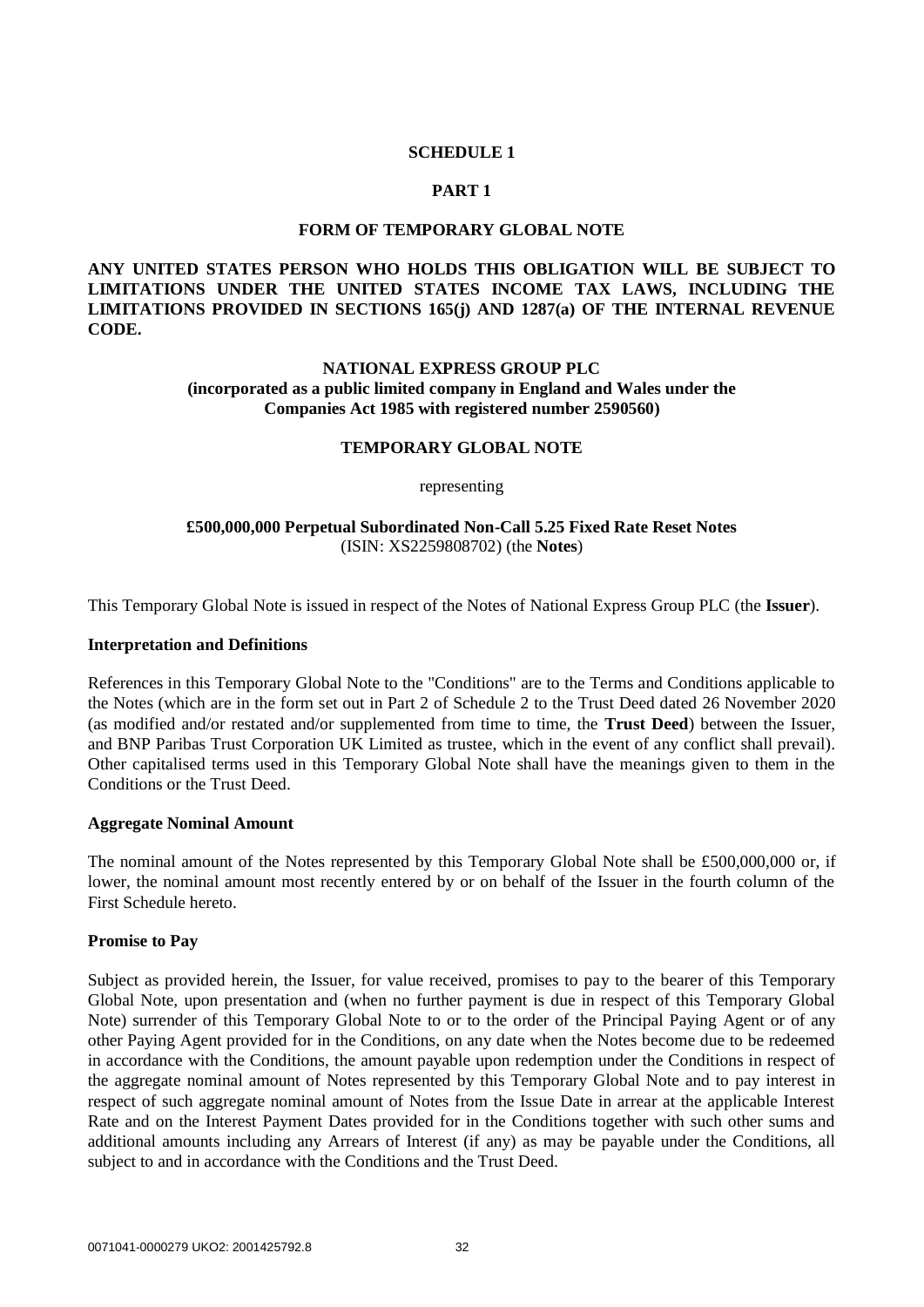# SCHEDULE 1

## PART 1

## FORM OF TEMPORARY GLOBAL NOTE

**ANY UNITED STATES PERSON WHO HOLDS THIS OBLIGATION WILL BE SUBJECT TO LIMITATIONS UNDER THE UNITED STATES INCOME TAX LAWS, INCLUDING THE LIMITATIONS PROVIDED IN SECTIONS 165(j) AND 1287(a) OF THE INTERNAL REVENUE CODE.**

**NATIONAL EXPRESS GROUP PLC**
**(incorporated as a public limited company in England and Wales under the Companies Act 1985 with registered number 2590560)**

**TEMPORARY GLOBAL NOTE**

representing

**£500,000,000 Perpetual Subordinated Non-Call 5.25 Fixed Rate Reset Notes**
(ISIN: XS2259808702) (the **Notes**)

This Temporary Global Note is issued in respect of the Notes of National Express Group PLC (the **Issuer**).

### Interpretation and Definitions

References in this Temporary Global Note to the "Conditions" are to the Terms and Conditions applicable to the Notes (which are in the form set out in Part 2 of Schedule 2 to the Trust Deed dated 26 November 2020 (as modified and/or restated and/or supplemented from time to time, the **Trust Deed**) between the Issuer, and BNP Paribas Trust Corporation UK Limited as trustee, which in the event of any conflict shall prevail). Other capitalised terms used in this Temporary Global Note shall have the meanings given to them in the Conditions or the Trust Deed.

### Aggregate Nominal Amount

The nominal amount of the Notes represented by this Temporary Global Note shall be £500,000,000 or, if lower, the nominal amount most recently entered by or on behalf of the Issuer in the fourth column of the First Schedule hereto.

### Promise to Pay

Subject as provided herein, the Issuer, for value received, promises to pay to the bearer of this Temporary Global Note, upon presentation and (when no further payment is due in respect of this Temporary Global Note) surrender of this Temporary Global Note to or to the order of the Principal Paying Agent or of any other Paying Agent provided for in the Conditions, on any date when the Notes become due to be redeemed in accordance with the Conditions, the amount payable upon redemption under the Conditions in respect of the aggregate nominal amount of Notes represented by this Temporary Global Note and to pay interest in respect of such aggregate nominal amount of Notes from the Issue Date in arrear at the applicable Interest Rate and on the Interest Payment Dates provided for in the Conditions together with such other sums and additional amounts including any Arrears of Interest (if any) as may be payable under the Conditions, all subject to and in accordance with the Conditions and the Trust Deed.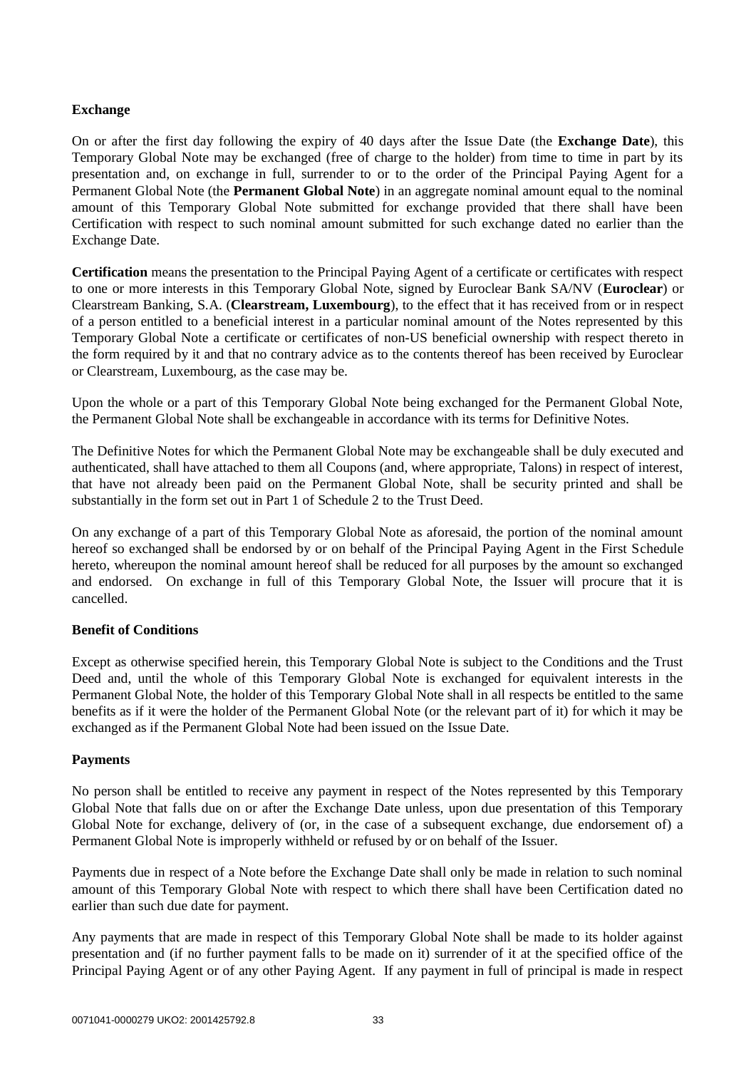**Exchange**

On or after the first day following the expiry of 40 days after the Issue Date (the **Exchange Date**), this Temporary Global Note may be exchanged (free of charge to the holder) from time to time in part by its presentation and, on exchange in full, surrender to or to the order of the Principal Paying Agent for a Permanent Global Note (the **Permanent Global Note**) in an aggregate nominal amount equal to the nominal amount of this Temporary Global Note submitted for exchange provided that there shall have been Certification with respect to such nominal amount submitted for such exchange dated no earlier than the Exchange Date.

**Certification** means the presentation to the Principal Paying Agent of a certificate or certificates with respect to one or more interests in this Temporary Global Note, signed by Euroclear Bank SA/NV (**Euroclear**) or Clearstream Banking, S.A. (**Clearstream, Luxembourg**), to the effect that it has received from or in respect of a person entitled to a beneficial interest in a particular nominal amount of the Notes represented by this Temporary Global Note a certificate or certificates of non-US beneficial ownership with respect thereto in the form required by it and that no contrary advice as to the contents thereof has been received by Euroclear or Clearstream, Luxembourg, as the case may be.

Upon the whole or a part of this Temporary Global Note being exchanged for the Permanent Global Note, the Permanent Global Note shall be exchangeable in accordance with its terms for Definitive Notes.

The Definitive Notes for which the Permanent Global Note may be exchangeable shall be duly executed and authenticated, shall have attached to them all Coupons (and, where appropriate, Talons) in respect of interest, that have not already been paid on the Permanent Global Note, shall be security printed and shall be substantially in the form set out in Part 1 of Schedule 2 to the Trust Deed.

On any exchange of a part of this Temporary Global Note as aforesaid, the portion of the nominal amount hereof so exchanged shall be endorsed by or on behalf of the Principal Paying Agent in the First Schedule hereto, whereupon the nominal amount hereof shall be reduced for all purposes by the amount so exchanged and endorsed. On exchange in full of this Temporary Global Note, the Issuer will procure that it is cancelled.

**Benefit of Conditions**

Except as otherwise specified herein, this Temporary Global Note is subject to the Conditions and the Trust Deed and, until the whole of this Temporary Global Note is exchanged for equivalent interests in the Permanent Global Note, the holder of this Temporary Global Note shall in all respects be entitled to the same benefits as if it were the holder of the Permanent Global Note (or the relevant part of it) for which it may be exchanged as if the Permanent Global Note had been issued on the Issue Date.

**Payments**

No person shall be entitled to receive any payment in respect of the Notes represented by this Temporary Global Note that falls due on or after the Exchange Date unless, upon due presentation of this Temporary Global Note for exchange, delivery of (or, in the case of a subsequent exchange, due endorsement of) a Permanent Global Note is improperly withheld or refused by or on behalf of the Issuer.

Payments due in respect of a Note before the Exchange Date shall only be made in relation to such nominal amount of this Temporary Global Note with respect to which there shall have been Certification dated no earlier than such due date for payment.

Any payments that are made in respect of this Temporary Global Note shall be made to its holder against presentation and (if no further payment falls to be made on it) surrender of it at the specified office of the Principal Paying Agent or of any other Paying Agent. If any payment in full of principal is made in respect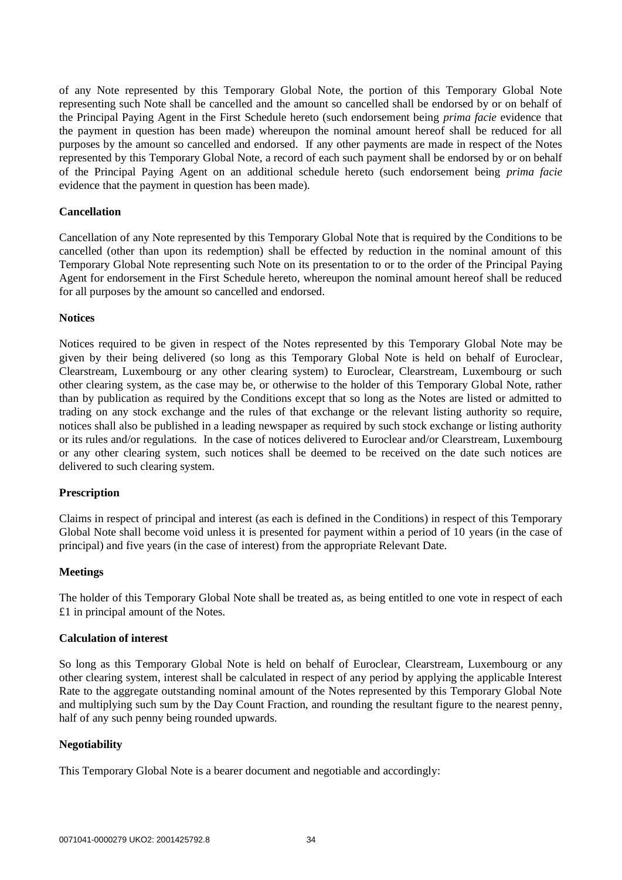of any Note represented by this Temporary Global Note, the portion of this Temporary Global Note representing such Note shall be cancelled and the amount so cancelled shall be endorsed by or on behalf of the Principal Paying Agent in the First Schedule hereto (such endorsement being *prima facie* evidence that the payment in question has been made) whereupon the nominal amount hereof shall be reduced for all purposes by the amount so cancelled and endorsed. If any other payments are made in respect of the Notes represented by this Temporary Global Note, a record of each such payment shall be endorsed by or on behalf of the Principal Paying Agent on an additional schedule hereto (such endorsement being *prima facie* evidence that the payment in question has been made).

**Cancellation**

Cancellation of any Note represented by this Temporary Global Note that is required by the Conditions to be cancelled (other than upon its redemption) shall be effected by reduction in the nominal amount of this Temporary Global Note representing such Note on its presentation to or to the order of the Principal Paying Agent for endorsement in the First Schedule hereto, whereupon the nominal amount hereof shall be reduced for all purposes by the amount so cancelled and endorsed.

**Notices**

Notices required to be given in respect of the Notes represented by this Temporary Global Note may be given by their being delivered (so long as this Temporary Global Note is held on behalf of Euroclear, Clearstream, Luxembourg or any other clearing system) to Euroclear, Clearstream, Luxembourg or such other clearing system, as the case may be, or otherwise to the holder of this Temporary Global Note, rather than by publication as required by the Conditions except that so long as the Notes are listed or admitted to trading on any stock exchange and the rules of that exchange or the relevant listing authority so require, notices shall also be published in a leading newspaper as required by such stock exchange or listing authority or its rules and/or regulations. In the case of notices delivered to Euroclear and/or Clearstream, Luxembourg or any other clearing system, such notices shall be deemed to be received on the date such notices are delivered to such clearing system.

**Prescription**

Claims in respect of principal and interest (as each is defined in the Conditions) in respect of this Temporary Global Note shall become void unless it is presented for payment within a period of 10 years (in the case of principal) and five years (in the case of interest) from the appropriate Relevant Date.

**Meetings**

The holder of this Temporary Global Note shall be treated as, as being entitled to one vote in respect of each £1 in principal amount of the Notes.

**Calculation of interest**

So long as this Temporary Global Note is held on behalf of Euroclear, Clearstream, Luxembourg or any other clearing system, interest shall be calculated in respect of any period by applying the applicable Interest Rate to the aggregate outstanding nominal amount of the Notes represented by this Temporary Global Note and multiplying such sum by the Day Count Fraction, and rounding the resultant figure to the nearest penny, half of any such penny being rounded upwards.

**Negotiability**

This Temporary Global Note is a bearer document and negotiable and accordingly: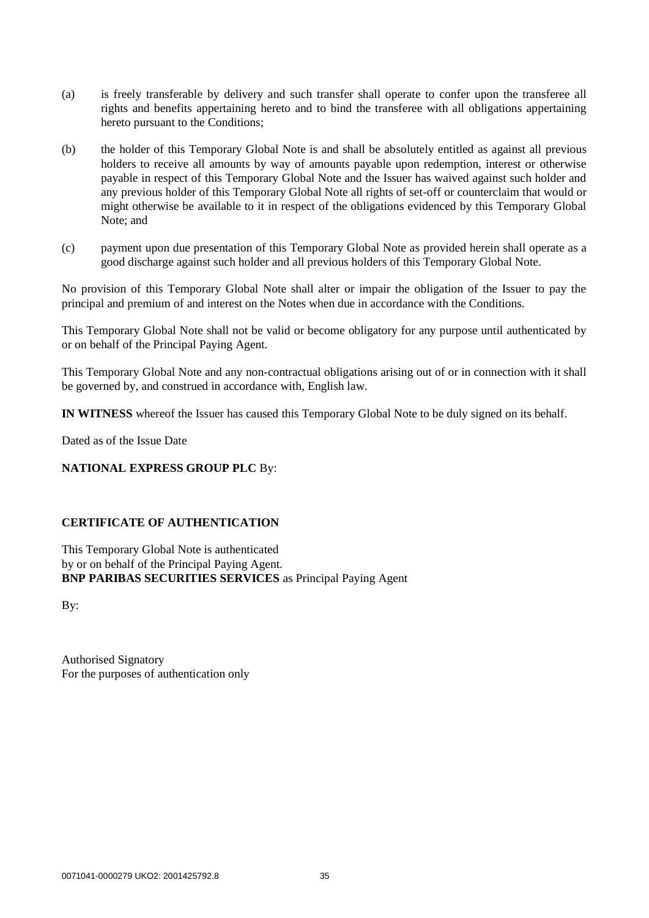(a) is freely transferable by delivery and such transfer shall operate to confer upon the transferee all rights and benefits appertaining hereto and to bind the transferee with all obligations appertaining hereto pursuant to the Conditions;

(b) the holder of this Temporary Global Note is and shall be absolutely entitled as against all previous holders to receive all amounts by way of amounts payable upon redemption, interest or otherwise payable in respect of this Temporary Global Note and the Issuer has waived against such holder and any previous holder of this Temporary Global Note all rights of set-off or counterclaim that would or might otherwise be available to it in respect of the obligations evidenced by this Temporary Global Note; and

(c) payment upon due presentation of this Temporary Global Note as provided herein shall operate as a good discharge against such holder and all previous holders of this Temporary Global Note.

No provision of this Temporary Global Note shall alter or impair the obligation of the Issuer to pay the principal and premium of and interest on the Notes when due in accordance with the Conditions.

This Temporary Global Note shall not be valid or become obligatory for any purpose until authenticated by or on behalf of the Principal Paying Agent.

This Temporary Global Note and any non-contractual obligations arising out of or in connection with it shall be governed by, and construed in accordance with, English law.

**IN WITNESS** whereof the Issuer has caused this Temporary Global Note to be duly signed on its behalf.

Dated as of the Issue Date

**NATIONAL EXPRESS GROUP PLC** By:

**CERTIFICATE OF AUTHENTICATION**

This Temporary Global Note is authenticated
by or on behalf of the Principal Paying Agent.
**BNP PARIBAS SECURITIES SERVICES** as Principal Paying Agent

By:

Authorised Signatory
For the purposes of authentication only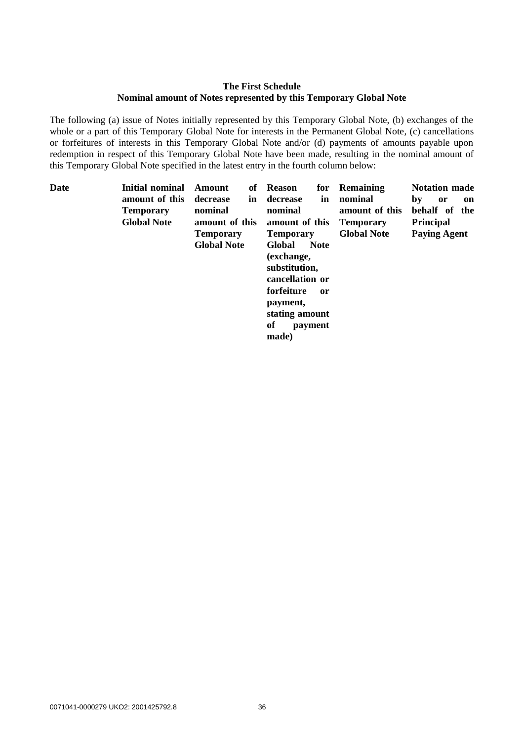**The First Schedule**
**Nominal amount of Notes represented by this Temporary Global Note**

The following (a) issue of Notes initially represented by this Temporary Global Note, (b) exchanges of the whole or a part of this Temporary Global Note for interests in the Permanent Global Note, (c) cancellations or forfeitures of interests in this Temporary Global Note and/or (d) payments of amounts payable upon redemption in respect of this Temporary Global Note have been made, resulting in the nominal amount of this Temporary Global Note specified in the latest entry in the fourth column below:

| Date | Initial nominal amount of this Temporary Global Note | Amount of decrease in nominal amount of this Temporary Global Note | Reason for decrease in nominal amount of this Temporary Global Note (exchange, substitution, cancellation or forfeiture or payment, stating amount of payment made) | Remaining nominal amount of this Temporary Global Note | Notation made by or on behalf of the Principal Paying Agent |
|---|---|---|---|---|---|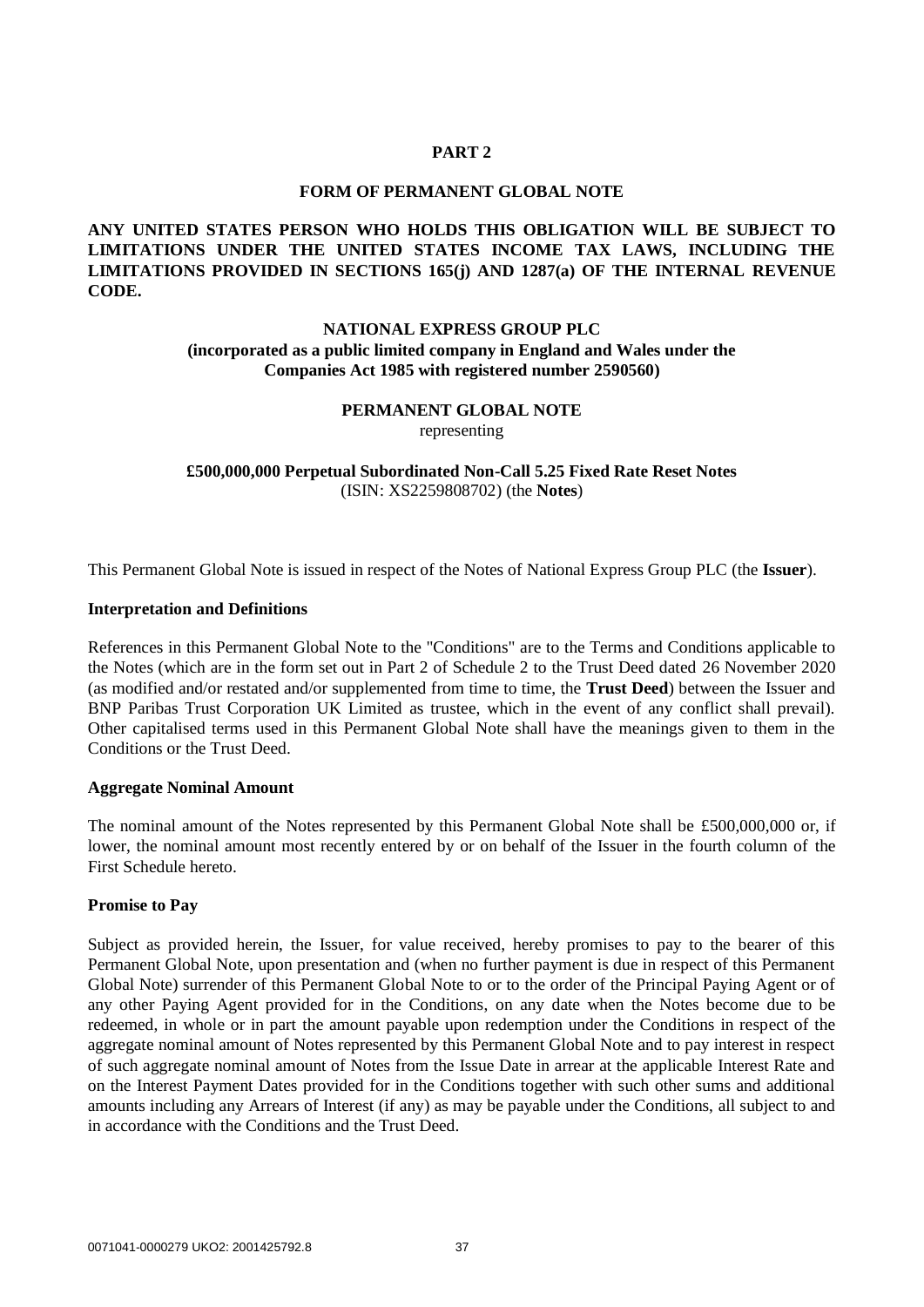## PART 2

## FORM OF PERMANENT GLOBAL NOTE

**ANY UNITED STATES PERSON WHO HOLDS THIS OBLIGATION WILL BE SUBJECT TO LIMITATIONS UNDER THE UNITED STATES INCOME TAX LAWS, INCLUDING THE LIMITATIONS PROVIDED IN SECTIONS 165(j) AND 1287(a) OF THE INTERNAL REVENUE CODE.**

**NATIONAL EXPRESS GROUP PLC**
**(incorporated as a public limited company in England and Wales under the Companies Act 1985 with registered number 2590560)**

**PERMANENT GLOBAL NOTE**
representing

**£500,000,000 Perpetual Subordinated Non-Call 5.25 Fixed Rate Reset Notes**
(ISIN: XS2259808702) (the **Notes**)

This Permanent Global Note is issued in respect of the Notes of National Express Group PLC (the **Issuer**).

**Interpretation and Definitions**

References in this Permanent Global Note to the "Conditions" are to the Terms and Conditions applicable to the Notes (which are in the form set out in Part 2 of Schedule 2 to the Trust Deed dated 26 November 2020 (as modified and/or restated and/or supplemented from time to time, the **Trust Deed**) between the Issuer and BNP Paribas Trust Corporation UK Limited as trustee, which in the event of any conflict shall prevail). Other capitalised terms used in this Permanent Global Note shall have the meanings given to them in the Conditions or the Trust Deed.

**Aggregate Nominal Amount**

The nominal amount of the Notes represented by this Permanent Global Note shall be £500,000,000 or, if lower, the nominal amount most recently entered by or on behalf of the Issuer in the fourth column of the First Schedule hereto.

**Promise to Pay**

Subject as provided herein, the Issuer, for value received, hereby promises to pay to the bearer of this Permanent Global Note, upon presentation and (when no further payment is due in respect of this Permanent Global Note) surrender of this Permanent Global Note to or to the order of the Principal Paying Agent or of any other Paying Agent provided for in the Conditions, on any date when the Notes become due to be redeemed, in whole or in part the amount payable upon redemption under the Conditions in respect of the aggregate nominal amount of Notes represented by this Permanent Global Note and to pay interest in respect of such aggregate nominal amount of Notes from the Issue Date in arrear at the applicable Interest Rate and on the Interest Payment Dates provided for in the Conditions together with such other sums and additional amounts including any Arrears of Interest (if any) as may be payable under the Conditions, all subject to and in accordance with the Conditions and the Trust Deed.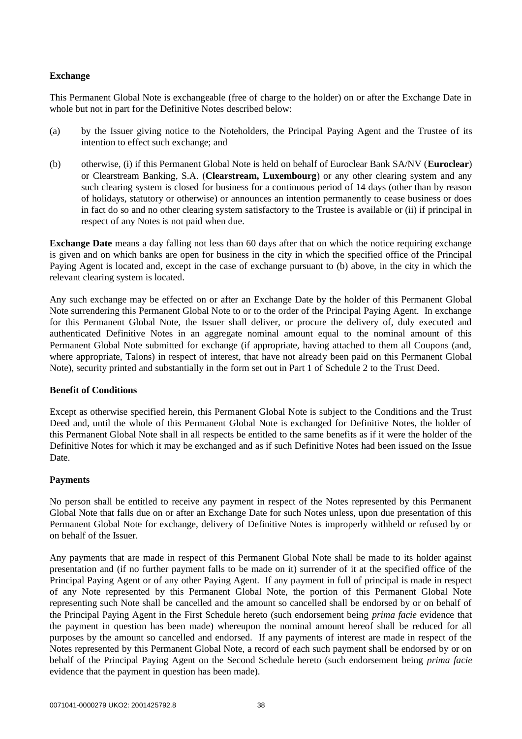**Exchange**

This Permanent Global Note is exchangeable (free of charge to the holder) on or after the Exchange Date in whole but not in part for the Definitive Notes described below:

(a) by the Issuer giving notice to the Noteholders, the Principal Paying Agent and the Trustee of its intention to effect such exchange; and

(b) otherwise, (i) if this Permanent Global Note is held on behalf of Euroclear Bank SA/NV (**Euroclear**) or Clearstream Banking, S.A. (**Clearstream, Luxembourg**) or any other clearing system and any such clearing system is closed for business for a continuous period of 14 days (other than by reason of holidays, statutory or otherwise) or announces an intention permanently to cease business or does in fact do so and no other clearing system satisfactory to the Trustee is available or (ii) if principal in respect of any Notes is not paid when due.

**Exchange Date** means a day falling not less than 60 days after that on which the notice requiring exchange is given and on which banks are open for business in the city in which the specified office of the Principal Paying Agent is located and, except in the case of exchange pursuant to (b) above, in the city in which the relevant clearing system is located.

Any such exchange may be effected on or after an Exchange Date by the holder of this Permanent Global Note surrendering this Permanent Global Note to or to the order of the Principal Paying Agent. In exchange for this Permanent Global Note, the Issuer shall deliver, or procure the delivery of, duly executed and authenticated Definitive Notes in an aggregate nominal amount equal to the nominal amount of this Permanent Global Note submitted for exchange (if appropriate, having attached to them all Coupons (and, where appropriate, Talons) in respect of interest, that have not already been paid on this Permanent Global Note), security printed and substantially in the form set out in Part 1 of Schedule 2 to the Trust Deed.

**Benefit of Conditions**

Except as otherwise specified herein, this Permanent Global Note is subject to the Conditions and the Trust Deed and, until the whole of this Permanent Global Note is exchanged for Definitive Notes, the holder of this Permanent Global Note shall in all respects be entitled to the same benefits as if it were the holder of the Definitive Notes for which it may be exchanged and as if such Definitive Notes had been issued on the Issue Date.

**Payments**

No person shall be entitled to receive any payment in respect of the Notes represented by this Permanent Global Note that falls due on or after an Exchange Date for such Notes unless, upon due presentation of this Permanent Global Note for exchange, delivery of Definitive Notes is improperly withheld or refused by or on behalf of the Issuer.

Any payments that are made in respect of this Permanent Global Note shall be made to its holder against presentation and (if no further payment falls to be made on it) surrender of it at the specified office of the Principal Paying Agent or of any other Paying Agent. If any payment in full of principal is made in respect of any Note represented by this Permanent Global Note, the portion of this Permanent Global Note representing such Note shall be cancelled and the amount so cancelled shall be endorsed by or on behalf of the Principal Paying Agent in the First Schedule hereto (such endorsement being *prima facie* evidence that the payment in question has been made) whereupon the nominal amount hereof shall be reduced for all purposes by the amount so cancelled and endorsed. If any payments of interest are made in respect of the Notes represented by this Permanent Global Note, a record of each such payment shall be endorsed by or on behalf of the Principal Paying Agent on the Second Schedule hereto (such endorsement being *prima facie* evidence that the payment in question has been made).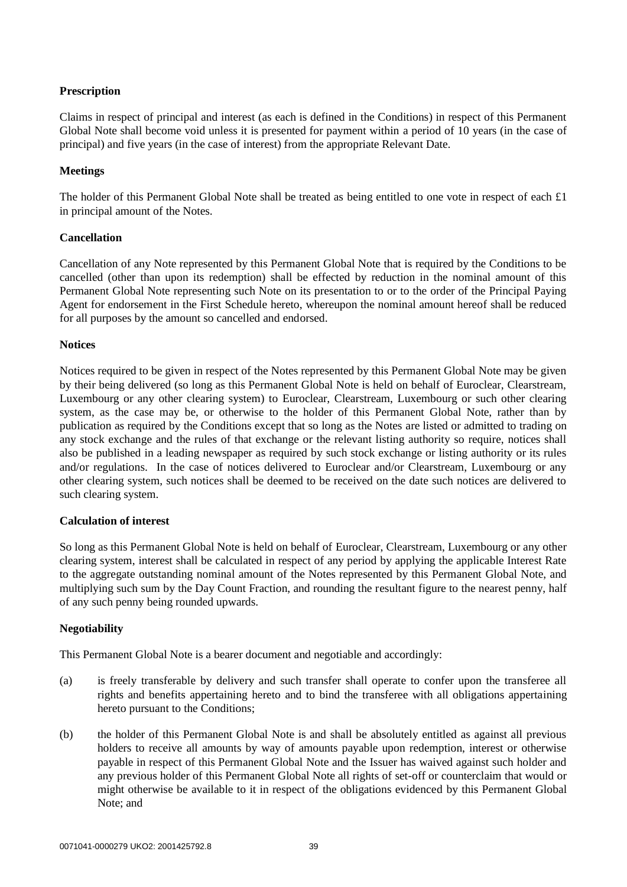**Prescription**

Claims in respect of principal and interest (as each is defined in the Conditions) in respect of this Permanent Global Note shall become void unless it is presented for payment within a period of 10 years (in the case of principal) and five years (in the case of interest) from the appropriate Relevant Date.

**Meetings**

The holder of this Permanent Global Note shall be treated as being entitled to one vote in respect of each £1 in principal amount of the Notes.

**Cancellation**

Cancellation of any Note represented by this Permanent Global Note that is required by the Conditions to be cancelled (other than upon its redemption) shall be effected by reduction in the nominal amount of this Permanent Global Note representing such Note on its presentation to or to the order of the Principal Paying Agent for endorsement in the First Schedule hereto, whereupon the nominal amount hereof shall be reduced for all purposes by the amount so cancelled and endorsed.

**Notices**

Notices required to be given in respect of the Notes represented by this Permanent Global Note may be given by their being delivered (so long as this Permanent Global Note is held on behalf of Euroclear, Clearstream, Luxembourg or any other clearing system) to Euroclear, Clearstream, Luxembourg or such other clearing system, as the case may be, or otherwise to the holder of this Permanent Global Note, rather than by publication as required by the Conditions except that so long as the Notes are listed or admitted to trading on any stock exchange and the rules of that exchange or the relevant listing authority so require, notices shall also be published in a leading newspaper as required by such stock exchange or listing authority or its rules and/or regulations. In the case of notices delivered to Euroclear and/or Clearstream, Luxembourg or any other clearing system, such notices shall be deemed to be received on the date such notices are delivered to such clearing system.

**Calculation of interest**

So long as this Permanent Global Note is held on behalf of Euroclear, Clearstream, Luxembourg or any other clearing system, interest shall be calculated in respect of any period by applying the applicable Interest Rate to the aggregate outstanding nominal amount of the Notes represented by this Permanent Global Note, and multiplying such sum by the Day Count Fraction, and rounding the resultant figure to the nearest penny, half of any such penny being rounded upwards.

**Negotiability**

This Permanent Global Note is a bearer document and negotiable and accordingly:

(a) is freely transferable by delivery and such transfer shall operate to confer upon the transferee all rights and benefits appertaining hereto and to bind the transferee with all obligations appertaining hereto pursuant to the Conditions;

(b) the holder of this Permanent Global Note is and shall be absolutely entitled as against all previous holders to receive all amounts by way of amounts payable upon redemption, interest or otherwise payable in respect of this Permanent Global Note and the Issuer has waived against such holder and any previous holder of this Permanent Global Note all rights of set-off or counterclaim that would or might otherwise be available to it in respect of the obligations evidenced by this Permanent Global Note; and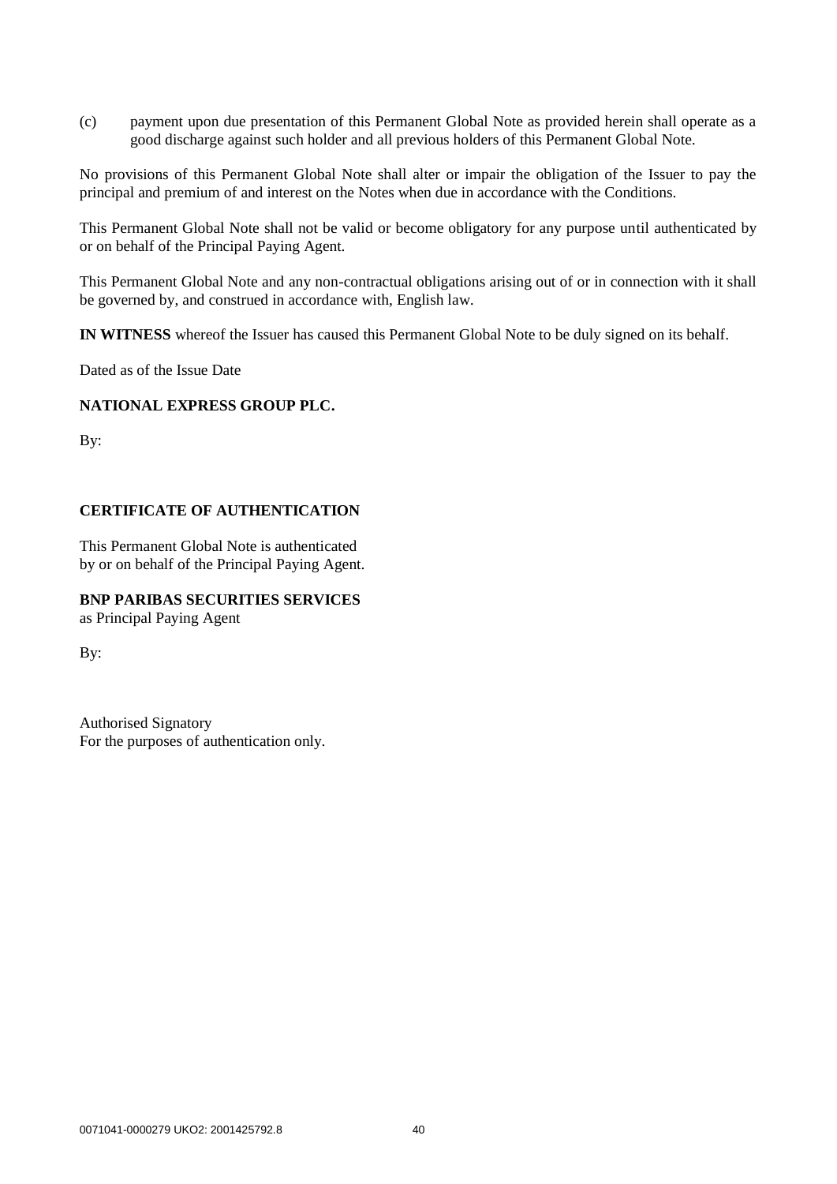(c) payment upon due presentation of this Permanent Global Note as provided herein shall operate as a good discharge against such holder and all previous holders of this Permanent Global Note.

No provisions of this Permanent Global Note shall alter or impair the obligation of the Issuer to pay the principal and premium of and interest on the Notes when due in accordance with the Conditions.

This Permanent Global Note shall not be valid or become obligatory for any purpose until authenticated by or on behalf of the Principal Paying Agent.

This Permanent Global Note and any non-contractual obligations arising out of or in connection with it shall be governed by, and construed in accordance with, English law.

**IN WITNESS** whereof the Issuer has caused this Permanent Global Note to be duly signed on its behalf.

Dated as of the Issue Date

**NATIONAL EXPRESS GROUP PLC.**

By:

**CERTIFICATE OF AUTHENTICATION**

This Permanent Global Note is authenticated
by or on behalf of the Principal Paying Agent.

**BNP PARIBAS SECURITIES SERVICES**
as Principal Paying Agent

By:

Authorised Signatory
For the purposes of authentication only.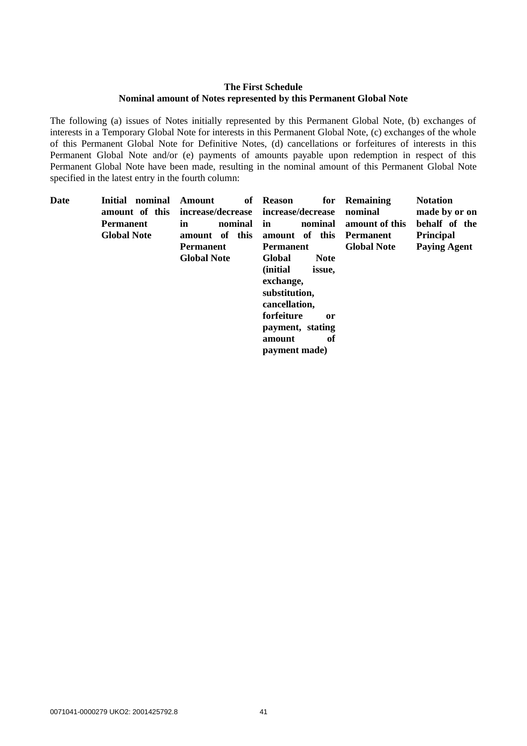**The First Schedule**
**Nominal amount of Notes represented by this Permanent Global Note**

The following (a) issues of Notes initially represented by this Permanent Global Note, (b) exchanges of interests in a Temporary Global Note for interests in this Permanent Global Note, (c) exchanges of the whole of this Permanent Global Note for Definitive Notes, (d) cancellations or forfeitures of interests in this Permanent Global Note and/or (e) payments of amounts payable upon redemption in respect of this Permanent Global Note have been made, resulting in the nominal amount of this Permanent Global Note specified in the latest entry in the fourth column:

| Date | Initial nominal amount of this Permanent Global Note | Amount of increase/decrease in nominal amount of this Permanent Global Note | Reason for increase/decrease in nominal amount of this Permanent Global Note (initial issue, exchange, substitution, cancellation, forfeiture or payment, stating amount of payment made) | Remaining nominal amount of this Permanent Global Note | Notation made by or on behalf of the Principal Paying Agent |
|---|---|---|---|---|---|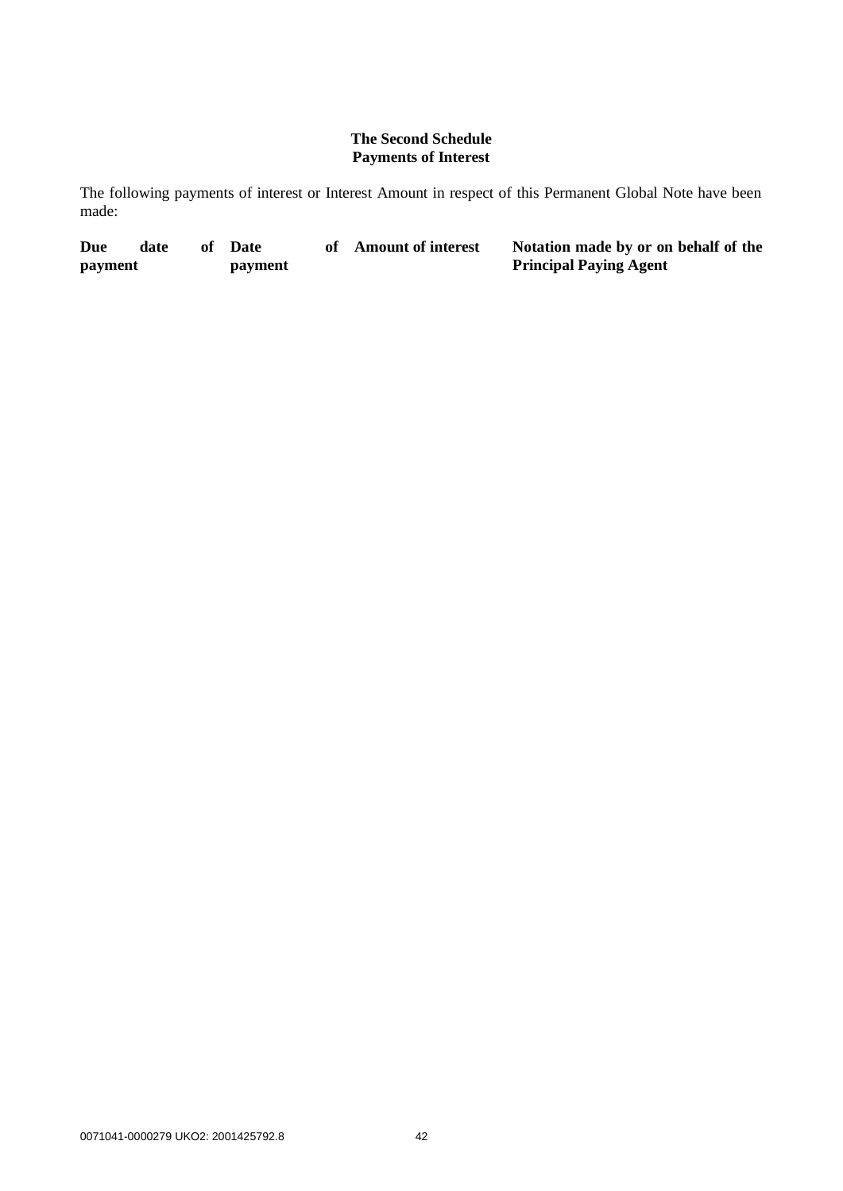**The Second Schedule**
**Payments of Interest**

The following payments of interest or Interest Amount in respect of this Permanent Global Note have been made:

| Due date of payment | Date of payment | Amount of interest | Notation made by or on behalf of the Principal Paying Agent |
|---|---|---|---|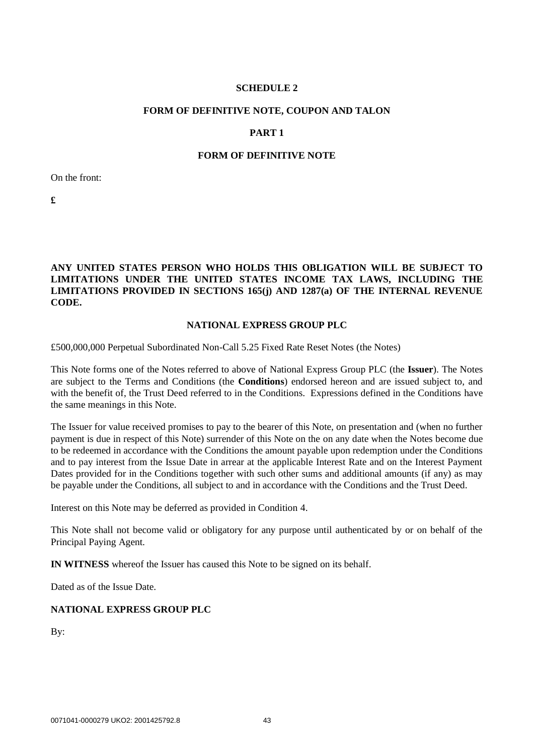**SCHEDULE 2**

**FORM OF DEFINITIVE NOTE, COUPON AND TALON**

**PART 1**

**FORM OF DEFINITIVE NOTE**

On the front:

**£**

**ANY UNITED STATES PERSON WHO HOLDS THIS OBLIGATION WILL BE SUBJECT TO LIMITATIONS UNDER THE UNITED STATES INCOME TAX LAWS, INCLUDING THE LIMITATIONS PROVIDED IN SECTIONS 165(j) AND 1287(a) OF THE INTERNAL REVENUE CODE.**

**NATIONAL EXPRESS GROUP PLC**

£500,000,000 Perpetual Subordinated Non-Call 5.25 Fixed Rate Reset Notes (the Notes)

This Note forms one of the Notes referred to above of National Express Group PLC (the **Issuer**). The Notes are subject to the Terms and Conditions (the **Conditions**) endorsed hereon and are issued subject to, and with the benefit of, the Trust Deed referred to in the Conditions. Expressions defined in the Conditions have the same meanings in this Note.

The Issuer for value received promises to pay to the bearer of this Note, on presentation and (when no further payment is due in respect of this Note) surrender of this Note on the on any date when the Notes become due to be redeemed in accordance with the Conditions the amount payable upon redemption under the Conditions and to pay interest from the Issue Date in arrear at the applicable Interest Rate and on the Interest Payment Dates provided for in the Conditions together with such other sums and additional amounts (if any) as may be payable under the Conditions, all subject to and in accordance with the Conditions and the Trust Deed.

Interest on this Note may be deferred as provided in Condition 4.

This Note shall not become valid or obligatory for any purpose until authenticated by or on behalf of the Principal Paying Agent.

**IN WITNESS** whereof the Issuer has caused this Note to be signed on its behalf.

Dated as of the Issue Date.

**NATIONAL EXPRESS GROUP PLC**

By: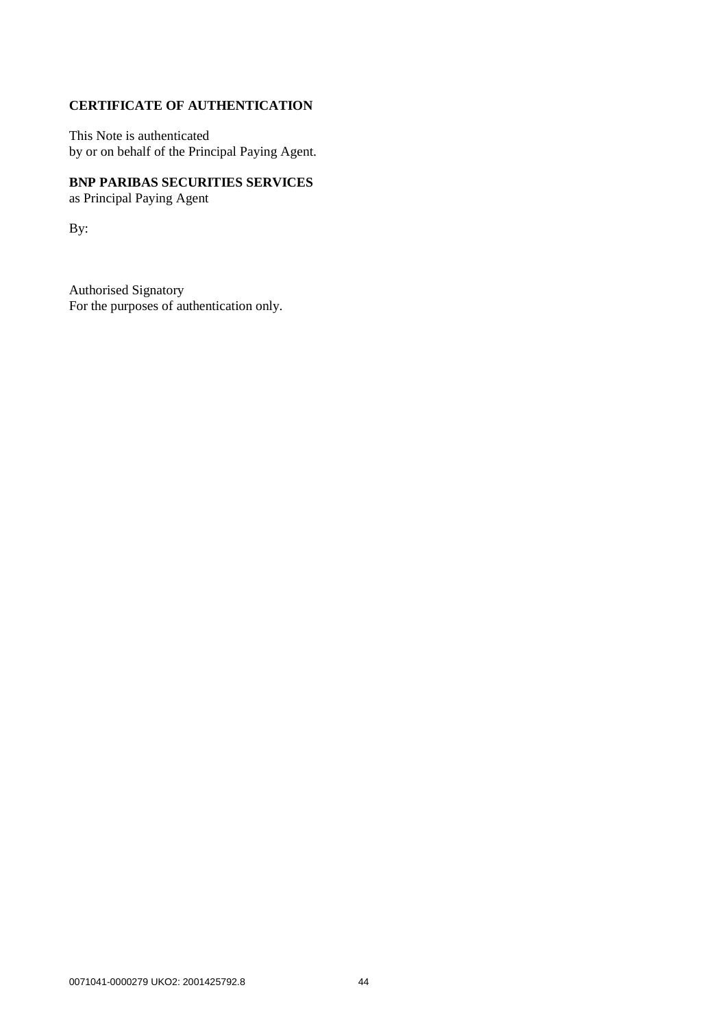**CERTIFICATE OF AUTHENTICATION**

This Note is authenticated
by or on behalf of the Principal Paying Agent.

**BNP PARIBAS SECURITIES SERVICES**
as Principal Paying Agent

By:

Authorised Signatory
For the purposes of authentication only.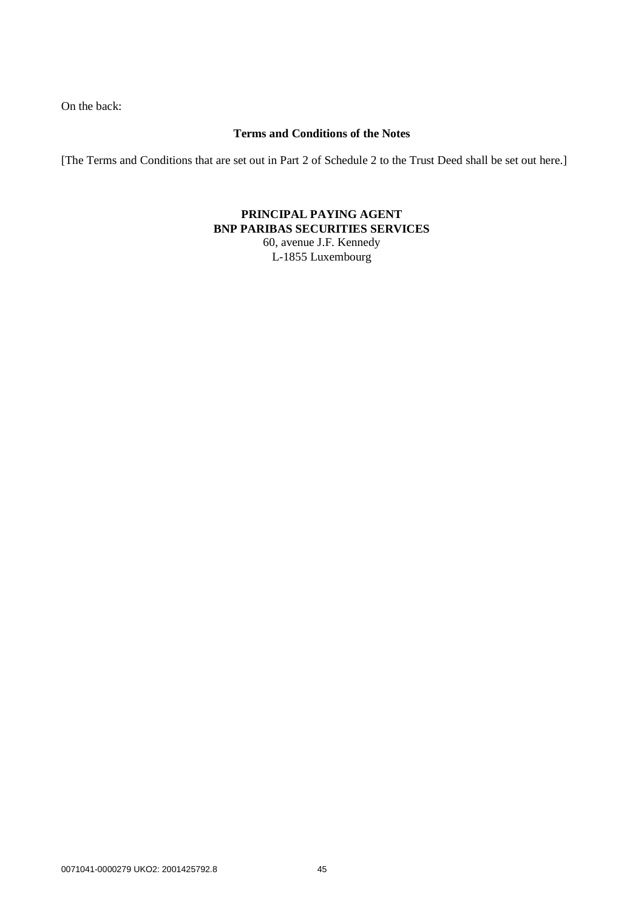On the back:

**Terms and Conditions of the Notes**

[The Terms and Conditions that are set out in Part 2 of Schedule 2 to the Trust Deed shall be set out here.]

**PRINCIPAL PAYING AGENT**
**BNP PARIBAS SECURITIES SERVICES**
60, avenue J.F. Kennedy
L-1855 Luxembourg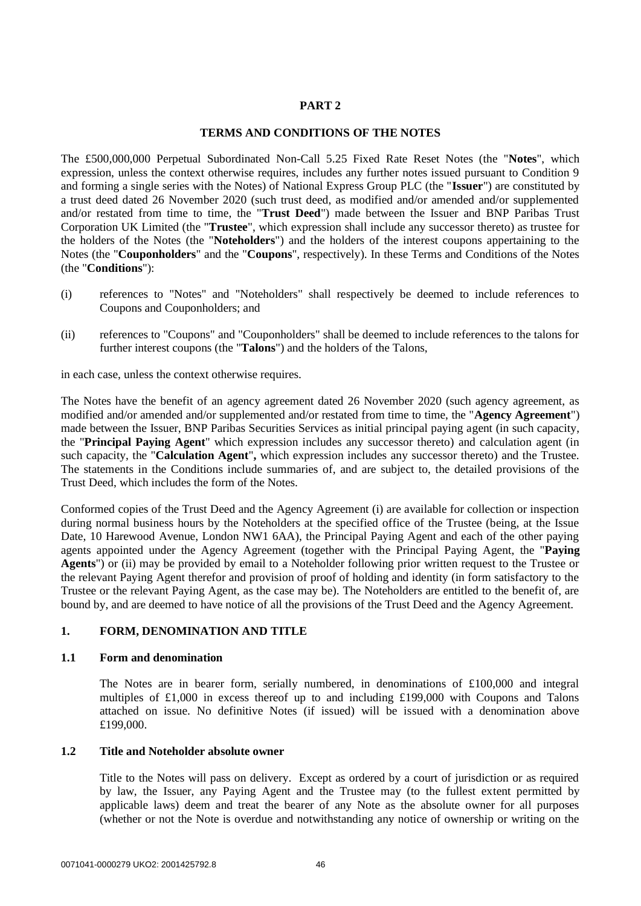**PART 2**

**TERMS AND CONDITIONS OF THE NOTES**

The £500,000,000 Perpetual Subordinated Non-Call 5.25 Fixed Rate Reset Notes (the "**Notes**", which expression, unless the context otherwise requires, includes any further notes issued pursuant to Condition 9 and forming a single series with the Notes) of National Express Group PLC (the "**Issuer**") are constituted by a trust deed dated 26 November 2020 (such trust deed, as modified and/or amended and/or supplemented and/or restated from time to time, the "**Trust Deed**") made between the Issuer and BNP Paribas Trust Corporation UK Limited (the "**Trustee**", which expression shall include any successor thereto) as trustee for the holders of the Notes (the "**Noteholders**") and the holders of the interest coupons appertaining to the Notes (the "**Couponholders**" and the "**Coupons**", respectively). In these Terms and Conditions of the Notes (the "**Conditions**"):

(i) references to "Notes" and "Noteholders" shall respectively be deemed to include references to Coupons and Couponholders; and

(ii) references to "Coupons" and "Couponholders" shall be deemed to include references to the talons for further interest coupons (the "**Talons**") and the holders of the Talons,

in each case, unless the context otherwise requires.

The Notes have the benefit of an agency agreement dated 26 November 2020 (such agency agreement, as modified and/or amended and/or supplemented and/or restated from time to time, the "**Agency Agreement**") made between the Issuer, BNP Paribas Securities Services as initial principal paying agent (in such capacity, the "**Principal Paying Agent**" which expression includes any successor thereto) and calculation agent (in such capacity, the "**Calculation Agent**", which expression includes any successor thereto) and the Trustee. The statements in the Conditions include summaries of, and are subject to, the detailed provisions of the Trust Deed, which includes the form of the Notes.

Conformed copies of the Trust Deed and the Agency Agreement (i) are available for collection or inspection during normal business hours by the Noteholders at the specified office of the Trustee (being, at the Issue Date, 10 Harewood Avenue, London NW1 6AA), the Principal Paying Agent and each of the other paying agents appointed under the Agency Agreement (together with the Principal Paying Agent, the "**Paying Agents**") or (ii) may be provided by email to a Noteholder following prior written request to the Trustee or the relevant Paying Agent therefor and provision of proof of holding and identity (in form satisfactory to the Trustee or the relevant Paying Agent, as the case may be). The Noteholders are entitled to the benefit of, are bound by, and are deemed to have notice of all the provisions of the Trust Deed and the Agency Agreement.

## 1. FORM, DENOMINATION AND TITLE

### 1.1 Form and denomination

The Notes are in bearer form, serially numbered, in denominations of £100,000 and integral multiples of £1,000 in excess thereof up to and including £199,000 with Coupons and Talons attached on issue. No definitive Notes (if issued) will be issued with a denomination above £199,000.

### 1.2 Title and Noteholder absolute owner

Title to the Notes will pass on delivery. Except as ordered by a court of jurisdiction or as required by law, the Issuer, any Paying Agent and the Trustee may (to the fullest extent permitted by applicable laws) deem and treat the bearer of any Note as the absolute owner for all purposes (whether or not the Note is overdue and notwithstanding any notice of ownership or writing on the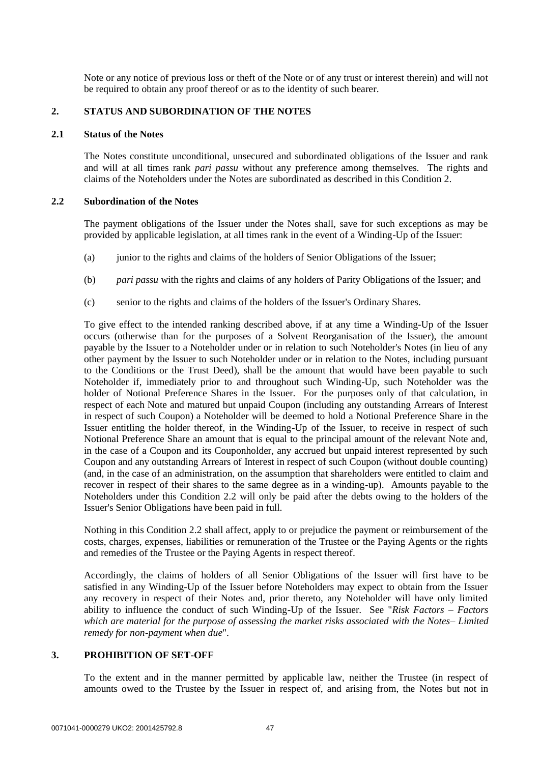Note or any notice of previous loss or theft of the Note or of any trust or interest therein) and will not be required to obtain any proof thereof or as to the identity of such bearer.

## 2. STATUS AND SUBORDINATION OF THE NOTES

### 2.1 Status of the Notes

The Notes constitute unconditional, unsecured and subordinated obligations of the Issuer and rank and will at all times rank *pari passu* without any preference among themselves. The rights and claims of the Noteholders under the Notes are subordinated as described in this Condition 2.

### 2.2 Subordination of the Notes

The payment obligations of the Issuer under the Notes shall, save for such exceptions as may be provided by applicable legislation, at all times rank in the event of a Winding-Up of the Issuer:

(a) junior to the rights and claims of the holders of Senior Obligations of the Issuer;

(b) *pari passu* with the rights and claims of any holders of Parity Obligations of the Issuer; and

(c) senior to the rights and claims of the holders of the Issuer's Ordinary Shares.

To give effect to the intended ranking described above, if at any time a Winding-Up of the Issuer occurs (otherwise than for the purposes of a Solvent Reorganisation of the Issuer), the amount payable by the Issuer to a Noteholder under or in relation to such Noteholder's Notes (in lieu of any other payment by the Issuer to such Noteholder under or in relation to the Notes, including pursuant to the Conditions or the Trust Deed), shall be the amount that would have been payable to such Noteholder if, immediately prior to and throughout such Winding-Up, such Noteholder was the holder of Notional Preference Shares in the Issuer. For the purposes only of that calculation, in respect of each Note and matured but unpaid Coupon (including any outstanding Arrears of Interest in respect of such Coupon) a Noteholder will be deemed to hold a Notional Preference Share in the Issuer entitling the holder thereof, in the Winding-Up of the Issuer, to receive in respect of such Notional Preference Share an amount that is equal to the principal amount of the relevant Note and, in the case of a Coupon and its Couponholder, any accrued but unpaid interest represented by such Coupon and any outstanding Arrears of Interest in respect of such Coupon (without double counting) (and, in the case of an administration, on the assumption that shareholders were entitled to claim and recover in respect of their shares to the same degree as in a winding-up). Amounts payable to the Noteholders under this Condition 2.2 will only be paid after the debts owing to the holders of the Issuer's Senior Obligations have been paid in full.

Nothing in this Condition 2.2 shall affect, apply to or prejudice the payment or reimbursement of the costs, charges, expenses, liabilities or remuneration of the Trustee or the Paying Agents or the rights and remedies of the Trustee or the Paying Agents in respect thereof.

Accordingly, the claims of holders of all Senior Obligations of the Issuer will first have to be satisfied in any Winding-Up of the Issuer before Noteholders may expect to obtain from the Issuer any recovery in respect of their Notes and, prior thereto, any Noteholder will have only limited ability to influence the conduct of such Winding-Up of the Issuer. See "*Risk Factors – Factors which are material for the purpose of assessing the market risks associated with the Notes– Limited remedy for non-payment when due*".

## 3. PROHIBITION OF SET-OFF

To the extent and in the manner permitted by applicable law, neither the Trustee (in respect of amounts owed to the Trustee by the Issuer in respect of, and arising from, the Notes but not in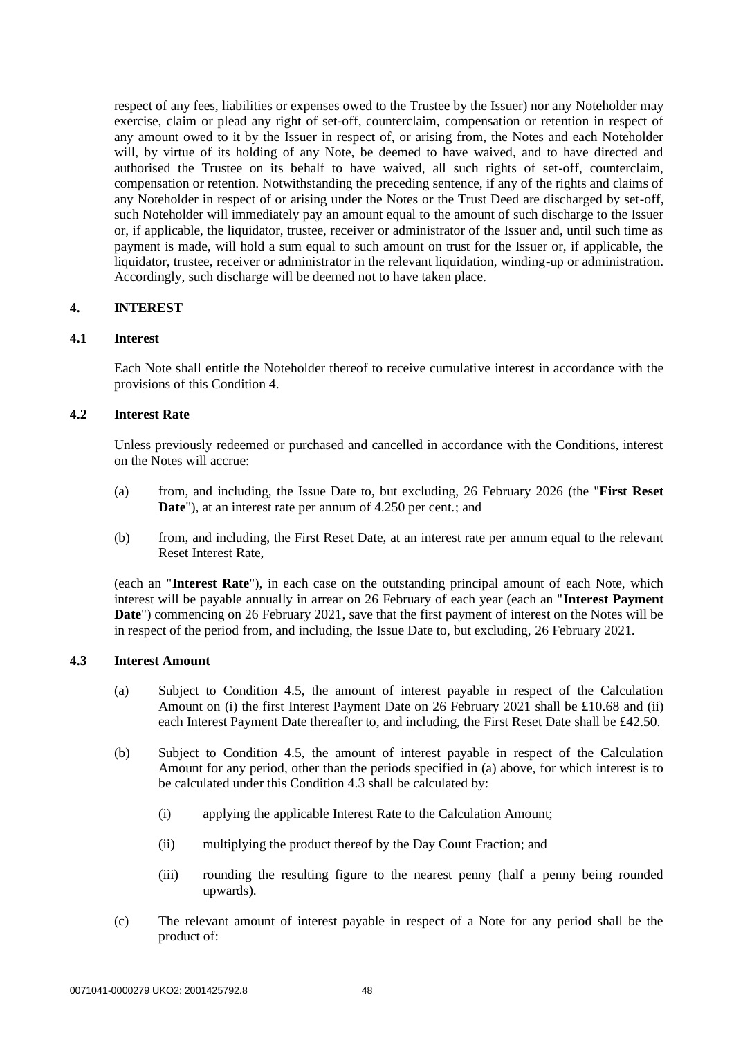respect of any fees, liabilities or expenses owed to the Trustee by the Issuer) nor any Noteholder may exercise, claim or plead any right of set-off, counterclaim, compensation or retention in respect of any amount owed to it by the Issuer in respect of, or arising from, the Notes and each Noteholder will, by virtue of its holding of any Note, be deemed to have waived, and to have directed and authorised the Trustee on its behalf to have waived, all such rights of set-off, counterclaim, compensation or retention. Notwithstanding the preceding sentence, if any of the rights and claims of any Noteholder in respect of or arising under the Notes or the Trust Deed are discharged by set-off, such Noteholder will immediately pay an amount equal to the amount of such discharge to the Issuer or, if applicable, the liquidator, trustee, receiver or administrator of the Issuer and, until such time as payment is made, will hold a sum equal to such amount on trust for the Issuer or, if applicable, the liquidator, trustee, receiver or administrator in the relevant liquidation, winding-up or administration. Accordingly, such discharge will be deemed not to have taken place.

## 4. INTEREST

### 4.1 Interest

Each Note shall entitle the Noteholder thereof to receive cumulative interest in accordance with the provisions of this Condition 4.

### 4.2 Interest Rate

Unless previously redeemed or purchased and cancelled in accordance with the Conditions, interest on the Notes will accrue:

(a) from, and including, the Issue Date to, but excluding, 26 February 2026 (the "**First Reset Date**"), at an interest rate per annum of 4.250 per cent.; and

(b) from, and including, the First Reset Date, at an interest rate per annum equal to the relevant Reset Interest Rate,

(each an "**Interest Rate**"), in each case on the outstanding principal amount of each Note, which interest will be payable annually in arrear on 26 February of each year (each an "**Interest Payment Date**") commencing on 26 February 2021, save that the first payment of interest on the Notes will be in respect of the period from, and including, the Issue Date to, but excluding, 26 February 2021.

### 4.3 Interest Amount

(a) Subject to Condition 4.5, the amount of interest payable in respect of the Calculation Amount on (i) the first Interest Payment Date on 26 February 2021 shall be £10.68 and (ii) each Interest Payment Date thereafter to, and including, the First Reset Date shall be £42.50.

(b) Subject to Condition 4.5, the amount of interest payable in respect of the Calculation Amount for any period, other than the periods specified in (a) above, for which interest is to be calculated under this Condition 4.3 shall be calculated by:

  (i) applying the applicable Interest Rate to the Calculation Amount;

  (ii) multiplying the product thereof by the Day Count Fraction; and

  (iii) rounding the resulting figure to the nearest penny (half a penny being rounded upwards).

(c) The relevant amount of interest payable in respect of a Note for any period shall be the product of: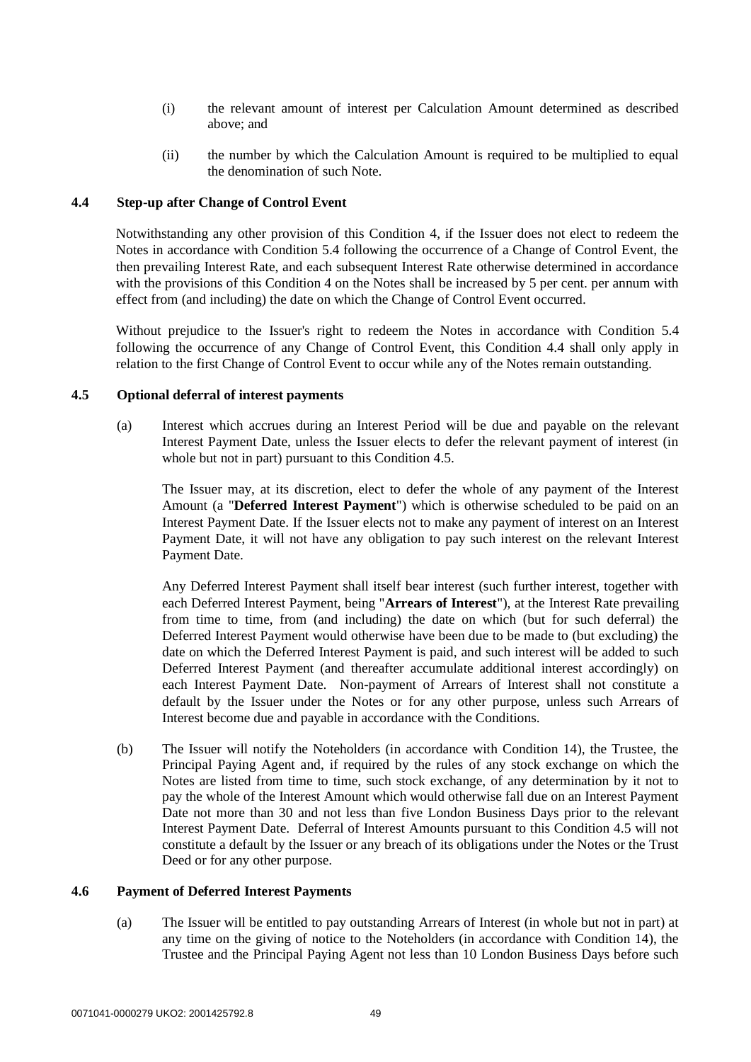(i) the relevant amount of interest per Calculation Amount determined as described above; and

(ii) the number by which the Calculation Amount is required to be multiplied to equal the denomination of such Note.

### 4.4 Step-up after Change of Control Event

Notwithstanding any other provision of this Condition 4, if the Issuer does not elect to redeem the Notes in accordance with Condition 5.4 following the occurrence of a Change of Control Event, the then prevailing Interest Rate, and each subsequent Interest Rate otherwise determined in accordance with the provisions of this Condition 4 on the Notes shall be increased by 5 per cent. per annum with effect from (and including) the date on which the Change of Control Event occurred.

Without prejudice to the Issuer's right to redeem the Notes in accordance with Condition 5.4 following the occurrence of any Change of Control Event, this Condition 4.4 shall only apply in relation to the first Change of Control Event to occur while any of the Notes remain outstanding.

### 4.5 Optional deferral of interest payments

(a) Interest which accrues during an Interest Period will be due and payable on the relevant Interest Payment Date, unless the Issuer elects to defer the relevant payment of interest (in whole but not in part) pursuant to this Condition 4.5.

The Issuer may, at its discretion, elect to defer the whole of any payment of the Interest Amount (a "**Deferred Interest Payment**") which is otherwise scheduled to be paid on an Interest Payment Date. If the Issuer elects not to make any payment of interest on an Interest Payment Date, it will not have any obligation to pay such interest on the relevant Interest Payment Date.

Any Deferred Interest Payment shall itself bear interest (such further interest, together with each Deferred Interest Payment, being "**Arrears of Interest**"), at the Interest Rate prevailing from time to time, from (and including) the date on which (but for such deferral) the Deferred Interest Payment would otherwise have been due to be made to (but excluding) the date on which the Deferred Interest Payment is paid, and such interest will be added to such Deferred Interest Payment (and thereafter accumulate additional interest accordingly) on each Interest Payment Date. Non-payment of Arrears of Interest shall not constitute a default by the Issuer under the Notes or for any other purpose, unless such Arrears of Interest become due and payable in accordance with the Conditions.

(b) The Issuer will notify the Noteholders (in accordance with Condition 14), the Trustee, the Principal Paying Agent and, if required by the rules of any stock exchange on which the Notes are listed from time to time, such stock exchange, of any determination by it not to pay the whole of the Interest Amount which would otherwise fall due on an Interest Payment Date not more than 30 and not less than five London Business Days prior to the relevant Interest Payment Date. Deferral of Interest Amounts pursuant to this Condition 4.5 will not constitute a default by the Issuer or any breach of its obligations under the Notes or the Trust Deed or for any other purpose.

### 4.6 Payment of Deferred Interest Payments

(a) The Issuer will be entitled to pay outstanding Arrears of Interest (in whole but not in part) at any time on the giving of notice to the Noteholders (in accordance with Condition 14), the Trustee and the Principal Paying Agent not less than 10 London Business Days before such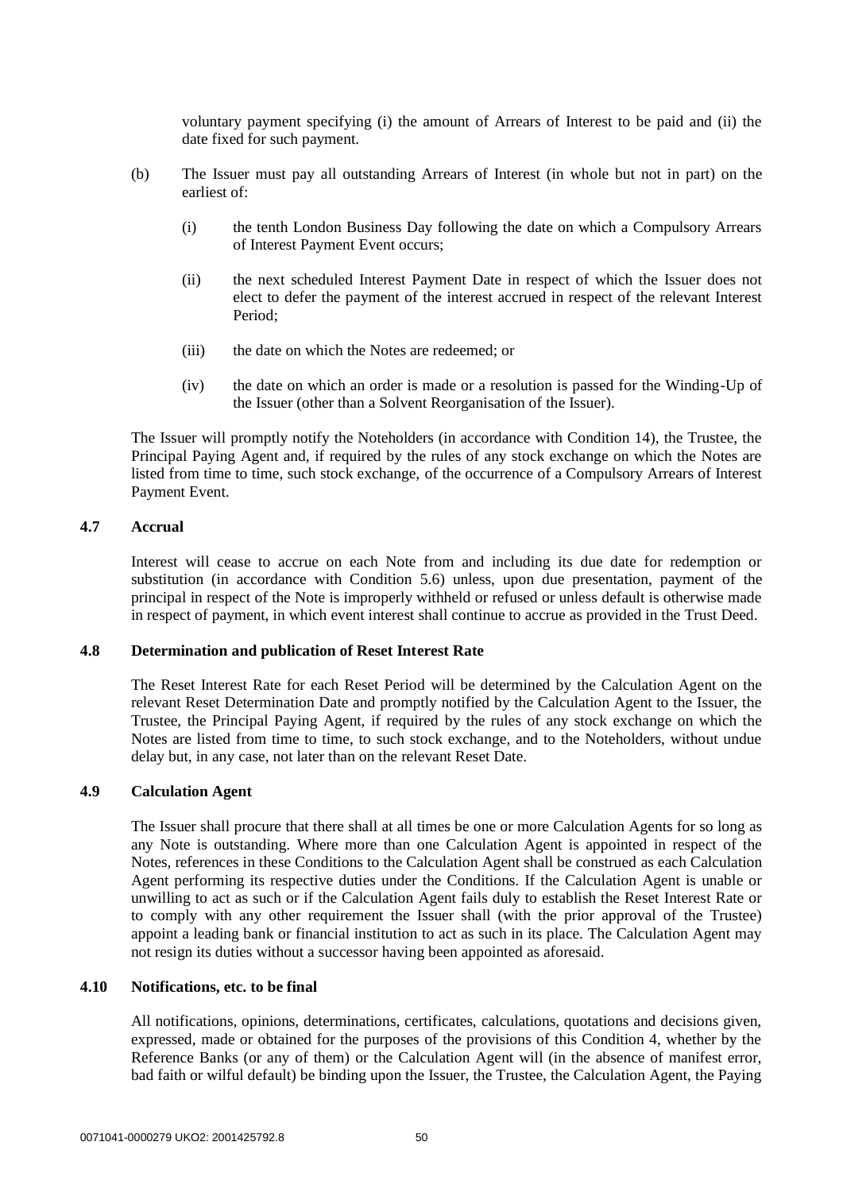voluntary payment specifying (i) the amount of Arrears of Interest to be paid and (ii) the date fixed for such payment.

(b) The Issuer must pay all outstanding Arrears of Interest (in whole but not in part) on the earliest of:

(i) the tenth London Business Day following the date on which a Compulsory Arrears of Interest Payment Event occurs;

(ii) the next scheduled Interest Payment Date in respect of which the Issuer does not elect to defer the payment of the interest accrued in respect of the relevant Interest Period;

(iii) the date on which the Notes are redeemed; or

(iv) the date on which an order is made or a resolution is passed for the Winding-Up of the Issuer (other than a Solvent Reorganisation of the Issuer).

The Issuer will promptly notify the Noteholders (in accordance with Condition 14), the Trustee, the Principal Paying Agent and, if required by the rules of any stock exchange on which the Notes are listed from time to time, such stock exchange, of the occurrence of a Compulsory Arrears of Interest Payment Event.

### 4.7 Accrual

Interest will cease to accrue on each Note from and including its due date for redemption or substitution (in accordance with Condition 5.6) unless, upon due presentation, payment of the principal in respect of the Note is improperly withheld or refused or unless default is otherwise made in respect of payment, in which event interest shall continue to accrue as provided in the Trust Deed.

### 4.8 Determination and publication of Reset Interest Rate

The Reset Interest Rate for each Reset Period will be determined by the Calculation Agent on the relevant Reset Determination Date and promptly notified by the Calculation Agent to the Issuer, the Trustee, the Principal Paying Agent, if required by the rules of any stock exchange on which the Notes are listed from time to time, to such stock exchange, and to the Noteholders, without undue delay but, in any case, not later than on the relevant Reset Date.

### 4.9 Calculation Agent

The Issuer shall procure that there shall at all times be one or more Calculation Agents for so long as any Note is outstanding. Where more than one Calculation Agent is appointed in respect of the Notes, references in these Conditions to the Calculation Agent shall be construed as each Calculation Agent performing its respective duties under the Conditions. If the Calculation Agent is unable or unwilling to act as such or if the Calculation Agent fails duly to establish the Reset Interest Rate or to comply with any other requirement the Issuer shall (with the prior approval of the Trustee) appoint a leading bank or financial institution to act as such in its place. The Calculation Agent may not resign its duties without a successor having been appointed as aforesaid.

### 4.10 Notifications, etc. to be final

All notifications, opinions, determinations, certificates, calculations, quotations and decisions given, expressed, made or obtained for the purposes of the provisions of this Condition 4, whether by the Reference Banks (or any of them) or the Calculation Agent will (in the absence of manifest error, bad faith or wilful default) be binding upon the Issuer, the Trustee, the Calculation Agent, the Paying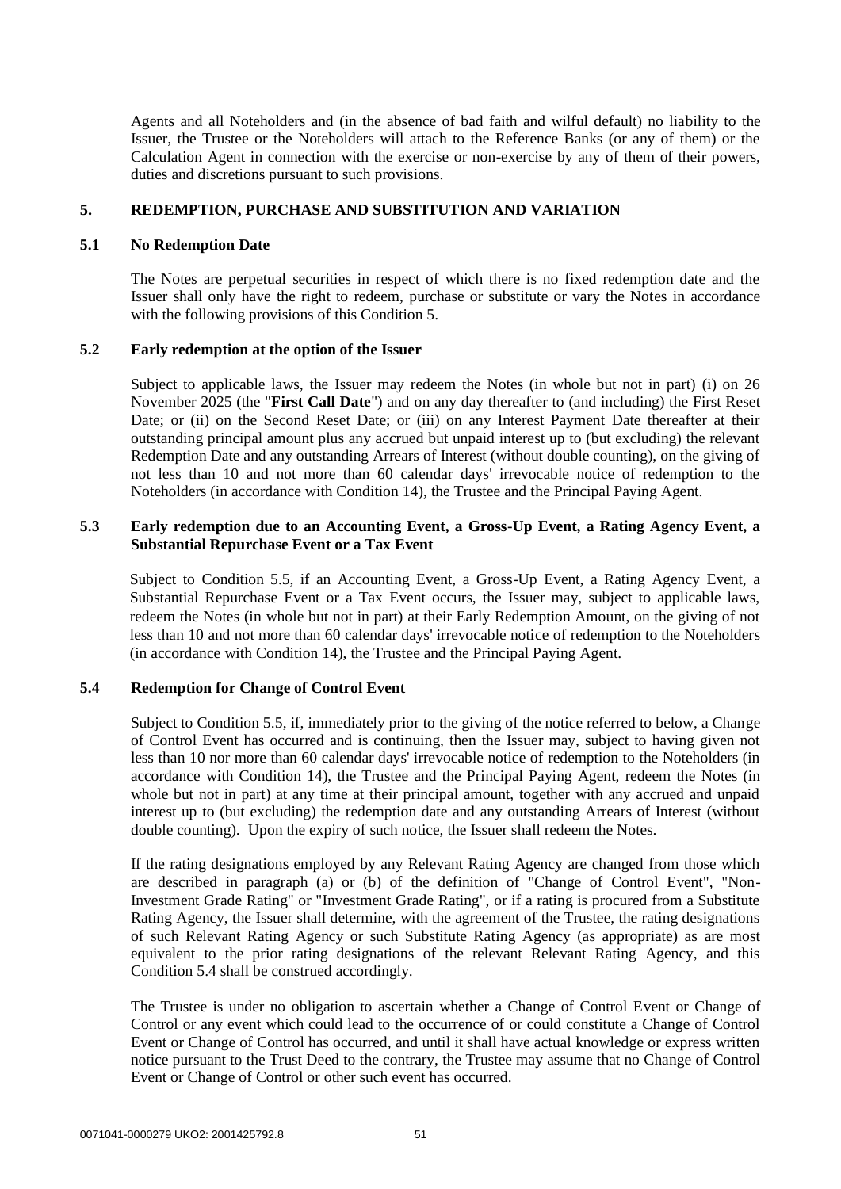Agents and all Noteholders and (in the absence of bad faith and wilful default) no liability to the Issuer, the Trustee or the Noteholders will attach to the Reference Banks (or any of them) or the Calculation Agent in connection with the exercise or non-exercise by any of them of their powers, duties and discretions pursuant to such provisions.

## 5. REDEMPTION, PURCHASE AND SUBSTITUTION AND VARIATION

### 5.1 No Redemption Date

The Notes are perpetual securities in respect of which there is no fixed redemption date and the Issuer shall only have the right to redeem, purchase or substitute or vary the Notes in accordance with the following provisions of this Condition 5.

### 5.2 Early redemption at the option of the Issuer

Subject to applicable laws, the Issuer may redeem the Notes (in whole but not in part) (i) on 26 November 2025 (the "**First Call Date**") and on any day thereafter to (and including) the First Reset Date; or (ii) on the Second Reset Date; or (iii) on any Interest Payment Date thereafter at their outstanding principal amount plus any accrued but unpaid interest up to (but excluding) the relevant Redemption Date and any outstanding Arrears of Interest (without double counting), on the giving of not less than 10 and not more than 60 calendar days' irrevocable notice of redemption to the Noteholders (in accordance with Condition 14), the Trustee and the Principal Paying Agent.

### 5.3 Early redemption due to an Accounting Event, a Gross-Up Event, a Rating Agency Event, a Substantial Repurchase Event or a Tax Event

Subject to Condition 5.5, if an Accounting Event, a Gross-Up Event, a Rating Agency Event, a Substantial Repurchase Event or a Tax Event occurs, the Issuer may, subject to applicable laws, redeem the Notes (in whole but not in part) at their Early Redemption Amount, on the giving of not less than 10 and not more than 60 calendar days' irrevocable notice of redemption to the Noteholders (in accordance with Condition 14), the Trustee and the Principal Paying Agent.

### 5.4 Redemption for Change of Control Event

Subject to Condition 5.5, if, immediately prior to the giving of the notice referred to below, a Change of Control Event has occurred and is continuing, then the Issuer may, subject to having given not less than 10 nor more than 60 calendar days' irrevocable notice of redemption to the Noteholders (in accordance with Condition 14), the Trustee and the Principal Paying Agent, redeem the Notes (in whole but not in part) at any time at their principal amount, together with any accrued and unpaid interest up to (but excluding) the redemption date and any outstanding Arrears of Interest (without double counting). Upon the expiry of such notice, the Issuer shall redeem the Notes.

If the rating designations employed by any Relevant Rating Agency are changed from those which are described in paragraph (a) or (b) of the definition of "Change of Control Event", "Non-Investment Grade Rating" or "Investment Grade Rating", or if a rating is procured from a Substitute Rating Agency, the Issuer shall determine, with the agreement of the Trustee, the rating designations of such Relevant Rating Agency or such Substitute Rating Agency (as appropriate) as are most equivalent to the prior rating designations of the relevant Relevant Rating Agency, and this Condition 5.4 shall be construed accordingly.

The Trustee is under no obligation to ascertain whether a Change of Control Event or Change of Control or any event which could lead to the occurrence of or could constitute a Change of Control Event or Change of Control has occurred, and until it shall have actual knowledge or express written notice pursuant to the Trust Deed to the contrary, the Trustee may assume that no Change of Control Event or Change of Control or other such event has occurred.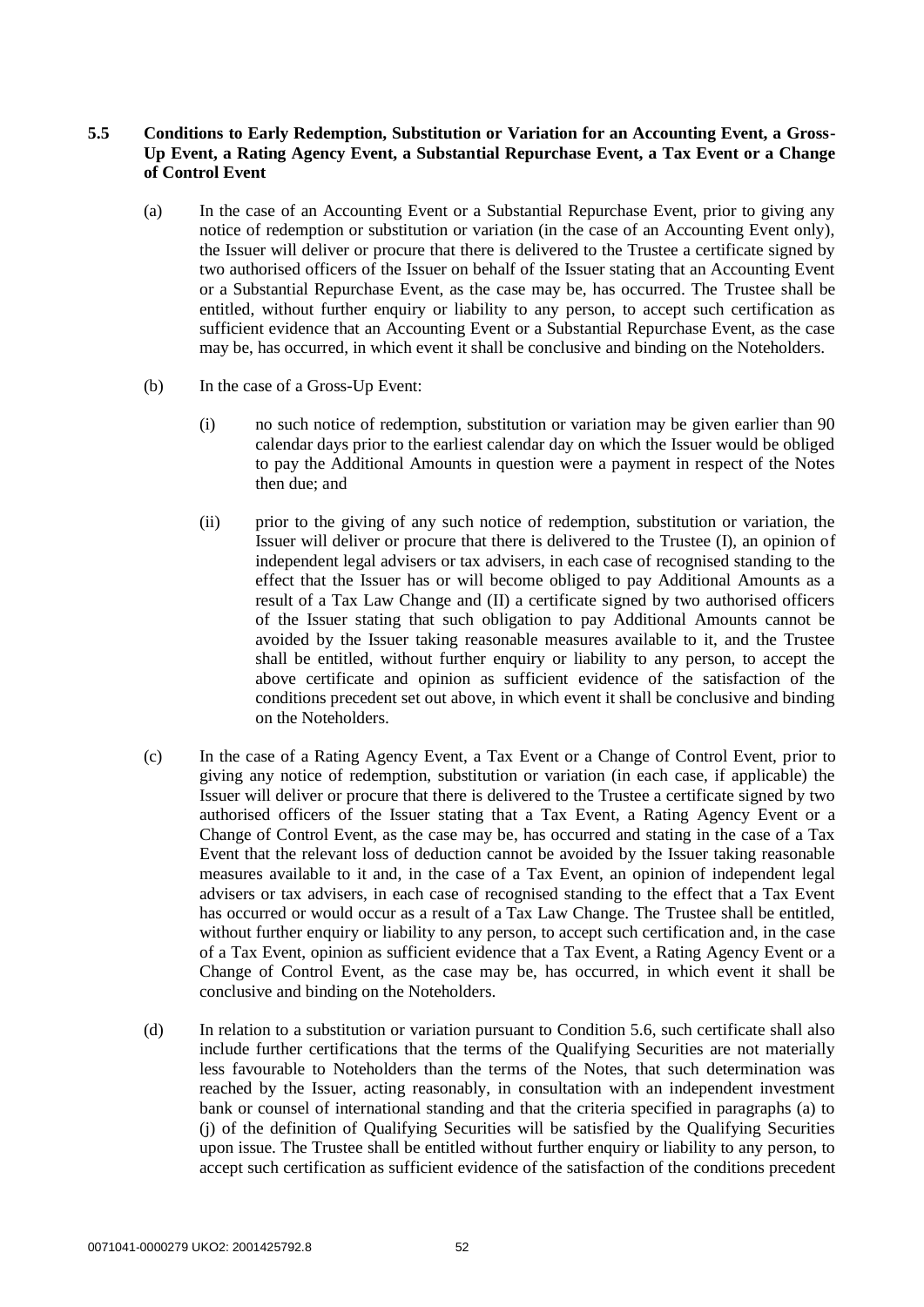### 5.5 Conditions to Early Redemption, Substitution or Variation for an Accounting Event, a Gross-Up Event, a Rating Agency Event, a Substantial Repurchase Event, a Tax Event or a Change of Control Event

(a) In the case of an Accounting Event or a Substantial Repurchase Event, prior to giving any notice of redemption or substitution or variation (in the case of an Accounting Event only), the Issuer will deliver or procure that there is delivered to the Trustee a certificate signed by two authorised officers of the Issuer on behalf of the Issuer stating that an Accounting Event or a Substantial Repurchase Event, as the case may be, has occurred. The Trustee shall be entitled, without further enquiry or liability to any person, to accept such certification as sufficient evidence that an Accounting Event or a Substantial Repurchase Event, as the case may be, has occurred, in which event it shall be conclusive and binding on the Noteholders.

(b) In the case of a Gross-Up Event:

(i) no such notice of redemption, substitution or variation may be given earlier than 90 calendar days prior to the earliest calendar day on which the Issuer would be obliged to pay the Additional Amounts in question were a payment in respect of the Notes then due; and

(ii) prior to the giving of any such notice of redemption, substitution or variation, the Issuer will deliver or procure that there is delivered to the Trustee (I), an opinion of independent legal advisers or tax advisers, in each case of recognised standing to the effect that the Issuer has or will become obliged to pay Additional Amounts as a result of a Tax Law Change and (II) a certificate signed by two authorised officers of the Issuer stating that such obligation to pay Additional Amounts cannot be avoided by the Issuer taking reasonable measures available to it, and the Trustee shall be entitled, without further enquiry or liability to any person, to accept the above certificate and opinion as sufficient evidence of the satisfaction of the conditions precedent set out above, in which event it shall be conclusive and binding on the Noteholders.

(c) In the case of a Rating Agency Event, a Tax Event or a Change of Control Event, prior to giving any notice of redemption, substitution or variation (in each case, if applicable) the Issuer will deliver or procure that there is delivered to the Trustee a certificate signed by two authorised officers of the Issuer stating that a Tax Event, a Rating Agency Event or a Change of Control Event, as the case may be, has occurred and stating in the case of a Tax Event that the relevant loss of deduction cannot be avoided by the Issuer taking reasonable measures available to it and, in the case of a Tax Event, an opinion of independent legal advisers or tax advisers, in each case of recognised standing to the effect that a Tax Event has occurred or would occur as a result of a Tax Law Change. The Trustee shall be entitled, without further enquiry or liability to any person, to accept such certification and, in the case of a Tax Event, opinion as sufficient evidence that a Tax Event, a Rating Agency Event or a Change of Control Event, as the case may be, has occurred, in which event it shall be conclusive and binding on the Noteholders.

(d) In relation to a substitution or variation pursuant to Condition 5.6, such certificate shall also include further certifications that the terms of the Qualifying Securities are not materially less favourable to Noteholders than the terms of the Notes, that such determination was reached by the Issuer, acting reasonably, in consultation with an independent investment bank or counsel of international standing and that the criteria specified in paragraphs (a) to (j) of the definition of Qualifying Securities will be satisfied by the Qualifying Securities upon issue. The Trustee shall be entitled without further enquiry or liability to any person, to accept such certification as sufficient evidence of the satisfaction of the conditions precedent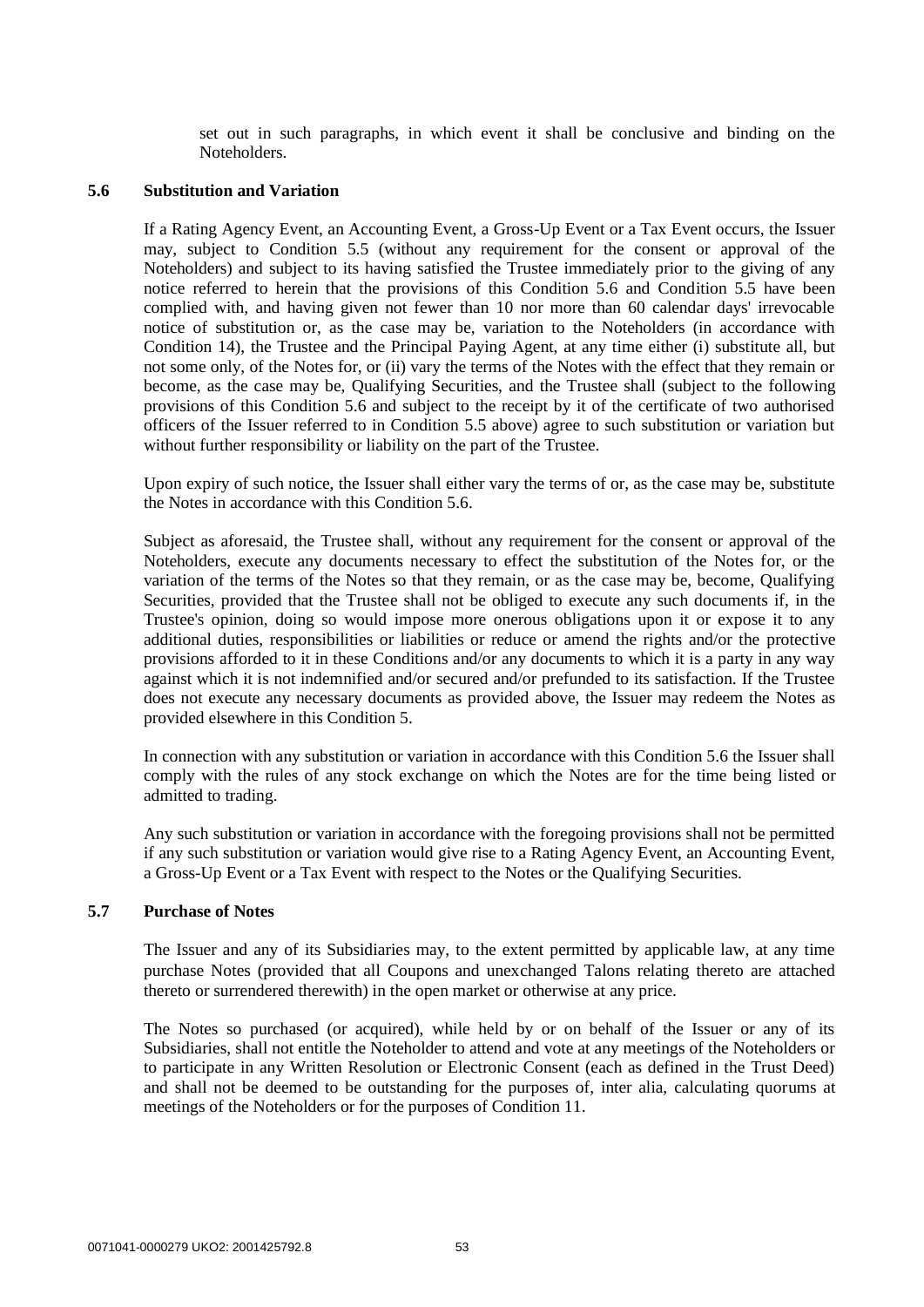set out in such paragraphs, in which event it shall be conclusive and binding on the Noteholders.

### 5.6 Substitution and Variation

If a Rating Agency Event, an Accounting Event, a Gross-Up Event or a Tax Event occurs, the Issuer may, subject to Condition 5.5 (without any requirement for the consent or approval of the Noteholders) and subject to its having satisfied the Trustee immediately prior to the giving of any notice referred to herein that the provisions of this Condition 5.6 and Condition 5.5 have been complied with, and having given not fewer than 10 nor more than 60 calendar days' irrevocable notice of substitution or, as the case may be, variation to the Noteholders (in accordance with Condition 14), the Trustee and the Principal Paying Agent, at any time either (i) substitute all, but not some only, of the Notes for, or (ii) vary the terms of the Notes with the effect that they remain or become, as the case may be, Qualifying Securities, and the Trustee shall (subject to the following provisions of this Condition 5.6 and subject to the receipt by it of the certificate of two authorised officers of the Issuer referred to in Condition 5.5 above) agree to such substitution or variation but without further responsibility or liability on the part of the Trustee.

Upon expiry of such notice, the Issuer shall either vary the terms of or, as the case may be, substitute the Notes in accordance with this Condition 5.6.

Subject as aforesaid, the Trustee shall, without any requirement for the consent or approval of the Noteholders, execute any documents necessary to effect the substitution of the Notes for, or the variation of the terms of the Notes so that they remain, or as the case may be, become, Qualifying Securities, provided that the Trustee shall not be obliged to execute any such documents if, in the Trustee's opinion, doing so would impose more onerous obligations upon it or expose it to any additional duties, responsibilities or liabilities or reduce or amend the rights and/or the protective provisions afforded to it in these Conditions and/or any documents to which it is a party in any way against which it is not indemnified and/or secured and/or prefunded to its satisfaction. If the Trustee does not execute any necessary documents as provided above, the Issuer may redeem the Notes as provided elsewhere in this Condition 5.

In connection with any substitution or variation in accordance with this Condition 5.6 the Issuer shall comply with the rules of any stock exchange on which the Notes are for the time being listed or admitted to trading.

Any such substitution or variation in accordance with the foregoing provisions shall not be permitted if any such substitution or variation would give rise to a Rating Agency Event, an Accounting Event, a Gross-Up Event or a Tax Event with respect to the Notes or the Qualifying Securities.

### 5.7 Purchase of Notes

The Issuer and any of its Subsidiaries may, to the extent permitted by applicable law, at any time purchase Notes (provided that all Coupons and unexchanged Talons relating thereto are attached thereto or surrendered therewith) in the open market or otherwise at any price.

The Notes so purchased (or acquired), while held by or on behalf of the Issuer or any of its Subsidiaries, shall not entitle the Noteholder to attend and vote at any meetings of the Noteholders or to participate in any Written Resolution or Electronic Consent (each as defined in the Trust Deed) and shall not be deemed to be outstanding for the purposes of, inter alia, calculating quorums at meetings of the Noteholders or for the purposes of Condition 11.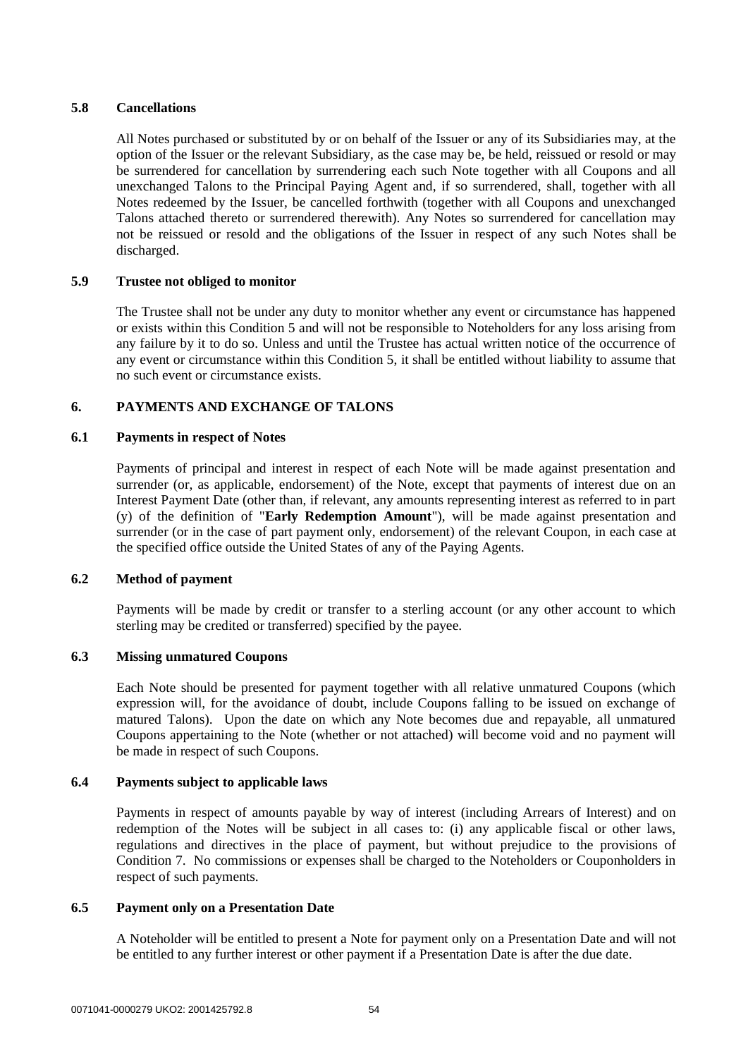### 5.8 Cancellations

All Notes purchased or substituted by or on behalf of the Issuer or any of its Subsidiaries may, at the option of the Issuer or the relevant Subsidiary, as the case may be, be held, reissued or resold or may be surrendered for cancellation by surrendering each such Note together with all Coupons and all unexchanged Talons to the Principal Paying Agent and, if so surrendered, shall, together with all Notes redeemed by the Issuer, be cancelled forthwith (together with all Coupons and unexchanged Talons attached thereto or surrendered therewith). Any Notes so surrendered for cancellation may not be reissued or resold and the obligations of the Issuer in respect of any such Notes shall be discharged.

### 5.9 Trustee not obliged to monitor

The Trustee shall not be under any duty to monitor whether any event or circumstance has happened or exists within this Condition 5 and will not be responsible to Noteholders for any loss arising from any failure by it to do so. Unless and until the Trustee has actual written notice of the occurrence of any event or circumstance within this Condition 5, it shall be entitled without liability to assume that no such event or circumstance exists.

## 6. PAYMENTS AND EXCHANGE OF TALONS

### 6.1 Payments in respect of Notes

Payments of principal and interest in respect of each Note will be made against presentation and surrender (or, as applicable, endorsement) of the Note, except that payments of interest due on an Interest Payment Date (other than, if relevant, any amounts representing interest as referred to in part (y) of the definition of "**Early Redemption Amount**"), will be made against presentation and surrender (or in the case of part payment only, endorsement) of the relevant Coupon, in each case at the specified office outside the United States of any of the Paying Agents.

### 6.2 Method of payment

Payments will be made by credit or transfer to a sterling account (or any other account to which sterling may be credited or transferred) specified by the payee.

### 6.3 Missing unmatured Coupons

Each Note should be presented for payment together with all relative unmatured Coupons (which expression will, for the avoidance of doubt, include Coupons falling to be issued on exchange of matured Talons). Upon the date on which any Note becomes due and repayable, all unmatured Coupons appertaining to the Note (whether or not attached) will become void and no payment will be made in respect of such Coupons.

### 6.4 Payments subject to applicable laws

Payments in respect of amounts payable by way of interest (including Arrears of Interest) and on redemption of the Notes will be subject in all cases to: (i) any applicable fiscal or other laws, regulations and directives in the place of payment, but without prejudice to the provisions of Condition 7. No commissions or expenses shall be charged to the Noteholders or Couponholders in respect of such payments.

### 6.5 Payment only on a Presentation Date

A Noteholder will be entitled to present a Note for payment only on a Presentation Date and will not be entitled to any further interest or other payment if a Presentation Date is after the due date.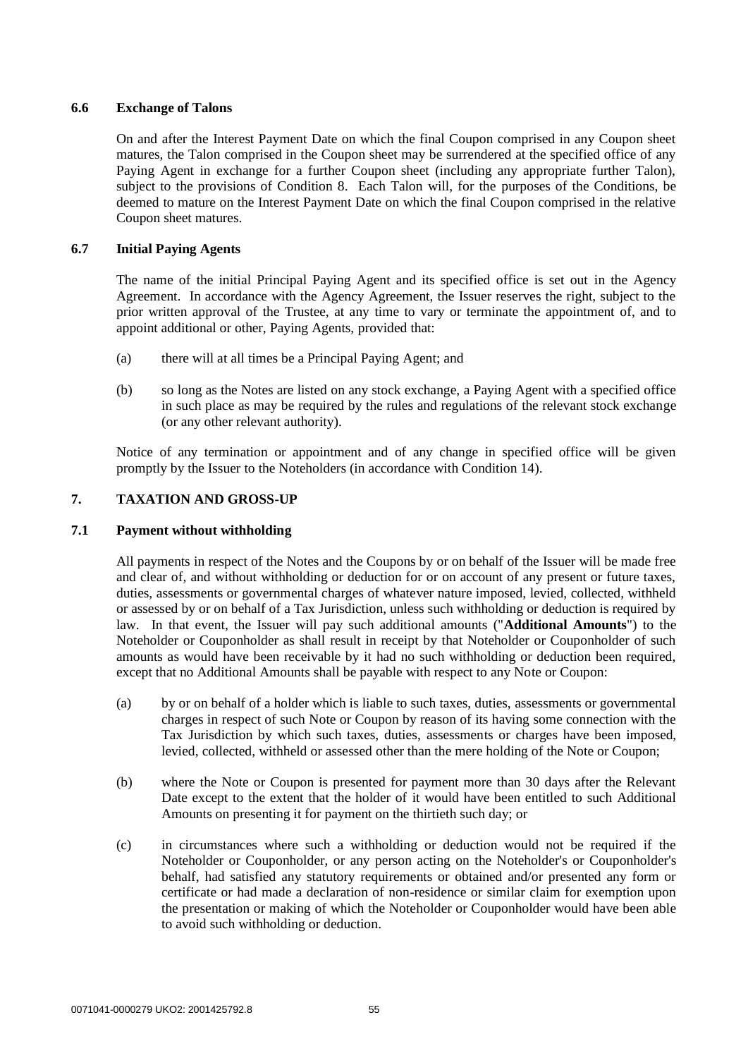### 6.6 Exchange of Talons

On and after the Interest Payment Date on which the final Coupon comprised in any Coupon sheet matures, the Talon comprised in the Coupon sheet may be surrendered at the specified office of any Paying Agent in exchange for a further Coupon sheet (including any appropriate further Talon), subject to the provisions of Condition 8. Each Talon will, for the purposes of the Conditions, be deemed to mature on the Interest Payment Date on which the final Coupon comprised in the relative Coupon sheet matures.

### 6.7 Initial Paying Agents

The name of the initial Principal Paying Agent and its specified office is set out in the Agency Agreement. In accordance with the Agency Agreement, the Issuer reserves the right, subject to the prior written approval of the Trustee, at any time to vary or terminate the appointment of, and to appoint additional or other, Paying Agents, provided that:

(a) there will at all times be a Principal Paying Agent; and

(b) so long as the Notes are listed on any stock exchange, a Paying Agent with a specified office in such place as may be required by the rules and regulations of the relevant stock exchange (or any other relevant authority).

Notice of any termination or appointment and of any change in specified office will be given promptly by the Issuer to the Noteholders (in accordance with Condition 14).

## 7. TAXATION AND GROSS-UP

### 7.1 Payment without withholding

All payments in respect of the Notes and the Coupons by or on behalf of the Issuer will be made free and clear of, and without withholding or deduction for or on account of any present or future taxes, duties, assessments or governmental charges of whatever nature imposed, levied, collected, withheld or assessed by or on behalf of a Tax Jurisdiction, unless such withholding or deduction is required by law. In that event, the Issuer will pay such additional amounts ("**Additional Amounts**") to the Noteholder or Couponholder as shall result in receipt by that Noteholder or Couponholder of such amounts as would have been receivable by it had no such withholding or deduction been required, except that no Additional Amounts shall be payable with respect to any Note or Coupon:

(a) by or on behalf of a holder which is liable to such taxes, duties, assessments or governmental charges in respect of such Note or Coupon by reason of its having some connection with the Tax Jurisdiction by which such taxes, duties, assessments or charges have been imposed, levied, collected, withheld or assessed other than the mere holding of the Note or Coupon;

(b) where the Note or Coupon is presented for payment more than 30 days after the Relevant Date except to the extent that the holder of it would have been entitled to such Additional Amounts on presenting it for payment on the thirtieth such day; or

(c) in circumstances where such a withholding or deduction would not be required if the Noteholder or Couponholder, or any person acting on the Noteholder's or Couponholder's behalf, had satisfied any statutory requirements or obtained and/or presented any form or certificate or had made a declaration of non-residence or similar claim for exemption upon the presentation or making of which the Noteholder or Couponholder would have been able to avoid such withholding or deduction.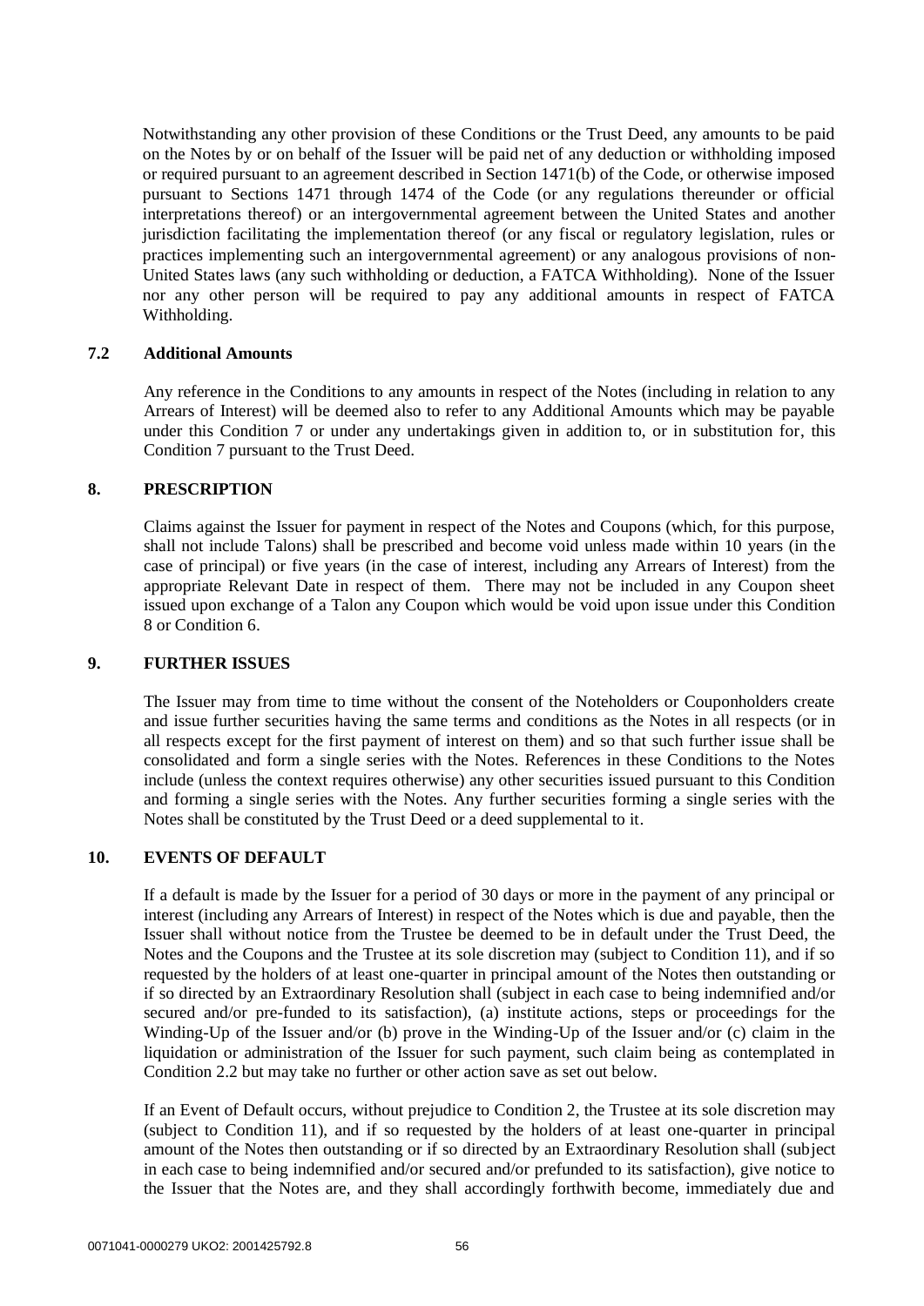Notwithstanding any other provision of these Conditions or the Trust Deed, any amounts to be paid on the Notes by or on behalf of the Issuer will be paid net of any deduction or withholding imposed or required pursuant to an agreement described in Section 1471(b) of the Code, or otherwise imposed pursuant to Sections 1471 through 1474 of the Code (or any regulations thereunder or official interpretations thereof) or an intergovernmental agreement between the United States and another jurisdiction facilitating the implementation thereof (or any fiscal or regulatory legislation, rules or practices implementing such an intergovernmental agreement) or any analogous provisions of non-United States laws (any such withholding or deduction, a FATCA Withholding). None of the Issuer nor any other person will be required to pay any additional amounts in respect of FATCA Withholding.

### 7.2 Additional Amounts

Any reference in the Conditions to any amounts in respect of the Notes (including in relation to any Arrears of Interest) will be deemed also to refer to any Additional Amounts which may be payable under this Condition 7 or under any undertakings given in addition to, or in substitution for, this Condition 7 pursuant to the Trust Deed.

## 8. PRESCRIPTION

Claims against the Issuer for payment in respect of the Notes and Coupons (which, for this purpose, shall not include Talons) shall be prescribed and become void unless made within 10 years (in the case of principal) or five years (in the case of interest, including any Arrears of Interest) from the appropriate Relevant Date in respect of them. There may not be included in any Coupon sheet issued upon exchange of a Talon any Coupon which would be void upon issue under this Condition 8 or Condition 6.

## 9. FURTHER ISSUES

The Issuer may from time to time without the consent of the Noteholders or Couponholders create and issue further securities having the same terms and conditions as the Notes in all respects (or in all respects except for the first payment of interest on them) and so that such further issue shall be consolidated and form a single series with the Notes. References in these Conditions to the Notes include (unless the context requires otherwise) any other securities issued pursuant to this Condition and forming a single series with the Notes. Any further securities forming a single series with the Notes shall be constituted by the Trust Deed or a deed supplemental to it.

## 10. EVENTS OF DEFAULT

If a default is made by the Issuer for a period of 30 days or more in the payment of any principal or interest (including any Arrears of Interest) in respect of the Notes which is due and payable, then the Issuer shall without notice from the Trustee be deemed to be in default under the Trust Deed, the Notes and the Coupons and the Trustee at its sole discretion may (subject to Condition 11), and if so requested by the holders of at least one-quarter in principal amount of the Notes then outstanding or if so directed by an Extraordinary Resolution shall (subject in each case to being indemnified and/or secured and/or pre-funded to its satisfaction), (a) institute actions, steps or proceedings for the Winding-Up of the Issuer and/or (b) prove in the Winding-Up of the Issuer and/or (c) claim in the liquidation or administration of the Issuer for such payment, such claim being as contemplated in Condition 2.2 but may take no further or other action save as set out below.

If an Event of Default occurs, without prejudice to Condition 2, the Trustee at its sole discretion may (subject to Condition 11), and if so requested by the holders of at least one-quarter in principal amount of the Notes then outstanding or if so directed by an Extraordinary Resolution shall (subject in each case to being indemnified and/or secured and/or prefunded to its satisfaction), give notice to the Issuer that the Notes are, and they shall accordingly forthwith become, immediately due and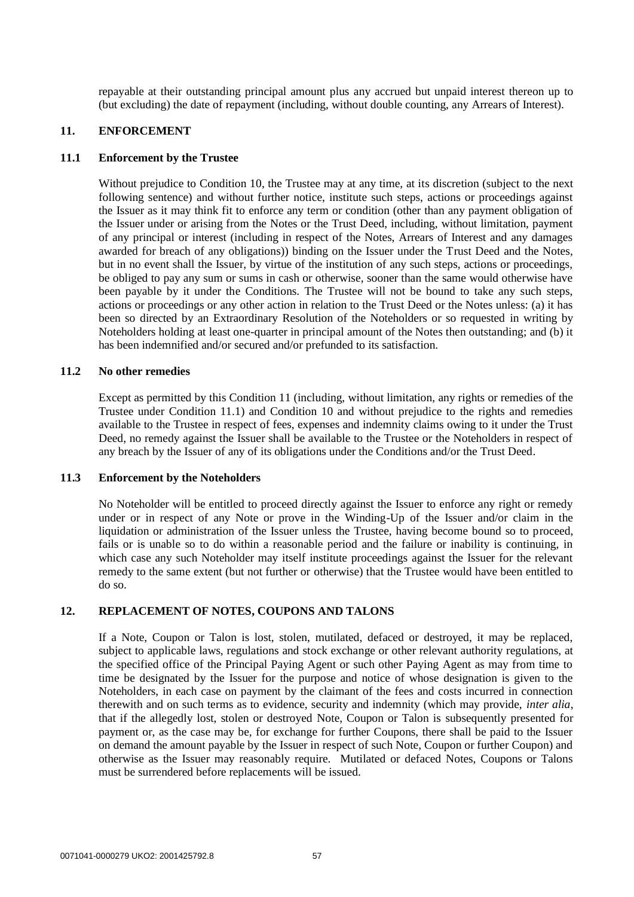repayable at their outstanding principal amount plus any accrued but unpaid interest thereon up to (but excluding) the date of repayment (including, without double counting, any Arrears of Interest).

## 11. ENFORCEMENT

### 11.1 Enforcement by the Trustee

Without prejudice to Condition 10, the Trustee may at any time, at its discretion (subject to the next following sentence) and without further notice, institute such steps, actions or proceedings against the Issuer as it may think fit to enforce any term or condition (other than any payment obligation of the Issuer under or arising from the Notes or the Trust Deed, including, without limitation, payment of any principal or interest (including in respect of the Notes, Arrears of Interest and any damages awarded for breach of any obligations)) binding on the Issuer under the Trust Deed and the Notes, but in no event shall the Issuer, by virtue of the institution of any such steps, actions or proceedings, be obliged to pay any sum or sums in cash or otherwise, sooner than the same would otherwise have been payable by it under the Conditions. The Trustee will not be bound to take any such steps, actions or proceedings or any other action in relation to the Trust Deed or the Notes unless: (a) it has been so directed by an Extraordinary Resolution of the Noteholders or so requested in writing by Noteholders holding at least one-quarter in principal amount of the Notes then outstanding; and (b) it has been indemnified and/or secured and/or prefunded to its satisfaction.

### 11.2 No other remedies

Except as permitted by this Condition 11 (including, without limitation, any rights or remedies of the Trustee under Condition 11.1) and Condition 10 and without prejudice to the rights and remedies available to the Trustee in respect of fees, expenses and indemnity claims owing to it under the Trust Deed, no remedy against the Issuer shall be available to the Trustee or the Noteholders in respect of any breach by the Issuer of any of its obligations under the Conditions and/or the Trust Deed.

### 11.3 Enforcement by the Noteholders

No Noteholder will be entitled to proceed directly against the Issuer to enforce any right or remedy under or in respect of any Note or prove in the Winding-Up of the Issuer and/or claim in the liquidation or administration of the Issuer unless the Trustee, having become bound so to proceed, fails or is unable so to do within a reasonable period and the failure or inability is continuing, in which case any such Noteholder may itself institute proceedings against the Issuer for the relevant remedy to the same extent (but not further or otherwise) that the Trustee would have been entitled to do so.

## 12. REPLACEMENT OF NOTES, COUPONS AND TALONS

If a Note, Coupon or Talon is lost, stolen, mutilated, defaced or destroyed, it may be replaced, subject to applicable laws, regulations and stock exchange or other relevant authority regulations, at the specified office of the Principal Paying Agent or such other Paying Agent as may from time to time be designated by the Issuer for the purpose and notice of whose designation is given to the Noteholders, in each case on payment by the claimant of the fees and costs incurred in connection therewith and on such terms as to evidence, security and indemnity (which may provide, *inter alia*, that if the allegedly lost, stolen or destroyed Note, Coupon or Talon is subsequently presented for payment or, as the case may be, for exchange for further Coupons, there shall be paid to the Issuer on demand the amount payable by the Issuer in respect of such Note, Coupon or further Coupon) and otherwise as the Issuer may reasonably require. Mutilated or defaced Notes, Coupons or Talons must be surrendered before replacements will be issued.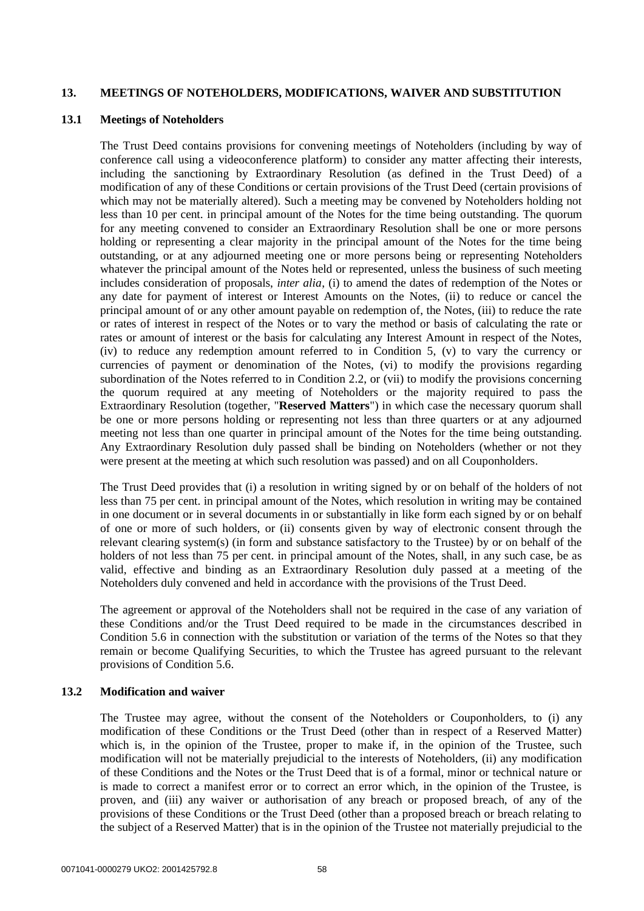## 13. MEETINGS OF NOTEHOLDERS, MODIFICATIONS, WAIVER AND SUBSTITUTION

### 13.1 Meetings of Noteholders

The Trust Deed contains provisions for convening meetings of Noteholders (including by way of conference call using a videoconference platform) to consider any matter affecting their interests, including the sanctioning by Extraordinary Resolution (as defined in the Trust Deed) of a modification of any of these Conditions or certain provisions of the Trust Deed (certain provisions of which may not be materially altered). Such a meeting may be convened by Noteholders holding not less than 10 per cent. in principal amount of the Notes for the time being outstanding. The quorum for any meeting convened to consider an Extraordinary Resolution shall be one or more persons holding or representing a clear majority in the principal amount of the Notes for the time being outstanding, or at any adjourned meeting one or more persons being or representing Noteholders whatever the principal amount of the Notes held or represented, unless the business of such meeting includes consideration of proposals, *inter alia*, (i) to amend the dates of redemption of the Notes or any date for payment of interest or Interest Amounts on the Notes, (ii) to reduce or cancel the principal amount of or any other amount payable on redemption of, the Notes, (iii) to reduce the rate or rates of interest in respect of the Notes or to vary the method or basis of calculating the rate or rates or amount of interest or the basis for calculating any Interest Amount in respect of the Notes, (iv) to reduce any redemption amount referred to in Condition 5, (v) to vary the currency or currencies of payment or denomination of the Notes, (vi) to modify the provisions regarding subordination of the Notes referred to in Condition 2.2, or (vii) to modify the provisions concerning the quorum required at any meeting of Noteholders or the majority required to pass the Extraordinary Resolution (together, "**Reserved Matters**") in which case the necessary quorum shall be one or more persons holding or representing not less than three quarters or at any adjourned meeting not less than one quarter in principal amount of the Notes for the time being outstanding. Any Extraordinary Resolution duly passed shall be binding on Noteholders (whether or not they were present at the meeting at which such resolution was passed) and on all Couponholders.

The Trust Deed provides that (i) a resolution in writing signed by or on behalf of the holders of not less than 75 per cent. in principal amount of the Notes, which resolution in writing may be contained in one document or in several documents in or substantially in like form each signed by or on behalf of one or more of such holders, or (ii) consents given by way of electronic consent through the relevant clearing system(s) (in form and substance satisfactory to the Trustee) by or on behalf of the holders of not less than 75 per cent. in principal amount of the Notes, shall, in any such case, be as valid, effective and binding as an Extraordinary Resolution duly passed at a meeting of the Noteholders duly convened and held in accordance with the provisions of the Trust Deed.

The agreement or approval of the Noteholders shall not be required in the case of any variation of these Conditions and/or the Trust Deed required to be made in the circumstances described in Condition 5.6 in connection with the substitution or variation of the terms of the Notes so that they remain or become Qualifying Securities, to which the Trustee has agreed pursuant to the relevant provisions of Condition 5.6.

### 13.2 Modification and waiver

The Trustee may agree, without the consent of the Noteholders or Couponholders, to (i) any modification of these Conditions or the Trust Deed (other than in respect of a Reserved Matter) which is, in the opinion of the Trustee, proper to make if, in the opinion of the Trustee, such modification will not be materially prejudicial to the interests of Noteholders, (ii) any modification of these Conditions and the Notes or the Trust Deed that is of a formal, minor or technical nature or is made to correct a manifest error or to correct an error which, in the opinion of the Trustee, is proven, and (iii) any waiver or authorisation of any breach or proposed breach, of any of the provisions of these Conditions or the Trust Deed (other than a proposed breach or breach relating to the subject of a Reserved Matter) that is in the opinion of the Trustee not materially prejudicial to the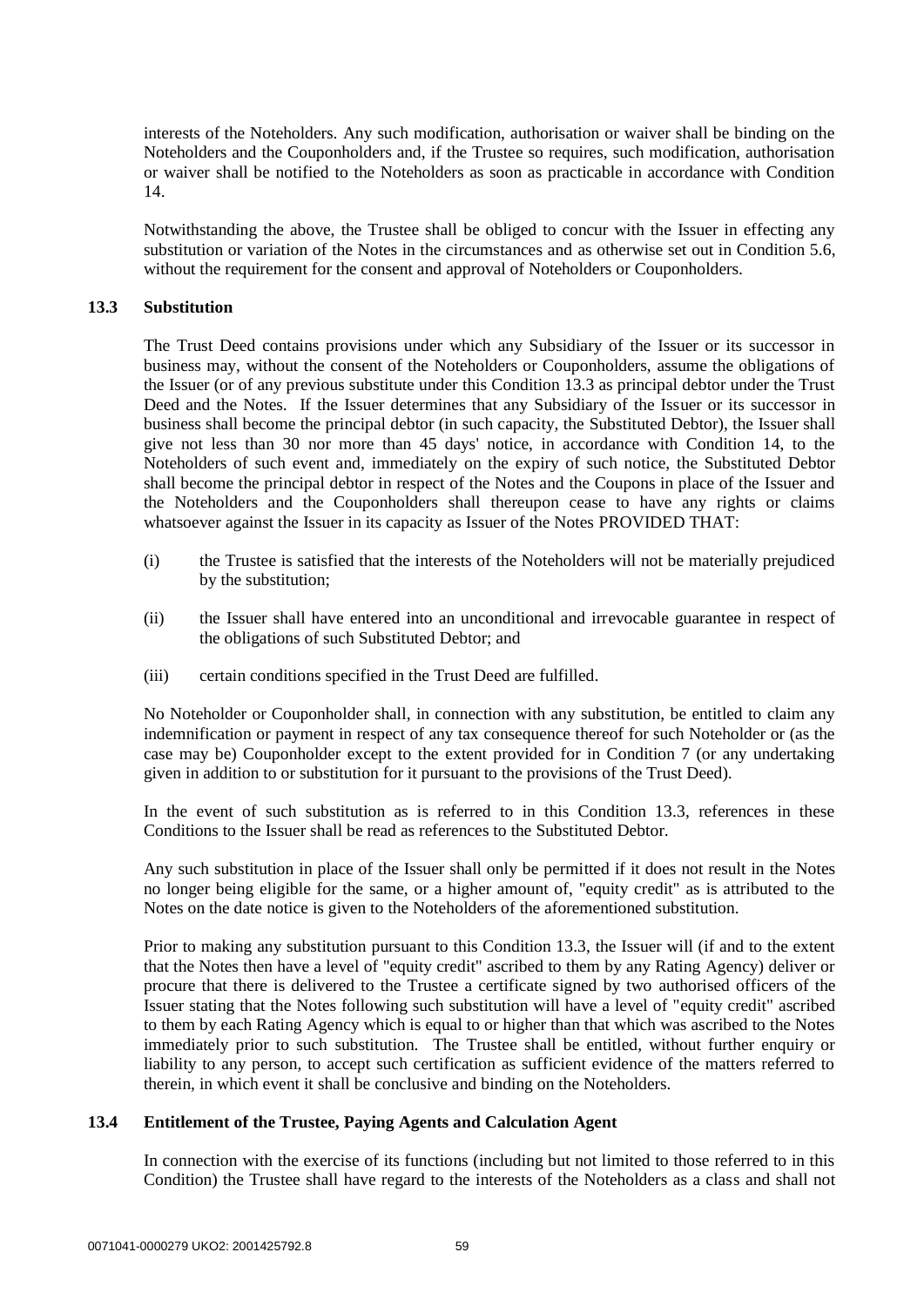interests of the Noteholders. Any such modification, authorisation or waiver shall be binding on the Noteholders and the Couponholders and, if the Trustee so requires, such modification, authorisation or waiver shall be notified to the Noteholders as soon as practicable in accordance with Condition 14.

Notwithstanding the above, the Trustee shall be obliged to concur with the Issuer in effecting any substitution or variation of the Notes in the circumstances and as otherwise set out in Condition 5.6, without the requirement for the consent and approval of Noteholders or Couponholders.

### 13.3 Substitution

The Trust Deed contains provisions under which any Subsidiary of the Issuer or its successor in business may, without the consent of the Noteholders or Couponholders, assume the obligations of the Issuer (or of any previous substitute under this Condition 13.3 as principal debtor under the Trust Deed and the Notes. If the Issuer determines that any Subsidiary of the Issuer or its successor in business shall become the principal debtor (in such capacity, the Substituted Debtor), the Issuer shall give not less than 30 nor more than 45 days' notice, in accordance with Condition 14, to the Noteholders of such event and, immediately on the expiry of such notice, the Substituted Debtor shall become the principal debtor in respect of the Notes and the Coupons in place of the Issuer and the Noteholders and the Couponholders shall thereupon cease to have any rights or claims whatsoever against the Issuer in its capacity as Issuer of the Notes PROVIDED THAT:

(i) the Trustee is satisfied that the interests of the Noteholders will not be materially prejudiced by the substitution;

(ii) the Issuer shall have entered into an unconditional and irrevocable guarantee in respect of the obligations of such Substituted Debtor; and

(iii) certain conditions specified in the Trust Deed are fulfilled.

No Noteholder or Couponholder shall, in connection with any substitution, be entitled to claim any indemnification or payment in respect of any tax consequence thereof for such Noteholder or (as the case may be) Couponholder except to the extent provided for in Condition 7 (or any undertaking given in addition to or substitution for it pursuant to the provisions of the Trust Deed).

In the event of such substitution as is referred to in this Condition 13.3, references in these Conditions to the Issuer shall be read as references to the Substituted Debtor.

Any such substitution in place of the Issuer shall only be permitted if it does not result in the Notes no longer being eligible for the same, or a higher amount of, "equity credit" as is attributed to the Notes on the date notice is given to the Noteholders of the aforementioned substitution.

Prior to making any substitution pursuant to this Condition 13.3, the Issuer will (if and to the extent that the Notes then have a level of "equity credit" ascribed to them by any Rating Agency) deliver or procure that there is delivered to the Trustee a certificate signed by two authorised officers of the Issuer stating that the Notes following such substitution will have a level of "equity credit" ascribed to them by each Rating Agency which is equal to or higher than that which was ascribed to the Notes immediately prior to such substitution. The Trustee shall be entitled, without further enquiry or liability to any person, to accept such certification as sufficient evidence of the matters referred to therein, in which event it shall be conclusive and binding on the Noteholders.

### 13.4 Entitlement of the Trustee, Paying Agents and Calculation Agent

In connection with the exercise of its functions (including but not limited to those referred to in this Condition) the Trustee shall have regard to the interests of the Noteholders as a class and shall not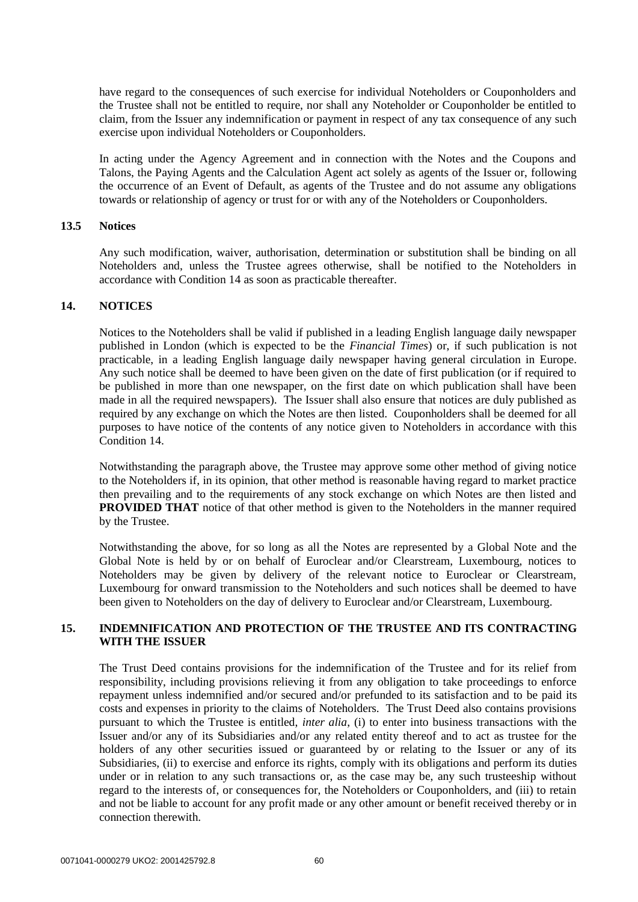have regard to the consequences of such exercise for individual Noteholders or Couponholders and the Trustee shall not be entitled to require, nor shall any Noteholder or Couponholder be entitled to claim, from the Issuer any indemnification or payment in respect of any tax consequence of any such exercise upon individual Noteholders or Couponholders.

In acting under the Agency Agreement and in connection with the Notes and the Coupons and Talons, the Paying Agents and the Calculation Agent act solely as agents of the Issuer or, following the occurrence of an Event of Default, as agents of the Trustee and do not assume any obligations towards or relationship of agency or trust for or with any of the Noteholders or Couponholders.

### 13.5 Notices

Any such modification, waiver, authorisation, determination or substitution shall be binding on all Noteholders and, unless the Trustee agrees otherwise, shall be notified to the Noteholders in accordance with Condition 14 as soon as practicable thereafter.

## 14. NOTICES

Notices to the Noteholders shall be valid if published in a leading English language daily newspaper published in London (which is expected to be the *Financial Times*) or, if such publication is not practicable, in a leading English language daily newspaper having general circulation in Europe. Any such notice shall be deemed to have been given on the date of first publication (or if required to be published in more than one newspaper, on the first date on which publication shall have been made in all the required newspapers). The Issuer shall also ensure that notices are duly published as required by any exchange on which the Notes are then listed. Couponholders shall be deemed for all purposes to have notice of the contents of any notice given to Noteholders in accordance with this Condition 14.

Notwithstanding the paragraph above, the Trustee may approve some other method of giving notice to the Noteholders if, in its opinion, that other method is reasonable having regard to market practice then prevailing and to the requirements of any stock exchange on which Notes are then listed and **PROVIDED THAT** notice of that other method is given to the Noteholders in the manner required by the Trustee.

Notwithstanding the above, for so long as all the Notes are represented by a Global Note and the Global Note is held by or on behalf of Euroclear and/or Clearstream, Luxembourg, notices to Noteholders may be given by delivery of the relevant notice to Euroclear or Clearstream, Luxembourg for onward transmission to the Noteholders and such notices shall be deemed to have been given to Noteholders on the day of delivery to Euroclear and/or Clearstream, Luxembourg.

## 15. INDEMNIFICATION AND PROTECTION OF THE TRUSTEE AND ITS CONTRACTING WITH THE ISSUER

The Trust Deed contains provisions for the indemnification of the Trustee and for its relief from responsibility, including provisions relieving it from any obligation to take proceedings to enforce repayment unless indemnified and/or secured and/or prefunded to its satisfaction and to be paid its costs and expenses in priority to the claims of Noteholders. The Trust Deed also contains provisions pursuant to which the Trustee is entitled, *inter alia*, (i) to enter into business transactions with the Issuer and/or any of its Subsidiaries and/or any related entity thereof and to act as trustee for the holders of any other securities issued or guaranteed by or relating to the Issuer or any of its Subsidiaries, (ii) to exercise and enforce its rights, comply with its obligations and perform its duties under or in relation to any such transactions or, as the case may be, any such trusteeship without regard to the interests of, or consequences for, the Noteholders or Couponholders, and (iii) to retain and not be liable to account for any profit made or any other amount or benefit received thereby or in connection therewith.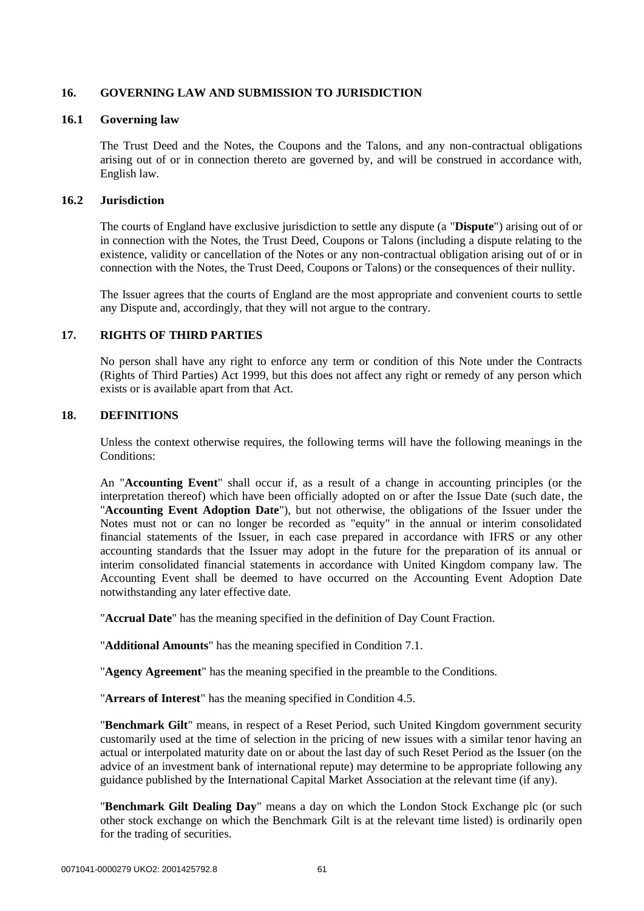## 16. GOVERNING LAW AND SUBMISSION TO JURISDICTION

### 16.1 Governing law

The Trust Deed and the Notes, the Coupons and the Talons, and any non-contractual obligations arising out of or in connection thereto are governed by, and will be construed in accordance with, English law.

### 16.2 Jurisdiction

The courts of England have exclusive jurisdiction to settle any dispute (a "**Dispute**") arising out of or in connection with the Notes, the Trust Deed, Coupons or Talons (including a dispute relating to the existence, validity or cancellation of the Notes or any non-contractual obligation arising out of or in connection with the Notes, the Trust Deed, Coupons or Talons) or the consequences of their nullity.

The Issuer agrees that the courts of England are the most appropriate and convenient courts to settle any Dispute and, accordingly, that they will not argue to the contrary.

## 17. RIGHTS OF THIRD PARTIES

No person shall have any right to enforce any term or condition of this Note under the Contracts (Rights of Third Parties) Act 1999, but this does not affect any right or remedy of any person which exists or is available apart from that Act.

## 18. DEFINITIONS

Unless the context otherwise requires, the following terms will have the following meanings in the Conditions:

An "**Accounting Event**" shall occur if, as a result of a change in accounting principles (or the interpretation thereof) which have been officially adopted on or after the Issue Date (such date, the "**Accounting Event Adoption Date**"), but not otherwise, the obligations of the Issuer under the Notes must not or can no longer be recorded as "equity" in the annual or interim consolidated financial statements of the Issuer, in each case prepared in accordance with IFRS or any other accounting standards that the Issuer may adopt in the future for the preparation of its annual or interim consolidated financial statements in accordance with United Kingdom company law. The Accounting Event shall be deemed to have occurred on the Accounting Event Adoption Date notwithstanding any later effective date.

"**Accrual Date**" has the meaning specified in the definition of Day Count Fraction.

"**Additional Amounts**" has the meaning specified in Condition 7.1.

"**Agency Agreement**" has the meaning specified in the preamble to the Conditions.

"**Arrears of Interest**" has the meaning specified in Condition 4.5.

"**Benchmark Gilt**" means, in respect of a Reset Period, such United Kingdom government security customarily used at the time of selection in the pricing of new issues with a similar tenor having an actual or interpolated maturity date on or about the last day of such Reset Period as the Issuer (on the advice of an investment bank of international repute) may determine to be appropriate following any guidance published by the International Capital Market Association at the relevant time (if any).

"**Benchmark Gilt Dealing Day**" means a day on which the London Stock Exchange plc (or such other stock exchange on which the Benchmark Gilt is at the relevant time listed) is ordinarily open for the trading of securities.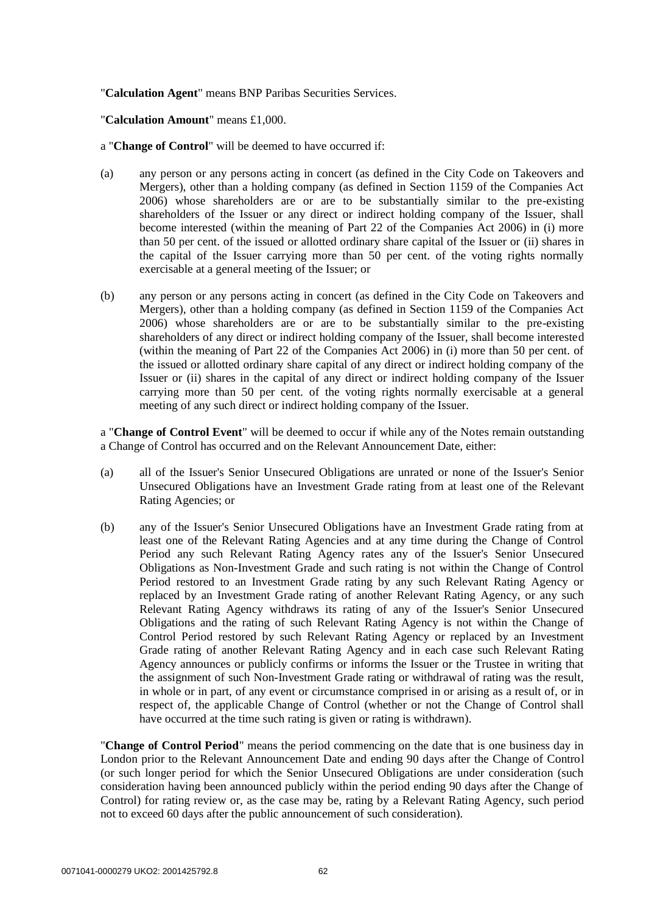"**Calculation Agent**" means BNP Paribas Securities Services.

"**Calculation Amount**" means £1,000.

a "**Change of Control**" will be deemed to have occurred if:

(a) any person or any persons acting in concert (as defined in the City Code on Takeovers and Mergers), other than a holding company (as defined in Section 1159 of the Companies Act 2006) whose shareholders are or are to be substantially similar to the pre-existing shareholders of the Issuer or any direct or indirect holding company of the Issuer, shall become interested (within the meaning of Part 22 of the Companies Act 2006) in (i) more than 50 per cent. of the issued or allotted ordinary share capital of the Issuer or (ii) shares in the capital of the Issuer carrying more than 50 per cent. of the voting rights normally exercisable at a general meeting of the Issuer; or

(b) any person or any persons acting in concert (as defined in the City Code on Takeovers and Mergers), other than a holding company (as defined in Section 1159 of the Companies Act 2006) whose shareholders are or are to be substantially similar to the pre-existing shareholders of any direct or indirect holding company of the Issuer, shall become interested (within the meaning of Part 22 of the Companies Act 2006) in (i) more than 50 per cent. of the issued or allotted ordinary share capital of any direct or indirect holding company of the Issuer or (ii) shares in the capital of any direct or indirect holding company of the Issuer carrying more than 50 per cent. of the voting rights normally exercisable at a general meeting of any such direct or indirect holding company of the Issuer.

a "**Change of Control Event**" will be deemed to occur if while any of the Notes remain outstanding a Change of Control has occurred and on the Relevant Announcement Date, either:

(a) all of the Issuer's Senior Unsecured Obligations are unrated or none of the Issuer's Senior Unsecured Obligations have an Investment Grade rating from at least one of the Relevant Rating Agencies; or

(b) any of the Issuer's Senior Unsecured Obligations have an Investment Grade rating from at least one of the Relevant Rating Agencies and at any time during the Change of Control Period any such Relevant Rating Agency rates any of the Issuer's Senior Unsecured Obligations as Non-Investment Grade and such rating is not within the Change of Control Period restored to an Investment Grade rating by any such Relevant Rating Agency or replaced by an Investment Grade rating of another Relevant Rating Agency, or any such Relevant Rating Agency withdraws its rating of any of the Issuer's Senior Unsecured Obligations and the rating of such Relevant Rating Agency is not within the Change of Control Period restored by such Relevant Rating Agency or replaced by an Investment Grade rating of another Relevant Rating Agency and in each case such Relevant Rating Agency announces or publicly confirms or informs the Issuer or the Trustee in writing that the assignment of such Non-Investment Grade rating or withdrawal of rating was the result, in whole or in part, of any event or circumstance comprised in or arising as a result of, or in respect of, the applicable Change of Control (whether or not the Change of Control shall have occurred at the time such rating is given or rating is withdrawn).

"**Change of Control Period**" means the period commencing on the date that is one business day in London prior to the Relevant Announcement Date and ending 90 days after the Change of Control (or such longer period for which the Senior Unsecured Obligations are under consideration (such consideration having been announced publicly within the period ending 90 days after the Change of Control) for rating review or, as the case may be, rating by a Relevant Rating Agency, such period not to exceed 60 days after the public announcement of such consideration).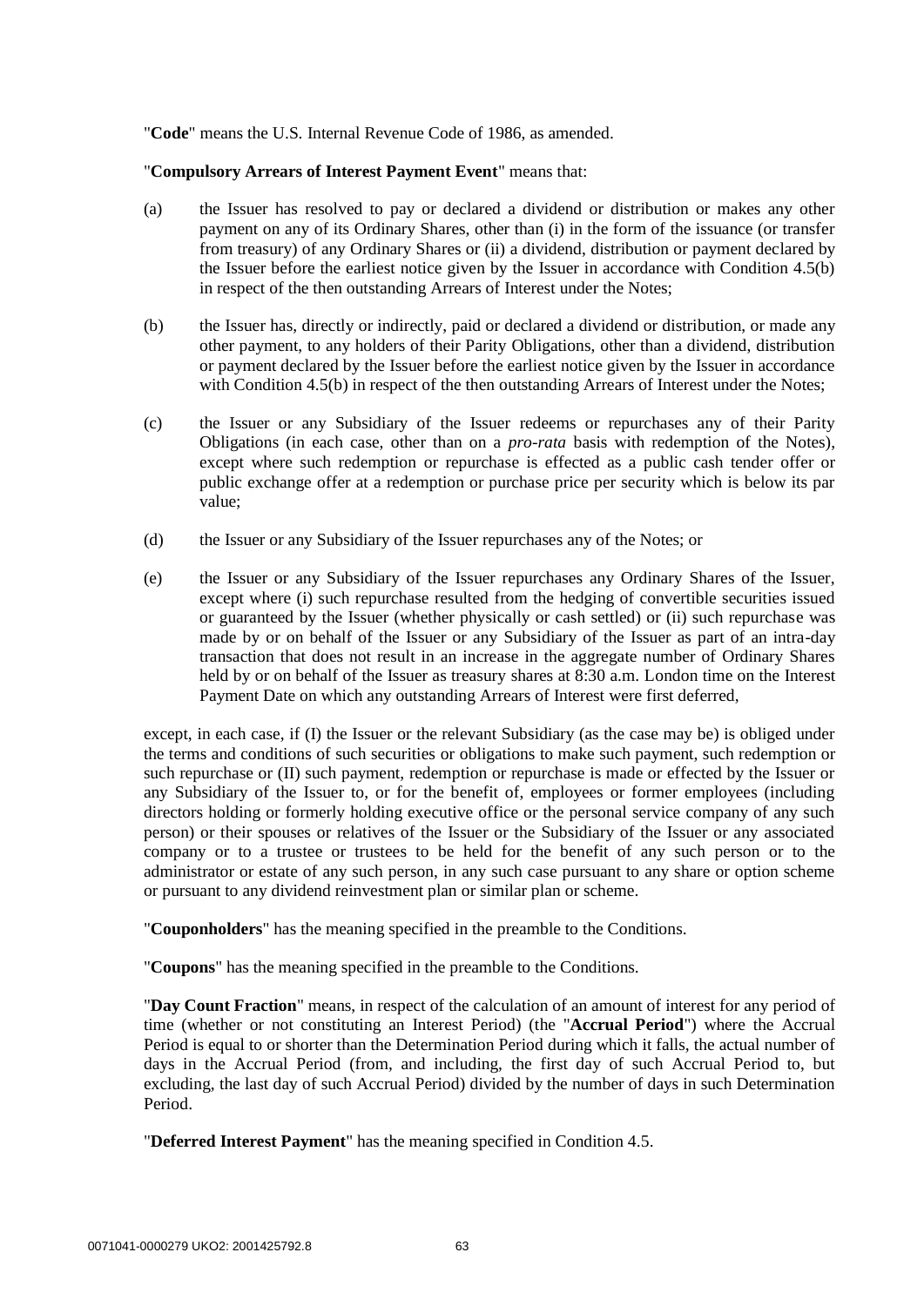"**Code**" means the U.S. Internal Revenue Code of 1986, as amended.

"**Compulsory Arrears of Interest Payment Event**" means that:

(a) the Issuer has resolved to pay or declared a dividend or distribution or makes any other payment on any of its Ordinary Shares, other than (i) in the form of the issuance (or transfer from treasury) of any Ordinary Shares or (ii) a dividend, distribution or payment declared by the Issuer before the earliest notice given by the Issuer in accordance with Condition 4.5(b) in respect of the then outstanding Arrears of Interest under the Notes;

(b) the Issuer has, directly or indirectly, paid or declared a dividend or distribution, or made any other payment, to any holders of their Parity Obligations, other than a dividend, distribution or payment declared by the Issuer before the earliest notice given by the Issuer in accordance with Condition 4.5(b) in respect of the then outstanding Arrears of Interest under the Notes;

(c) the Issuer or any Subsidiary of the Issuer redeems or repurchases any of their Parity Obligations (in each case, other than on a *pro-rata* basis with redemption of the Notes), except where such redemption or repurchase is effected as a public cash tender offer or public exchange offer at a redemption or purchase price per security which is below its par value;

(d) the Issuer or any Subsidiary of the Issuer repurchases any of the Notes; or

(e) the Issuer or any Subsidiary of the Issuer repurchases any Ordinary Shares of the Issuer, except where (i) such repurchase resulted from the hedging of convertible securities issued or guaranteed by the Issuer (whether physically or cash settled) or (ii) such repurchase was made by or on behalf of the Issuer or any Subsidiary of the Issuer as part of an intra-day transaction that does not result in an increase in the aggregate number of Ordinary Shares held by or on behalf of the Issuer as treasury shares at 8:30 a.m. London time on the Interest Payment Date on which any outstanding Arrears of Interest were first deferred,

except, in each case, if (I) the Issuer or the relevant Subsidiary (as the case may be) is obliged under the terms and conditions of such securities or obligations to make such payment, such redemption or such repurchase or (II) such payment, redemption or repurchase is made or effected by the Issuer or any Subsidiary of the Issuer to, or for the benefit of, employees or former employees (including directors holding or formerly holding executive office or the personal service company of any such person) or their spouses or relatives of the Issuer or the Subsidiary of the Issuer or any associated company or to a trustee or trustees to be held for the benefit of any such person or to the administrator or estate of any such person, in any such case pursuant to any share or option scheme or pursuant to any dividend reinvestment plan or similar plan or scheme.

"**Couponholders**" has the meaning specified in the preamble to the Conditions.

"**Coupons**" has the meaning specified in the preamble to the Conditions.

"**Day Count Fraction**" means, in respect of the calculation of an amount of interest for any period of time (whether or not constituting an Interest Period) (the "**Accrual Period**") where the Accrual Period is equal to or shorter than the Determination Period during which it falls, the actual number of days in the Accrual Period (from, and including, the first day of such Accrual Period to, but excluding, the last day of such Accrual Period) divided by the number of days in such Determination Period.

"**Deferred Interest Payment**" has the meaning specified in Condition 4.5.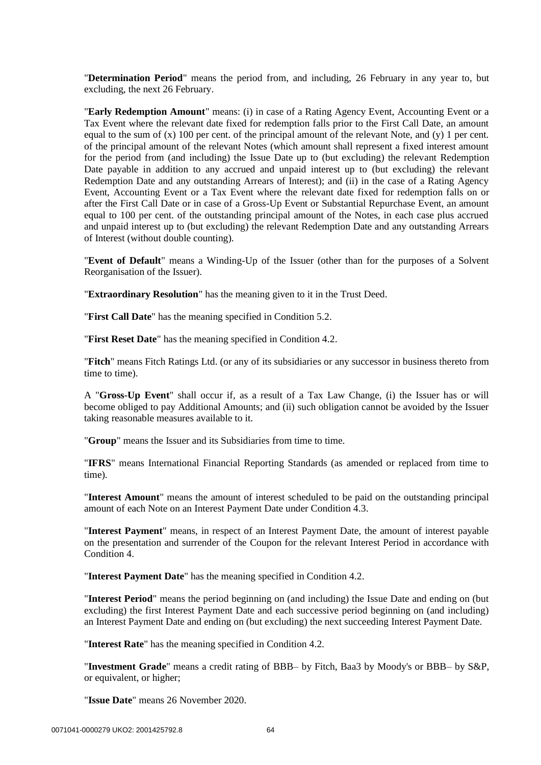"**Determination Period**" means the period from, and including, 26 February in any year to, but excluding, the next 26 February.

"**Early Redemption Amount**" means: (i) in case of a Rating Agency Event, Accounting Event or a Tax Event where the relevant date fixed for redemption falls prior to the First Call Date, an amount equal to the sum of (x) 100 per cent. of the principal amount of the relevant Note, and (y) 1 per cent. of the principal amount of the relevant Notes (which amount shall represent a fixed interest amount for the period from (and including) the Issue Date up to (but excluding) the relevant Redemption Date payable in addition to any accrued and unpaid interest up to (but excluding) the relevant Redemption Date and any outstanding Arrears of Interest); and (ii) in the case of a Rating Agency Event, Accounting Event or a Tax Event where the relevant date fixed for redemption falls on or after the First Call Date or in case of a Gross-Up Event or Substantial Repurchase Event, an amount equal to 100 per cent. of the outstanding principal amount of the Notes, in each case plus accrued and unpaid interest up to (but excluding) the relevant Redemption Date and any outstanding Arrears of Interest (without double counting).

"**Event of Default**" means a Winding-Up of the Issuer (other than for the purposes of a Solvent Reorganisation of the Issuer).

"**Extraordinary Resolution**" has the meaning given to it in the Trust Deed.

"**First Call Date**" has the meaning specified in Condition 5.2.

"**First Reset Date**" has the meaning specified in Condition 4.2.

"**Fitch**" means Fitch Ratings Ltd. (or any of its subsidiaries or any successor in business thereto from time to time).

A "**Gross-Up Event**" shall occur if, as a result of a Tax Law Change, (i) the Issuer has or will become obliged to pay Additional Amounts; and (ii) such obligation cannot be avoided by the Issuer taking reasonable measures available to it.

"**Group**" means the Issuer and its Subsidiaries from time to time.

"**IFRS**" means International Financial Reporting Standards (as amended or replaced from time to time).

"**Interest Amount**" means the amount of interest scheduled to be paid on the outstanding principal amount of each Note on an Interest Payment Date under Condition 4.3.

"**Interest Payment**" means, in respect of an Interest Payment Date, the amount of interest payable on the presentation and surrender of the Coupon for the relevant Interest Period in accordance with Condition 4.

"**Interest Payment Date**" has the meaning specified in Condition 4.2.

"**Interest Period**" means the period beginning on (and including) the Issue Date and ending on (but excluding) the first Interest Payment Date and each successive period beginning on (and including) an Interest Payment Date and ending on (but excluding) the next succeeding Interest Payment Date.

"**Interest Rate**" has the meaning specified in Condition 4.2.

"**Investment Grade**" means a credit rating of BBB– by Fitch, Baa3 by Moody's or BBB– by S&P, or equivalent, or higher;

"**Issue Date**" means 26 November 2020.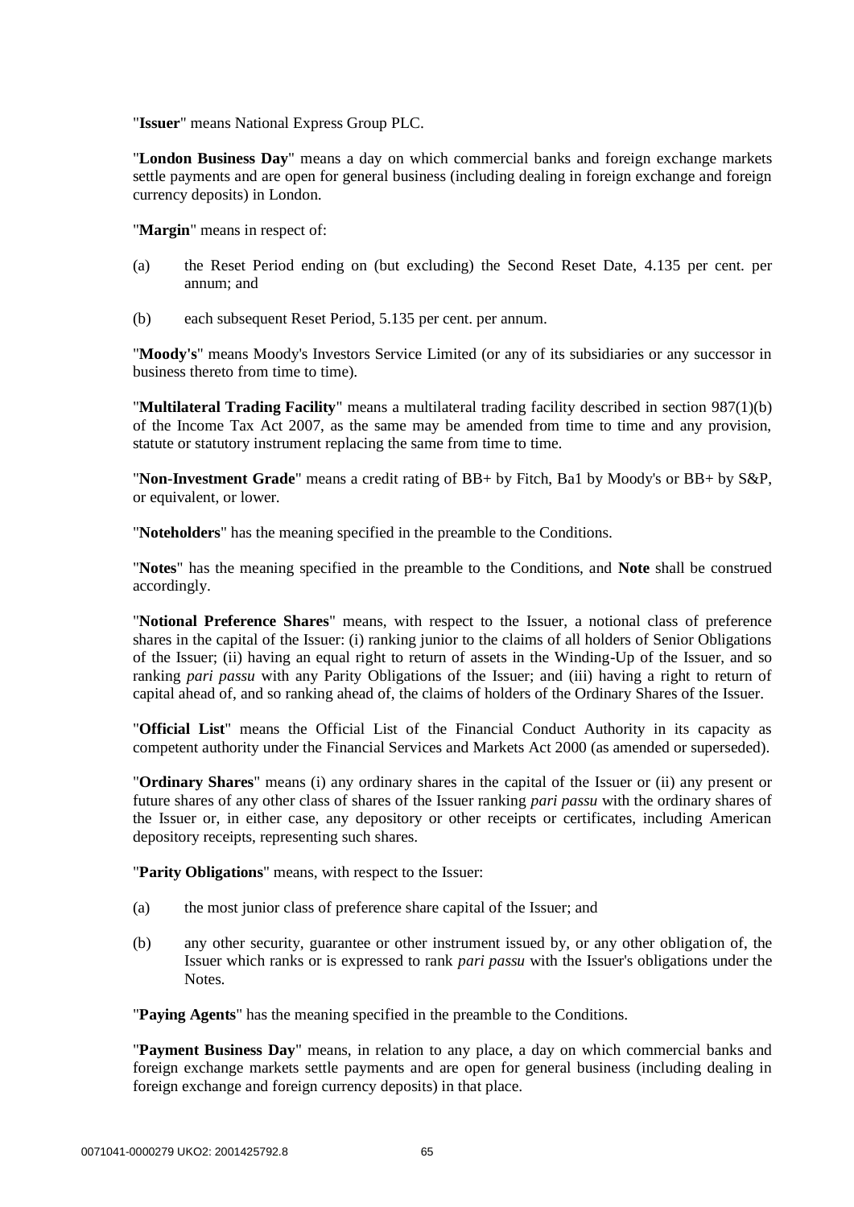"**Issuer**" means National Express Group PLC.

"**London Business Day**" means a day on which commercial banks and foreign exchange markets settle payments and are open for general business (including dealing in foreign exchange and foreign currency deposits) in London.

"**Margin**" means in respect of:

(a) the Reset Period ending on (but excluding) the Second Reset Date, 4.135 per cent. per annum; and

(b) each subsequent Reset Period, 5.135 per cent. per annum.

"**Moody's**" means Moody's Investors Service Limited (or any of its subsidiaries or any successor in business thereto from time to time).

"**Multilateral Trading Facility**" means a multilateral trading facility described in section 987(1)(b) of the Income Tax Act 2007, as the same may be amended from time to time and any provision, statute or statutory instrument replacing the same from time to time.

"**Non-Investment Grade**" means a credit rating of BB+ by Fitch, Ba1 by Moody's or BB+ by S&P, or equivalent, or lower.

"**Noteholders**" has the meaning specified in the preamble to the Conditions.

"**Notes**" has the meaning specified in the preamble to the Conditions, and **Note** shall be construed accordingly.

"**Notional Preference Shares**" means, with respect to the Issuer, a notional class of preference shares in the capital of the Issuer: (i) ranking junior to the claims of all holders of Senior Obligations of the Issuer; (ii) having an equal right to return of assets in the Winding-Up of the Issuer, and so ranking *pari passu* with any Parity Obligations of the Issuer; and (iii) having a right to return of capital ahead of, and so ranking ahead of, the claims of holders of the Ordinary Shares of the Issuer.

"**Official List**" means the Official List of the Financial Conduct Authority in its capacity as competent authority under the Financial Services and Markets Act 2000 (as amended or superseded).

"**Ordinary Shares**" means (i) any ordinary shares in the capital of the Issuer or (ii) any present or future shares of any other class of shares of the Issuer ranking *pari passu* with the ordinary shares of the Issuer or, in either case, any depository or other receipts or certificates, including American depository receipts, representing such shares.

"**Parity Obligations**" means, with respect to the Issuer:

(a) the most junior class of preference share capital of the Issuer; and

(b) any other security, guarantee or other instrument issued by, or any other obligation of, the Issuer which ranks or is expressed to rank *pari passu* with the Issuer's obligations under the Notes.

"**Paying Agents**" has the meaning specified in the preamble to the Conditions.

"**Payment Business Day**" means, in relation to any place, a day on which commercial banks and foreign exchange markets settle payments and are open for general business (including dealing in foreign exchange and foreign currency deposits) in that place.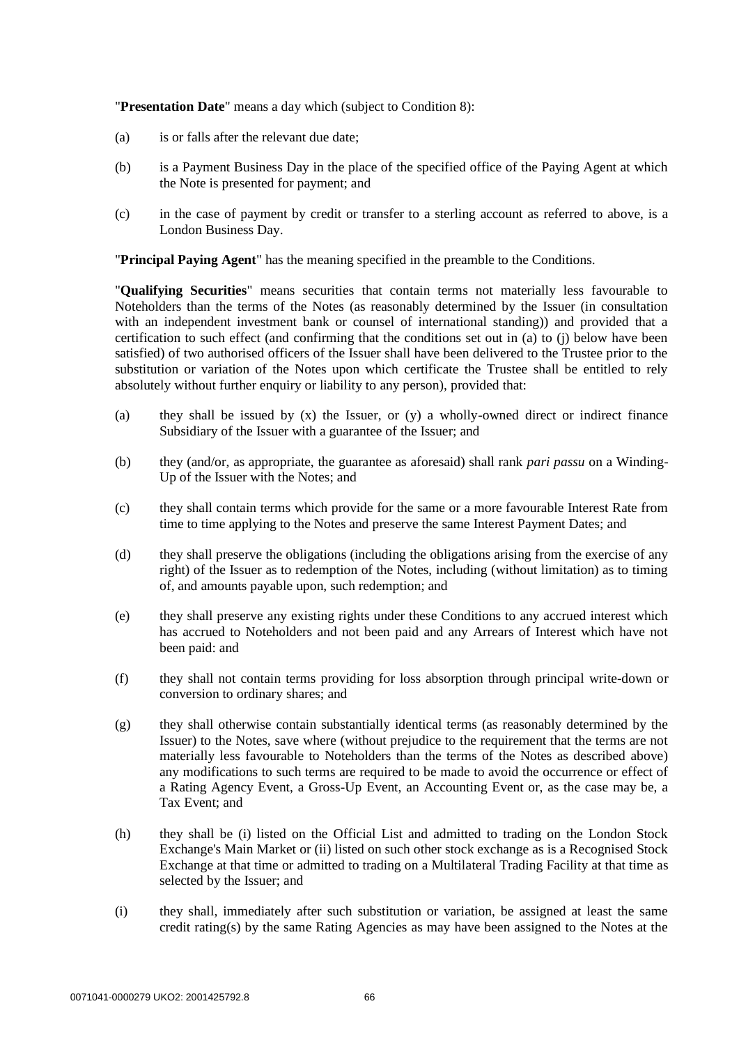"**Presentation Date**" means a day which (subject to Condition 8):

(a) is or falls after the relevant due date;

(b) is a Payment Business Day in the place of the specified office of the Paying Agent at which the Note is presented for payment; and

(c) in the case of payment by credit or transfer to a sterling account as referred to above, is a London Business Day.

"**Principal Paying Agent**" has the meaning specified in the preamble to the Conditions.

"**Qualifying Securities**" means securities that contain terms not materially less favourable to Noteholders than the terms of the Notes (as reasonably determined by the Issuer (in consultation with an independent investment bank or counsel of international standing)) and provided that a certification to such effect (and confirming that the conditions set out in (a) to (j) below have been satisfied) of two authorised officers of the Issuer shall have been delivered to the Trustee prior to the substitution or variation of the Notes upon which certificate the Trustee shall be entitled to rely absolutely without further enquiry or liability to any person), provided that:

(a) they shall be issued by (x) the Issuer, or (y) a wholly-owned direct or indirect finance Subsidiary of the Issuer with a guarantee of the Issuer; and

(b) they (and/or, as appropriate, the guarantee as aforesaid) shall rank *pari passu* on a Winding-Up of the Issuer with the Notes; and

(c) they shall contain terms which provide for the same or a more favourable Interest Rate from time to time applying to the Notes and preserve the same Interest Payment Dates; and

(d) they shall preserve the obligations (including the obligations arising from the exercise of any right) of the Issuer as to redemption of the Notes, including (without limitation) as to timing of, and amounts payable upon, such redemption; and

(e) they shall preserve any existing rights under these Conditions to any accrued interest which has accrued to Noteholders and not been paid and any Arrears of Interest which have not been paid: and

(f) they shall not contain terms providing for loss absorption through principal write-down or conversion to ordinary shares; and

(g) they shall otherwise contain substantially identical terms (as reasonably determined by the Issuer) to the Notes, save where (without prejudice to the requirement that the terms are not materially less favourable to Noteholders than the terms of the Notes as described above) any modifications to such terms are required to be made to avoid the occurrence or effect of a Rating Agency Event, a Gross-Up Event, an Accounting Event or, as the case may be, a Tax Event; and

(h) they shall be (i) listed on the Official List and admitted to trading on the London Stock Exchange's Main Market or (ii) listed on such other stock exchange as is a Recognised Stock Exchange at that time or admitted to trading on a Multilateral Trading Facility at that time as selected by the Issuer; and

(i) they shall, immediately after such substitution or variation, be assigned at least the same credit rating(s) by the same Rating Agencies as may have been assigned to the Notes at the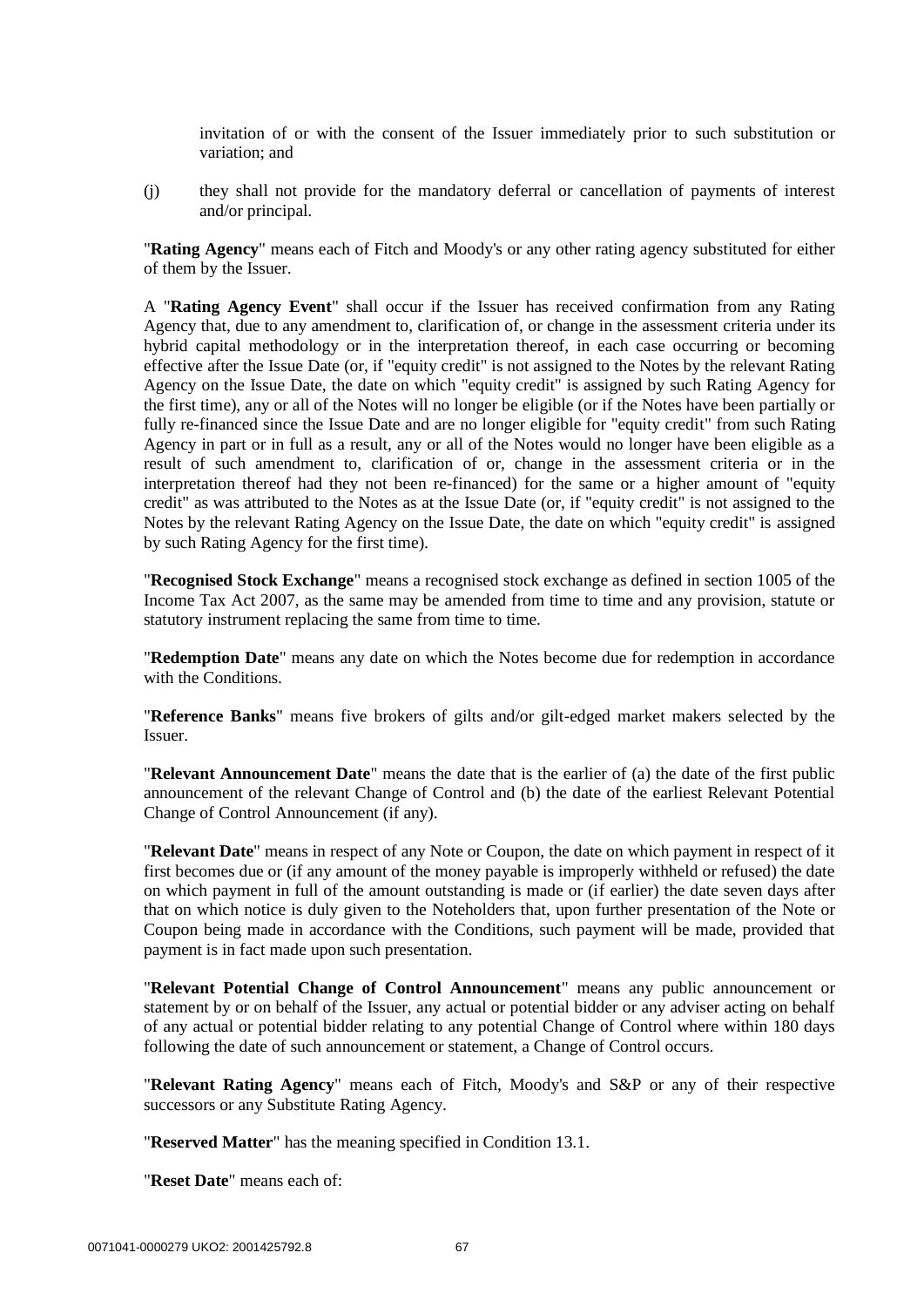invitation of or with the consent of the Issuer immediately prior to such substitution or variation; and

(j) they shall not provide for the mandatory deferral or cancellation of payments of interest and/or principal.

"**Rating Agency**" means each of Fitch and Moody's or any other rating agency substituted for either of them by the Issuer.

A "**Rating Agency Event**" shall occur if the Issuer has received confirmation from any Rating Agency that, due to any amendment to, clarification of, or change in the assessment criteria under its hybrid capital methodology or in the interpretation thereof, in each case occurring or becoming effective after the Issue Date (or, if "equity credit" is not assigned to the Notes by the relevant Rating Agency on the Issue Date, the date on which "equity credit" is assigned by such Rating Agency for the first time), any or all of the Notes will no longer be eligible (or if the Notes have been partially or fully re-financed since the Issue Date and are no longer eligible for "equity credit" from such Rating Agency in part or in full as a result, any or all of the Notes would no longer have been eligible as a result of such amendment to, clarification of or, change in the assessment criteria or in the interpretation thereof had they not been re-financed) for the same or a higher amount of "equity credit" as was attributed to the Notes as at the Issue Date (or, if "equity credit" is not assigned to the Notes by the relevant Rating Agency on the Issue Date, the date on which "equity credit" is assigned by such Rating Agency for the first time).

"**Recognised Stock Exchange**" means a recognised stock exchange as defined in section 1005 of the Income Tax Act 2007, as the same may be amended from time to time and any provision, statute or statutory instrument replacing the same from time to time.

"**Redemption Date**" means any date on which the Notes become due for redemption in accordance with the Conditions.

"**Reference Banks**" means five brokers of gilts and/or gilt-edged market makers selected by the Issuer.

"**Relevant Announcement Date**" means the date that is the earlier of (a) the date of the first public announcement of the relevant Change of Control and (b) the date of the earliest Relevant Potential Change of Control Announcement (if any).

"**Relevant Date**" means in respect of any Note or Coupon, the date on which payment in respect of it first becomes due or (if any amount of the money payable is improperly withheld or refused) the date on which payment in full of the amount outstanding is made or (if earlier) the date seven days after that on which notice is duly given to the Noteholders that, upon further presentation of the Note or Coupon being made in accordance with the Conditions, such payment will be made, provided that payment is in fact made upon such presentation.

"**Relevant Potential Change of Control Announcement**" means any public announcement or statement by or on behalf of the Issuer, any actual or potential bidder or any adviser acting on behalf of any actual or potential bidder relating to any potential Change of Control where within 180 days following the date of such announcement or statement, a Change of Control occurs.

"**Relevant Rating Agency**" means each of Fitch, Moody's and S&P or any of their respective successors or any Substitute Rating Agency.

"**Reserved Matter**" has the meaning specified in Condition 13.1.

"**Reset Date**" means each of: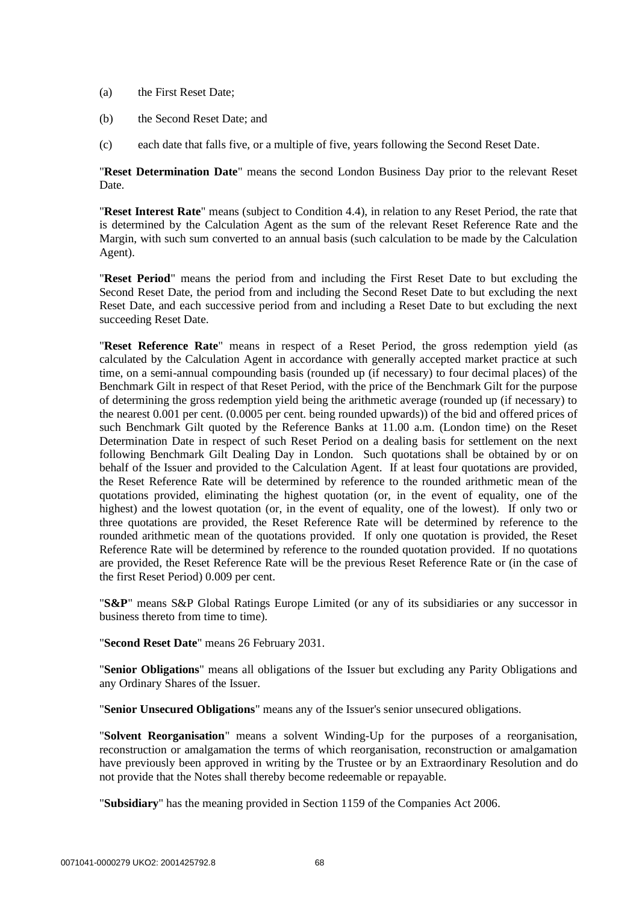(a) the First Reset Date;

(b) the Second Reset Date; and

(c) each date that falls five, or a multiple of five, years following the Second Reset Date.

"**Reset Determination Date**" means the second London Business Day prior to the relevant Reset Date.

"**Reset Interest Rate**" means (subject to Condition 4.4), in relation to any Reset Period, the rate that is determined by the Calculation Agent as the sum of the relevant Reset Reference Rate and the Margin, with such sum converted to an annual basis (such calculation to be made by the Calculation Agent).

"**Reset Period**" means the period from and including the First Reset Date to but excluding the Second Reset Date, the period from and including the Second Reset Date to but excluding the next Reset Date, and each successive period from and including a Reset Date to but excluding the next succeeding Reset Date.

"**Reset Reference Rate**" means in respect of a Reset Period, the gross redemption yield (as calculated by the Calculation Agent in accordance with generally accepted market practice at such time, on a semi-annual compounding basis (rounded up (if necessary) to four decimal places) of the Benchmark Gilt in respect of that Reset Period, with the price of the Benchmark Gilt for the purpose of determining the gross redemption yield being the arithmetic average (rounded up (if necessary) to the nearest 0.001 per cent. (0.0005 per cent. being rounded upwards)) of the bid and offered prices of such Benchmark Gilt quoted by the Reference Banks at 11.00 a.m. (London time) on the Reset Determination Date in respect of such Reset Period on a dealing basis for settlement on the next following Benchmark Gilt Dealing Day in London. Such quotations shall be obtained by or on behalf of the Issuer and provided to the Calculation Agent. If at least four quotations are provided, the Reset Reference Rate will be determined by reference to the rounded arithmetic mean of the quotations provided, eliminating the highest quotation (or, in the event of equality, one of the highest) and the lowest quotation (or, in the event of equality, one of the lowest). If only two or three quotations are provided, the Reset Reference Rate will be determined by reference to the rounded arithmetic mean of the quotations provided. If only one quotation is provided, the Reset Reference Rate will be determined by reference to the rounded quotation provided. If no quotations are provided, the Reset Reference Rate will be the previous Reset Reference Rate or (in the case of the first Reset Period) 0.009 per cent.

"**S&P**" means S&P Global Ratings Europe Limited (or any of its subsidiaries or any successor in business thereto from time to time).

"**Second Reset Date**" means 26 February 2031.

"**Senior Obligations**" means all obligations of the Issuer but excluding any Parity Obligations and any Ordinary Shares of the Issuer.

"**Senior Unsecured Obligations**" means any of the Issuer's senior unsecured obligations.

"**Solvent Reorganisation**" means a solvent Winding-Up for the purposes of a reorganisation, reconstruction or amalgamation the terms of which reorganisation, reconstruction or amalgamation have previously been approved in writing by the Trustee or by an Extraordinary Resolution and do not provide that the Notes shall thereby become redeemable or repayable.

"**Subsidiary**" has the meaning provided in Section 1159 of the Companies Act 2006.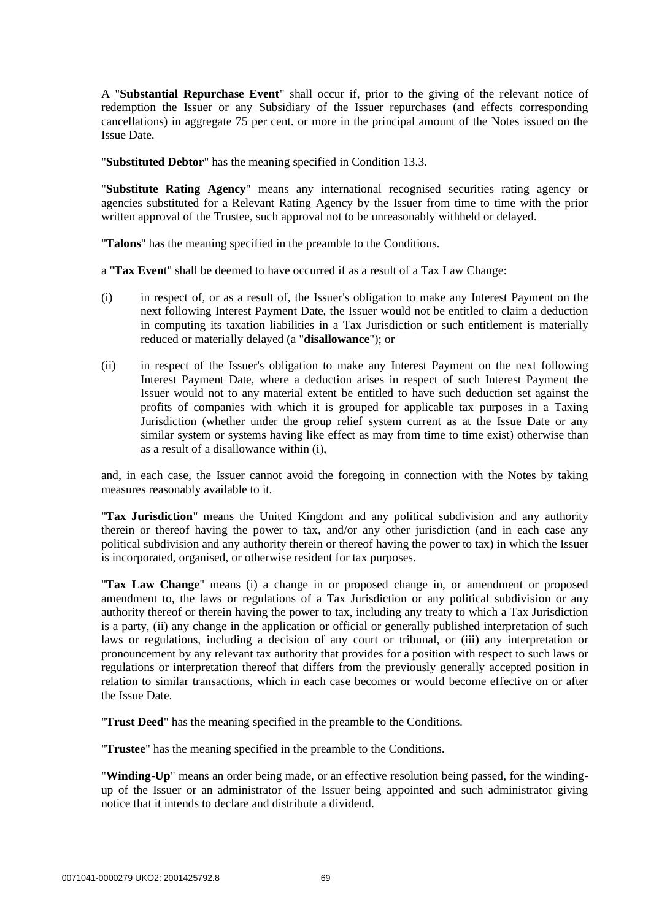A "**Substantial Repurchase Event**" shall occur if, prior to the giving of the relevant notice of redemption the Issuer or any Subsidiary of the Issuer repurchases (and effects corresponding cancellations) in aggregate 75 per cent. or more in the principal amount of the Notes issued on the Issue Date.

"**Substituted Debtor**" has the meaning specified in Condition 13.3.

"**Substitute Rating Agency**" means any international recognised securities rating agency or agencies substituted for a Relevant Rating Agency by the Issuer from time to time with the prior written approval of the Trustee, such approval not to be unreasonably withheld or delayed.

"**Talons**" has the meaning specified in the preamble to the Conditions.

a "**Tax Event**" shall be deemed to have occurred if as a result of a Tax Law Change:

(i) in respect of, or as a result of, the Issuer's obligation to make any Interest Payment on the next following Interest Payment Date, the Issuer would not be entitled to claim a deduction in computing its taxation liabilities in a Tax Jurisdiction or such entitlement is materially reduced or materially delayed (a "**disallowance**"); or

(ii) in respect of the Issuer's obligation to make any Interest Payment on the next following Interest Payment Date, where a deduction arises in respect of such Interest Payment the Issuer would not to any material extent be entitled to have such deduction set against the profits of companies with which it is grouped for applicable tax purposes in a Taxing Jurisdiction (whether under the group relief system current as at the Issue Date or any similar system or systems having like effect as may from time to time exist) otherwise than as a result of a disallowance within (i),

and, in each case, the Issuer cannot avoid the foregoing in connection with the Notes by taking measures reasonably available to it.

"**Tax Jurisdiction**" means the United Kingdom and any political subdivision and any authority therein or thereof having the power to tax, and/or any other jurisdiction (and in each case any political subdivision and any authority therein or thereof having the power to tax) in which the Issuer is incorporated, organised, or otherwise resident for tax purposes.

"**Tax Law Change**" means (i) a change in or proposed change in, or amendment or proposed amendment to, the laws or regulations of a Tax Jurisdiction or any political subdivision or any authority thereof or therein having the power to tax, including any treaty to which a Tax Jurisdiction is a party, (ii) any change in the application or official or generally published interpretation of such laws or regulations, including a decision of any court or tribunal, or (iii) any interpretation or pronouncement by any relevant tax authority that provides for a position with respect to such laws or regulations or interpretation thereof that differs from the previously generally accepted position in relation to similar transactions, which in each case becomes or would become effective on or after the Issue Date.

"**Trust Deed**" has the meaning specified in the preamble to the Conditions.

"**Trustee**" has the meaning specified in the preamble to the Conditions.

"**Winding-Up**" means an order being made, or an effective resolution being passed, for the winding-up of the Issuer or an administrator of the Issuer being appointed and such administrator giving notice that it intends to declare and distribute a dividend.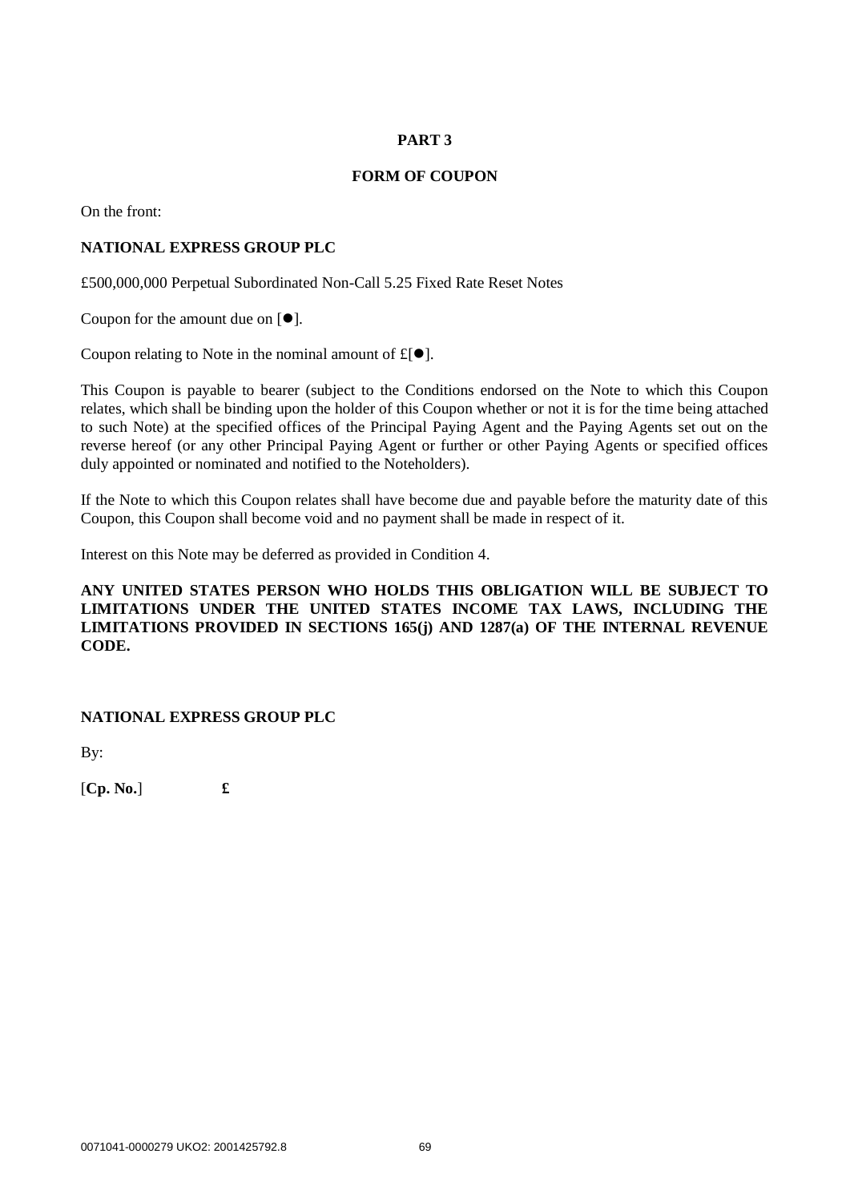**PART 3**

**FORM OF COUPON**

On the front:

**NATIONAL EXPRESS GROUP PLC**

£500,000,000 Perpetual Subordinated Non-Call 5.25 Fixed Rate Reset Notes

Coupon for the amount due on [●].

Coupon relating to Note in the nominal amount of £[●].

This Coupon is payable to bearer (subject to the Conditions endorsed on the Note to which this Coupon relates, which shall be binding upon the holder of this Coupon whether or not it is for the time being attached to such Note) at the specified offices of the Principal Paying Agent and the Paying Agents set out on the reverse hereof (or any other Principal Paying Agent or further or other Paying Agents or specified offices duly appointed or nominated and notified to the Noteholders).

If the Note to which this Coupon relates shall have become due and payable before the maturity date of this Coupon, this Coupon shall become void and no payment shall be made in respect of it.

Interest on this Note may be deferred as provided in Condition 4.

**ANY UNITED STATES PERSON WHO HOLDS THIS OBLIGATION WILL BE SUBJECT TO LIMITATIONS UNDER THE UNITED STATES INCOME TAX LAWS, INCLUDING THE LIMITATIONS PROVIDED IN SECTIONS 165(j) AND 1287(a) OF THE INTERNAL REVENUE CODE.**

**NATIONAL EXPRESS GROUP PLC**

By:

[**Cp. No.**] **£**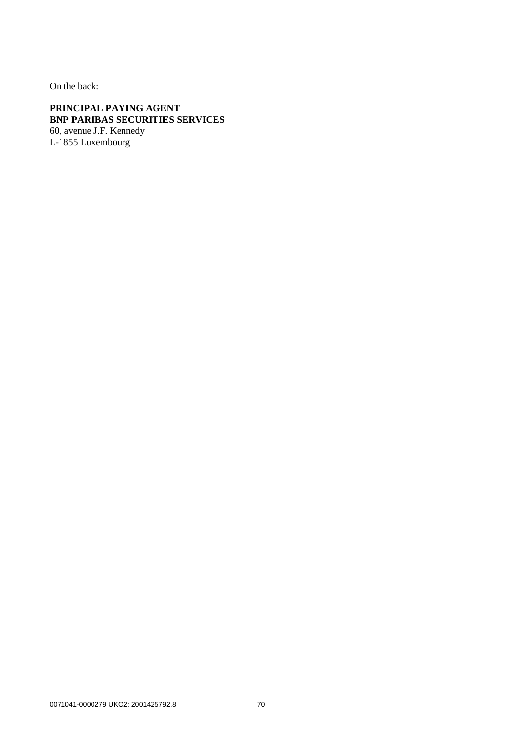On the back:

**PRINCIPAL PAYING AGENT**
**BNP PARIBAS SECURITIES SERVICES**
60, avenue J.F. Kennedy
L-1855 Luxembourg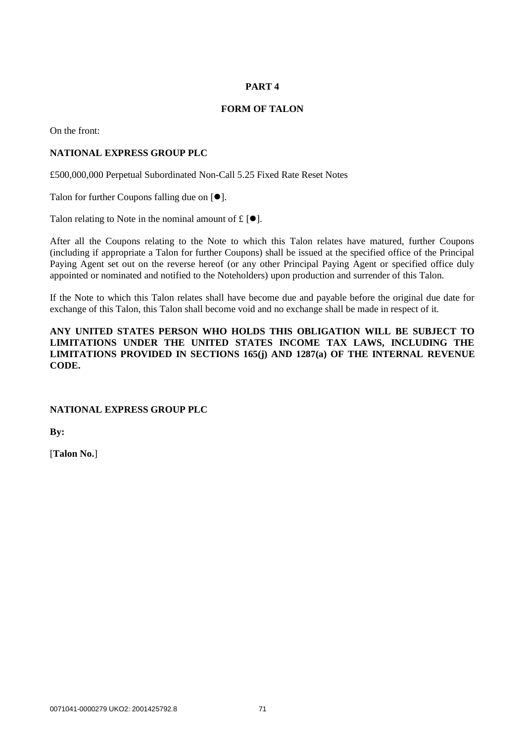**PART 4**

**FORM OF TALON**

On the front:

**NATIONAL EXPRESS GROUP PLC**

£500,000,000 Perpetual Subordinated Non-Call 5.25 Fixed Rate Reset Notes

Talon for further Coupons falling due on [●].

Talon relating to Note in the nominal amount of £ [●].

After all the Coupons relating to the Note to which this Talon relates have matured, further Coupons (including if appropriate a Talon for further Coupons) shall be issued at the specified office of the Principal Paying Agent set out on the reverse hereof (or any other Principal Paying Agent or specified office duly appointed or nominated and notified to the Noteholders) upon production and surrender of this Talon.

If the Note to which this Talon relates shall have become due and payable before the original due date for exchange of this Talon, this Talon shall become void and no exchange shall be made in respect of it.

**ANY UNITED STATES PERSON WHO HOLDS THIS OBLIGATION WILL BE SUBJECT TO LIMITATIONS UNDER THE UNITED STATES INCOME TAX LAWS, INCLUDING THE LIMITATIONS PROVIDED IN SECTIONS 165(j) AND 1287(a) OF THE INTERNAL REVENUE CODE.**

**NATIONAL EXPRESS GROUP PLC**

**By:**

[**Talon No.**]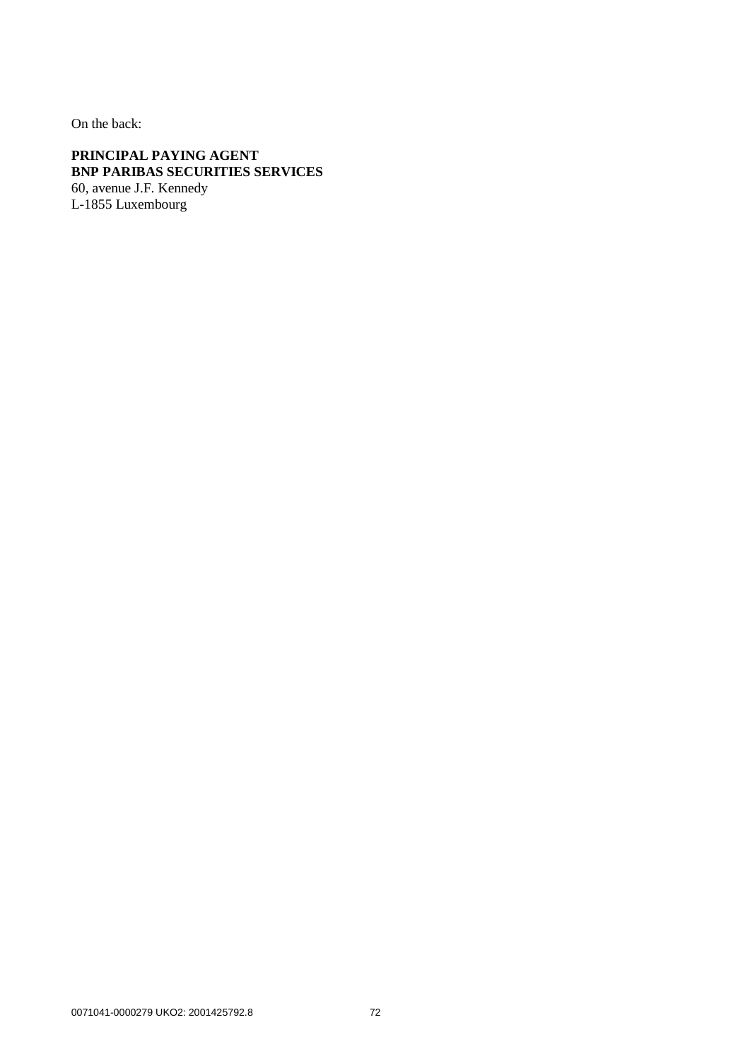On the back:

**PRINCIPAL PAYING AGENT**
**BNP PARIBAS SECURITIES SERVICES**
60, avenue J.F. Kennedy
L-1855 Luxembourg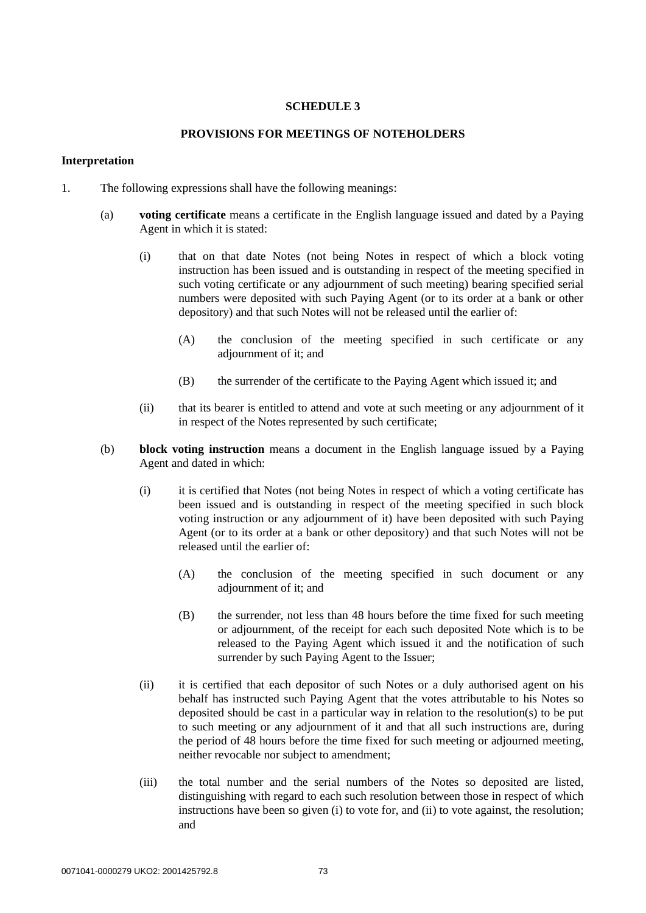**SCHEDULE 3**

**PROVISIONS FOR MEETINGS OF NOTEHOLDERS**

**Interpretation**

1. The following expressions shall have the following meanings:

   (a) **voting certificate** means a certificate in the English language issued and dated by a Paying Agent in which it is stated:

      (i) that on that date Notes (not being Notes in respect of which a block voting instruction has been issued and is outstanding in respect of the meeting specified in such voting certificate or any adjournment of such meeting) bearing specified serial numbers were deposited with such Paying Agent (or to its order at a bank or other depository) and that such Notes will not be released until the earlier of:

         (A) the conclusion of the meeting specified in such certificate or any adjournment of it; and

         (B) the surrender of the certificate to the Paying Agent which issued it; and

      (ii) that its bearer is entitled to attend and vote at such meeting or any adjournment of it in respect of the Notes represented by such certificate;

   (b) **block voting instruction** means a document in the English language issued by a Paying Agent and dated in which:

      (i) it is certified that Notes (not being Notes in respect of which a voting certificate has been issued and is outstanding in respect of the meeting specified in such block voting instruction or any adjournment of it) have been deposited with such Paying Agent (or to its order at a bank or other depository) and that such Notes will not be released until the earlier of:

         (A) the conclusion of the meeting specified in such document or any adjournment of it; and

         (B) the surrender, not less than 48 hours before the time fixed for such meeting or adjournment, of the receipt for each such deposited Note which is to be released to the Paying Agent which issued it and the notification of such surrender by such Paying Agent to the Issuer;

      (ii) it is certified that each depositor of such Notes or a duly authorised agent on his behalf has instructed such Paying Agent that the votes attributable to his Notes so deposited should be cast in a particular way in relation to the resolution(s) to be put to such meeting or any adjournment of it and that all such instructions are, during the period of 48 hours before the time fixed for such meeting or adjourned meeting, neither revocable nor subject to amendment;

      (iii) the total number and the serial numbers of the Notes so deposited are listed, distinguishing with regard to each such resolution between those in respect of which instructions have been so given (i) to vote for, and (ii) to vote against, the resolution; and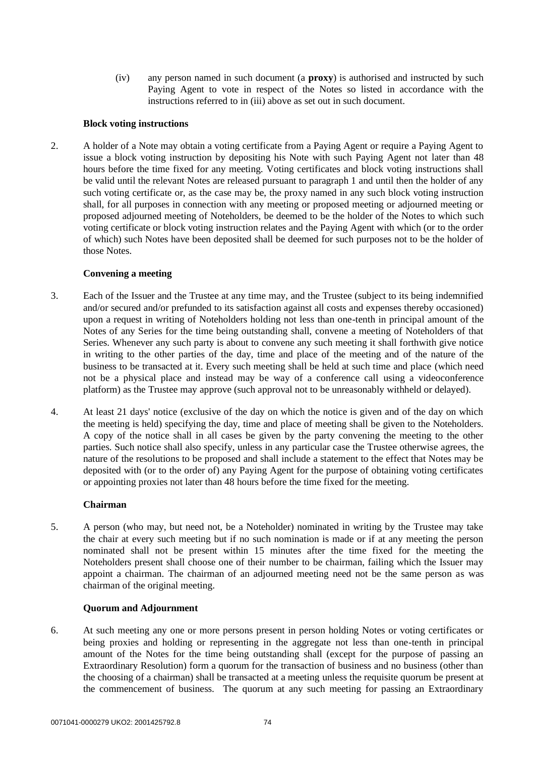(iv) any person named in such document (a **proxy**) is authorised and instructed by such Paying Agent to vote in respect of the Notes so listed in accordance with the instructions referred to in (iii) above as set out in such document.

**Block voting instructions**

2. A holder of a Note may obtain a voting certificate from a Paying Agent or require a Paying Agent to issue a block voting instruction by depositing his Note with such Paying Agent not later than 48 hours before the time fixed for any meeting. Voting certificates and block voting instructions shall be valid until the relevant Notes are released pursuant to paragraph 1 and until then the holder of any such voting certificate or, as the case may be, the proxy named in any such block voting instruction shall, for all purposes in connection with any meeting or proposed meeting or adjourned meeting or proposed adjourned meeting of Noteholders, be deemed to be the holder of the Notes to which such voting certificate or block voting instruction relates and the Paying Agent with which (or to the order of which) such Notes have been deposited shall be deemed for such purposes not to be the holder of those Notes.

**Convening a meeting**

3. Each of the Issuer and the Trustee at any time may, and the Trustee (subject to its being indemnified and/or secured and/or prefunded to its satisfaction against all costs and expenses thereby occasioned) upon a request in writing of Noteholders holding not less than one-tenth in principal amount of the Notes of any Series for the time being outstanding shall, convene a meeting of Noteholders of that Series. Whenever any such party is about to convene any such meeting it shall forthwith give notice in writing to the other parties of the day, time and place of the meeting and of the nature of the business to be transacted at it. Every such meeting shall be held at such time and place (which need not be a physical place and instead may be way of a conference call using a videoconference platform) as the Trustee may approve (such approval not to be unreasonably withheld or delayed).

4. At least 21 days' notice (exclusive of the day on which the notice is given and of the day on which the meeting is held) specifying the day, time and place of meeting shall be given to the Noteholders. A copy of the notice shall in all cases be given by the party convening the meeting to the other parties. Such notice shall also specify, unless in any particular case the Trustee otherwise agrees, the nature of the resolutions to be proposed and shall include a statement to the effect that Notes may be deposited with (or to the order of) any Paying Agent for the purpose of obtaining voting certificates or appointing proxies not later than 48 hours before the time fixed for the meeting.

**Chairman**

5. A person (who may, but need not, be a Noteholder) nominated in writing by the Trustee may take the chair at every such meeting but if no such nomination is made or if at any meeting the person nominated shall not be present within 15 minutes after the time fixed for the meeting the Noteholders present shall choose one of their number to be chairman, failing which the Issuer may appoint a chairman. The chairman of an adjourned meeting need not be the same person as was chairman of the original meeting.

**Quorum and Adjournment**

6. At such meeting any one or more persons present in person holding Notes or voting certificates or being proxies and holding or representing in the aggregate not less than one-tenth in principal amount of the Notes for the time being outstanding shall (except for the purpose of passing an Extraordinary Resolution) form a quorum for the transaction of business and no business (other than the choosing of a chairman) shall be transacted at a meeting unless the requisite quorum be present at the commencement of business. The quorum at any such meeting for passing an Extraordinary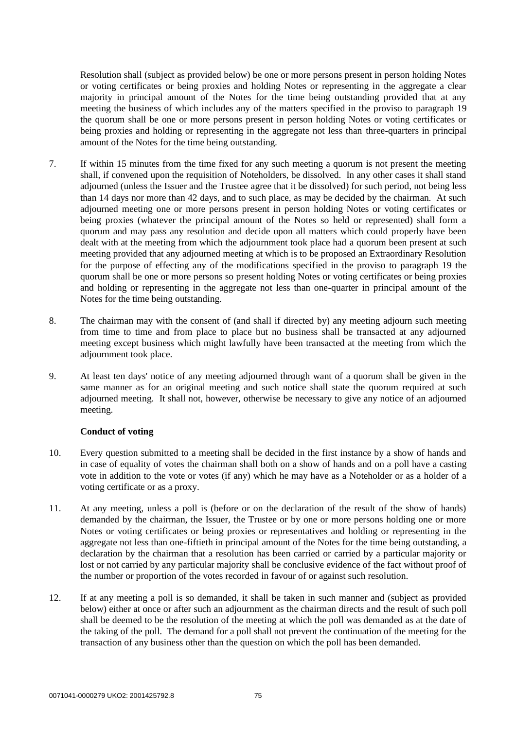Resolution shall (subject as provided below) be one or more persons present in person holding Notes or voting certificates or being proxies and holding Notes or representing in the aggregate a clear majority in principal amount of the Notes for the time being outstanding provided that at any meeting the business of which includes any of the matters specified in the proviso to paragraph 19 the quorum shall be one or more persons present in person holding Notes or voting certificates or being proxies and holding or representing in the aggregate not less than three-quarters in principal amount of the Notes for the time being outstanding.

7. If within 15 minutes from the time fixed for any such meeting a quorum is not present the meeting shall, if convened upon the requisition of Noteholders, be dissolved. In any other cases it shall stand adjourned (unless the Issuer and the Trustee agree that it be dissolved) for such period, not being less than 14 days nor more than 42 days, and to such place, as may be decided by the chairman. At such adjourned meeting one or more persons present in person holding Notes or voting certificates or being proxies (whatever the principal amount of the Notes so held or represented) shall form a quorum and may pass any resolution and decide upon all matters which could properly have been dealt with at the meeting from which the adjournment took place had a quorum been present at such meeting provided that any adjourned meeting at which is to be proposed an Extraordinary Resolution for the purpose of effecting any of the modifications specified in the proviso to paragraph 19 the quorum shall be one or more persons so present holding Notes or voting certificates or being proxies and holding or representing in the aggregate not less than one-quarter in principal amount of the Notes for the time being outstanding.

8. The chairman may with the consent of (and shall if directed by) any meeting adjourn such meeting from time to time and from place to place but no business shall be transacted at any adjourned meeting except business which might lawfully have been transacted at the meeting from which the adjournment took place.

9. At least ten days' notice of any meeting adjourned through want of a quorum shall be given in the same manner as for an original meeting and such notice shall state the quorum required at such adjourned meeting. It shall not, however, otherwise be necessary to give any notice of an adjourned meeting.

**Conduct of voting**

10. Every question submitted to a meeting shall be decided in the first instance by a show of hands and in case of equality of votes the chairman shall both on a show of hands and on a poll have a casting vote in addition to the vote or votes (if any) which he may have as a Noteholder or as a holder of a voting certificate or as a proxy.

11. At any meeting, unless a poll is (before or on the declaration of the result of the show of hands) demanded by the chairman, the Issuer, the Trustee or by one or more persons holding one or more Notes or voting certificates or being proxies or representatives and holding or representing in the aggregate not less than one-fiftieth in principal amount of the Notes for the time being outstanding, a declaration by the chairman that a resolution has been carried or carried by a particular majority or lost or not carried by any particular majority shall be conclusive evidence of the fact without proof of the number or proportion of the votes recorded in favour of or against such resolution.

12. If at any meeting a poll is so demanded, it shall be taken in such manner and (subject as provided below) either at once or after such an adjournment as the chairman directs and the result of such poll shall be deemed to be the resolution of the meeting at which the poll was demanded as at the date of the taking of the poll. The demand for a poll shall not prevent the continuation of the meeting for the transaction of any business other than the question on which the poll has been demanded.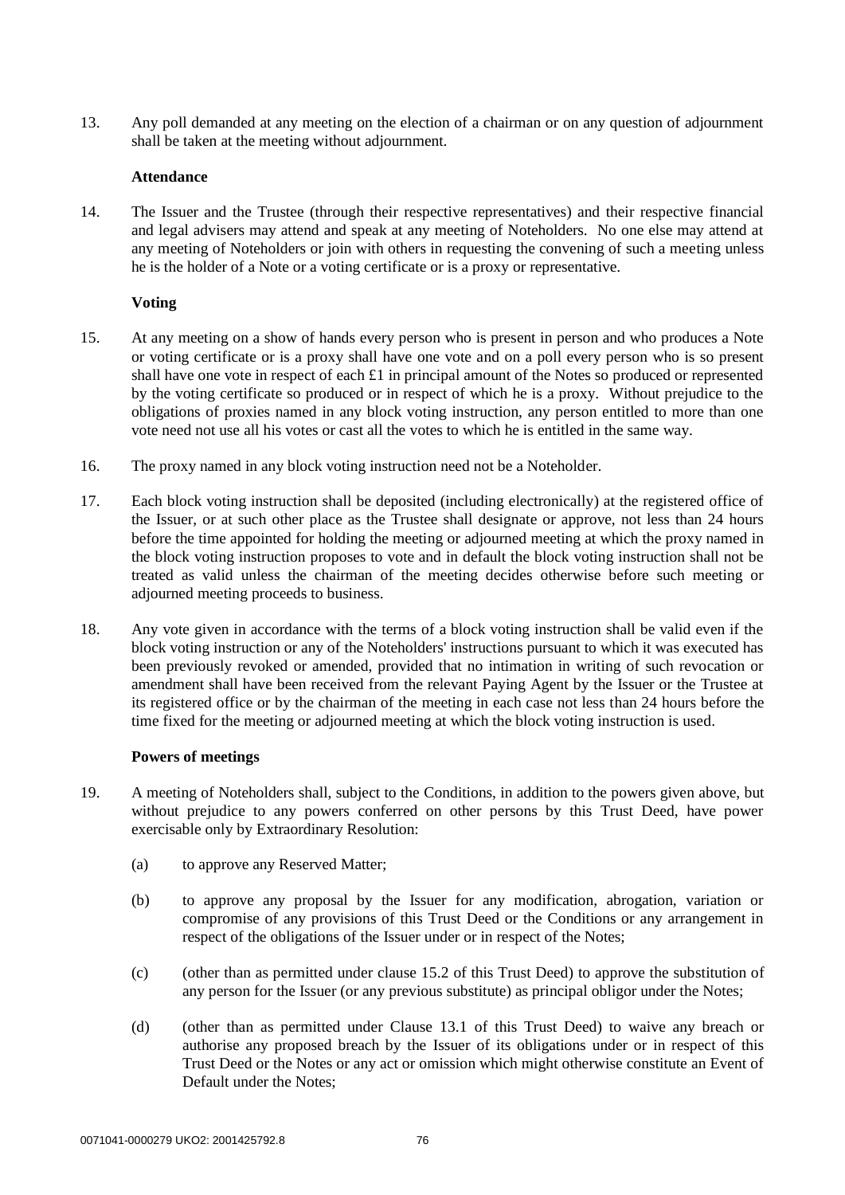13. Any poll demanded at any meeting on the election of a chairman or on any question of adjournment shall be taken at the meeting without adjournment.

**Attendance**

14. The Issuer and the Trustee (through their respective representatives) and their respective financial and legal advisers may attend and speak at any meeting of Noteholders. No one else may attend at any meeting of Noteholders or join with others in requesting the convening of such a meeting unless he is the holder of a Note or a voting certificate or is a proxy or representative.

**Voting**

15. At any meeting on a show of hands every person who is present in person and who produces a Note or voting certificate or is a proxy shall have one vote and on a poll every person who is so present shall have one vote in respect of each £1 in principal amount of the Notes so produced or represented by the voting certificate so produced or in respect of which he is a proxy. Without prejudice to the obligations of proxies named in any block voting instruction, any person entitled to more than one vote need not use all his votes or cast all the votes to which he is entitled in the same way.

16. The proxy named in any block voting instruction need not be a Noteholder.

17. Each block voting instruction shall be deposited (including electronically) at the registered office of the Issuer, or at such other place as the Trustee shall designate or approve, not less than 24 hours before the time appointed for holding the meeting or adjourned meeting at which the proxy named in the block voting instruction proposes to vote and in default the block voting instruction shall not be treated as valid unless the chairman of the meeting decides otherwise before such meeting or adjourned meeting proceeds to business.

18. Any vote given in accordance with the terms of a block voting instruction shall be valid even if the block voting instruction or any of the Noteholders' instructions pursuant to which it was executed has been previously revoked or amended, provided that no intimation in writing of such revocation or amendment shall have been received from the relevant Paying Agent by the Issuer or the Trustee at its registered office or by the chairman of the meeting in each case not less than 24 hours before the time fixed for the meeting or adjourned meeting at which the block voting instruction is used.

**Powers of meetings**

19. A meeting of Noteholders shall, subject to the Conditions, in addition to the powers given above, but without prejudice to any powers conferred on other persons by this Trust Deed, have power exercisable only by Extraordinary Resolution:

    (a) to approve any Reserved Matter;

    (b) to approve any proposal by the Issuer for any modification, abrogation, variation or compromise of any provisions of this Trust Deed or the Conditions or any arrangement in respect of the obligations of the Issuer under or in respect of the Notes;

    (c) (other than as permitted under clause 15.2 of this Trust Deed) to approve the substitution of any person for the Issuer (or any previous substitute) as principal obligor under the Notes;

    (d) (other than as permitted under Clause 13.1 of this Trust Deed) to waive any breach or authorise any proposed breach by the Issuer of its obligations under or in respect of this Trust Deed or the Notes or any act or omission which might otherwise constitute an Event of Default under the Notes;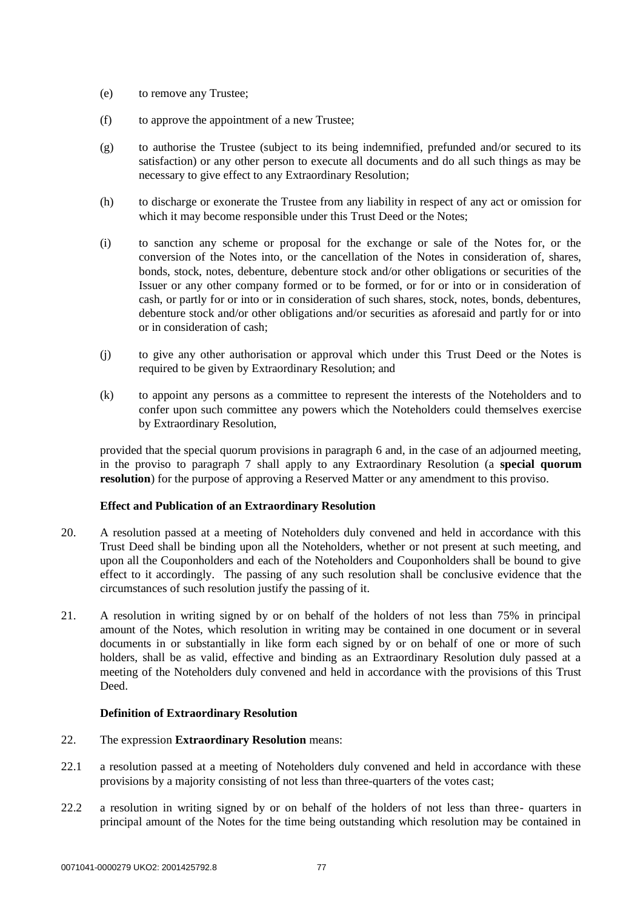(e) to remove any Trustee;

(f) to approve the appointment of a new Trustee;

(g) to authorise the Trustee (subject to its being indemnified, prefunded and/or secured to its satisfaction) or any other person to execute all documents and do all such things as may be necessary to give effect to any Extraordinary Resolution;

(h) to discharge or exonerate the Trustee from any liability in respect of any act or omission for which it may become responsible under this Trust Deed or the Notes;

(i) to sanction any scheme or proposal for the exchange or sale of the Notes for, or the conversion of the Notes into, or the cancellation of the Notes in consideration of, shares, bonds, stock, notes, debenture, debenture stock and/or other obligations or securities of the Issuer or any other company formed or to be formed, or for or into or in consideration of cash, or partly for or into or in consideration of such shares, stock, notes, bonds, debentures, debenture stock and/or other obligations and/or securities as aforesaid and partly for or into or in consideration of cash;

(j) to give any other authorisation or approval which under this Trust Deed or the Notes is required to be given by Extraordinary Resolution; and

(k) to appoint any persons as a committee to represent the interests of the Noteholders and to confer upon such committee any powers which the Noteholders could themselves exercise by Extraordinary Resolution,

provided that the special quorum provisions in paragraph 6 and, in the case of an adjourned meeting, in the proviso to paragraph 7 shall apply to any Extraordinary Resolution (a **special quorum resolution**) for the purpose of approving a Reserved Matter or any amendment to this proviso.

**Effect and Publication of an Extraordinary Resolution**

20. A resolution passed at a meeting of Noteholders duly convened and held in accordance with this Trust Deed shall be binding upon all the Noteholders, whether or not present at such meeting, and upon all the Couponholders and each of the Noteholders and Couponholders shall be bound to give effect to it accordingly. The passing of any such resolution shall be conclusive evidence that the circumstances of such resolution justify the passing of it.

21. A resolution in writing signed by or on behalf of the holders of not less than 75% in principal amount of the Notes, which resolution in writing may be contained in one document or in several documents in or substantially in like form each signed by or on behalf of one or more of such holders, shall be as valid, effective and binding as an Extraordinary Resolution duly passed at a meeting of the Noteholders duly convened and held in accordance with the provisions of this Trust Deed.

**Definition of Extraordinary Resolution**

22. The expression **Extraordinary Resolution** means:

22.1 a resolution passed at a meeting of Noteholders duly convened and held in accordance with these provisions by a majority consisting of not less than three-quarters of the votes cast;

22.2 a resolution in writing signed by or on behalf of the holders of not less than three- quarters in principal amount of the Notes for the time being outstanding which resolution may be contained in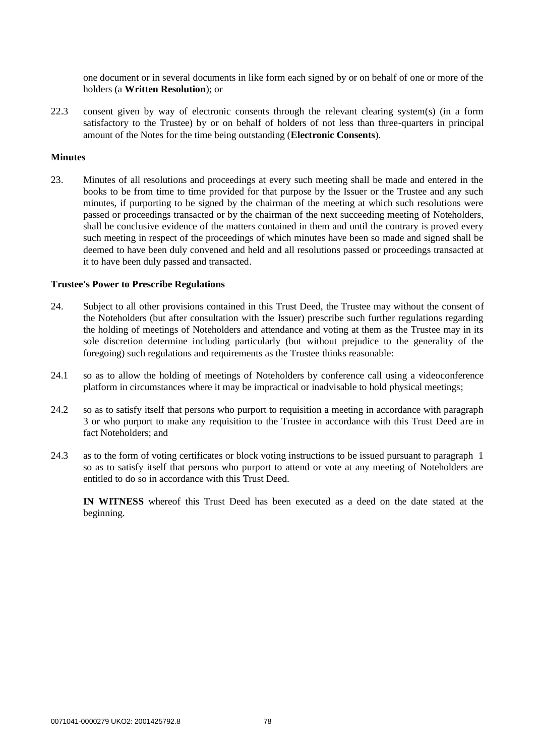one document or in several documents in like form each signed by or on behalf of one or more of the holders (a **Written Resolution**); or

22.3 consent given by way of electronic consents through the relevant clearing system(s) (in a form satisfactory to the Trustee) by or on behalf of holders of not less than three-quarters in principal amount of the Notes for the time being outstanding (**Electronic Consents**).

**Minutes**

23. Minutes of all resolutions and proceedings at every such meeting shall be made and entered in the books to be from time to time provided for that purpose by the Issuer or the Trustee and any such minutes, if purporting to be signed by the chairman of the meeting at which such resolutions were passed or proceedings transacted or by the chairman of the next succeeding meeting of Noteholders, shall be conclusive evidence of the matters contained in them and until the contrary is proved every such meeting in respect of the proceedings of which minutes have been so made and signed shall be deemed to have been duly convened and held and all resolutions passed or proceedings transacted at it to have been duly passed and transacted.

**Trustee's Power to Prescribe Regulations**

24. Subject to all other provisions contained in this Trust Deed, the Trustee may without the consent of the Noteholders (but after consultation with the Issuer) prescribe such further regulations regarding the holding of meetings of Noteholders and attendance and voting at them as the Trustee may in its sole discretion determine including particularly (but without prejudice to the generality of the foregoing) such regulations and requirements as the Trustee thinks reasonable:

24.1 so as to allow the holding of meetings of Noteholders by conference call using a videoconference platform in circumstances where it may be impractical or inadvisable to hold physical meetings;

24.2 so as to satisfy itself that persons who purport to requisition a meeting in accordance with paragraph 3 or who purport to make any requisition to the Trustee in accordance with this Trust Deed are in fact Noteholders; and

24.3 as to the form of voting certificates or block voting instructions to be issued pursuant to paragraph 1 so as to satisfy itself that persons who purport to attend or vote at any meeting of Noteholders are entitled to do so in accordance with this Trust Deed.

**IN WITNESS** whereof this Trust Deed has been executed as a deed on the date stated at the beginning.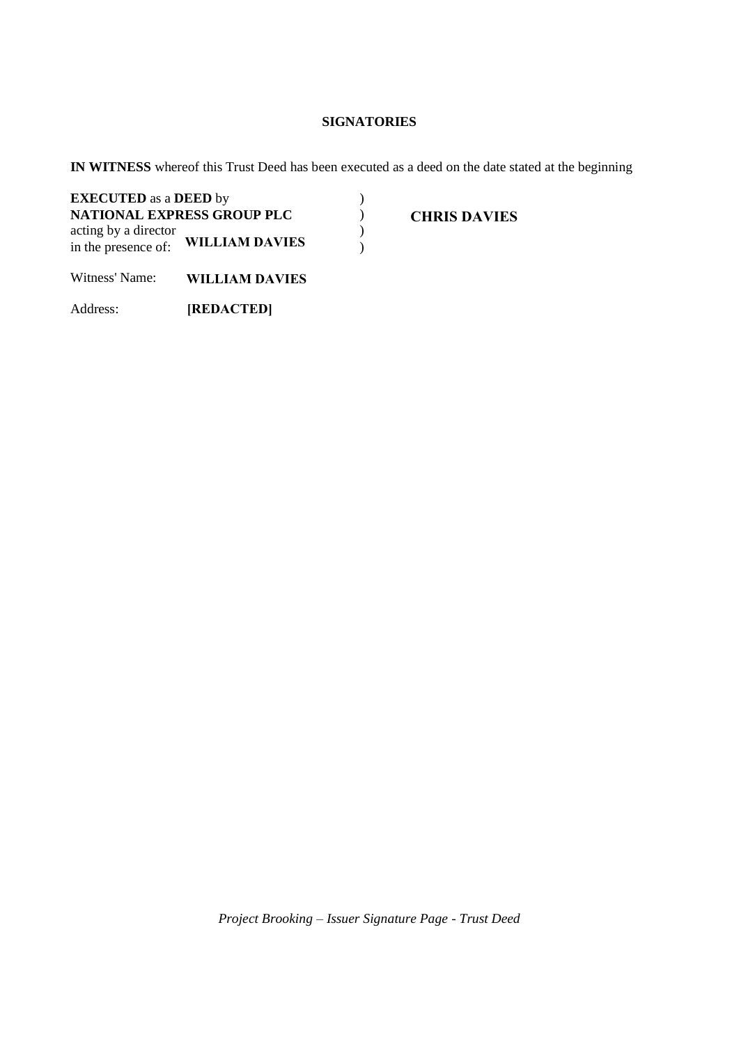**SIGNATORIES**

**IN WITNESS** whereof this Trust Deed has been executed as a deed on the date stated at the beginning

| | | |
|---|---|---|
| **EXECUTED** as a **DEED** by | ) | |
| **NATIONAL EXPRESS GROUP PLC** | ) | **CHRIS DAVIES** |
| acting by a director | ) | |
| in the presence of: **WILLIAM DAVIES** | ) | |

Witness' Name: **WILLIAM DAVIES**

Address: **[REDACTED]**

*Project Brooking – Issuer Signature Page - Trust Deed*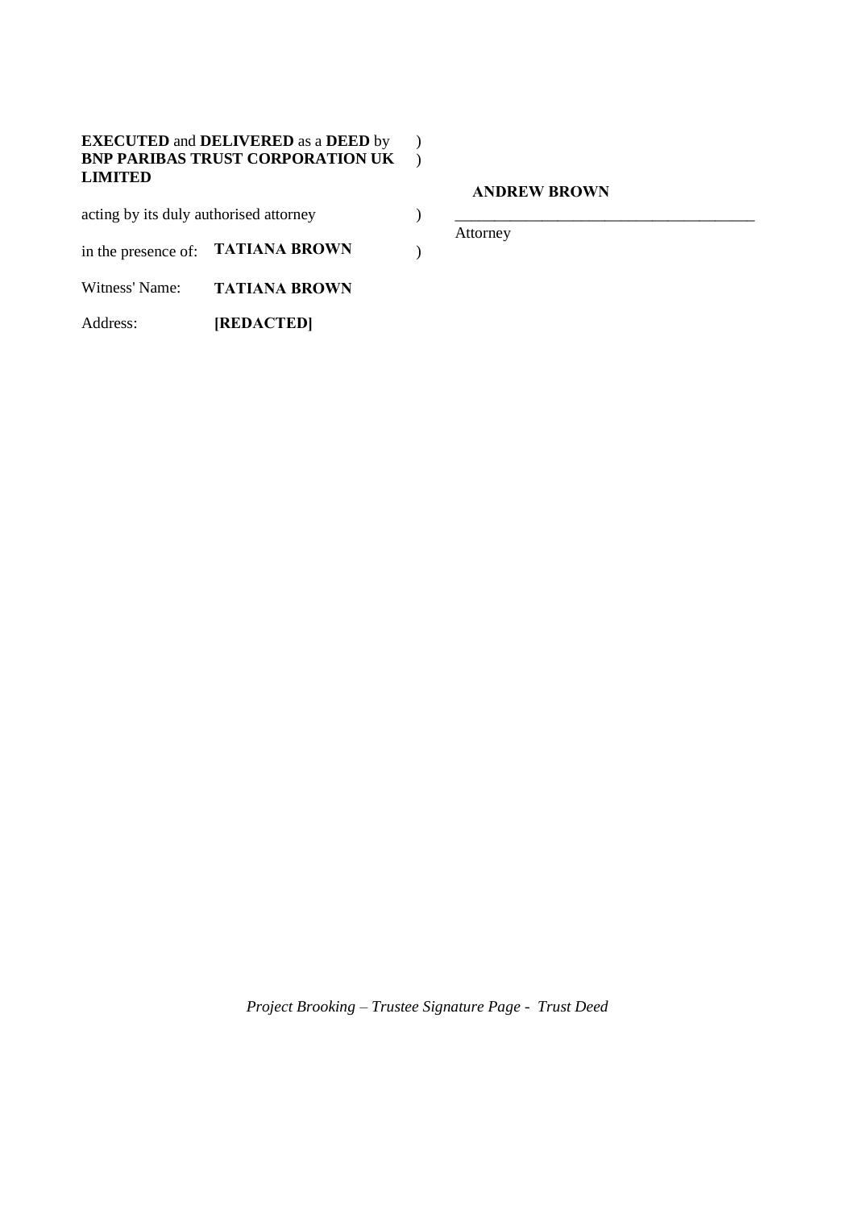**EXECUTED** and **DELIVERED** as a **DEED** by **BNP PARIBAS TRUST CORPORATION UK LIMITED** )

acting by its duly authorised attorney )

in the presence of: **TATIANA BROWN** )

**ANDREW BROWN**

______________________________________

Attorney

Witness' Name: **TATIANA BROWN**

Address: **[REDACTED]**

*Project Brooking – Trustee Signature Page - Trust Deed*